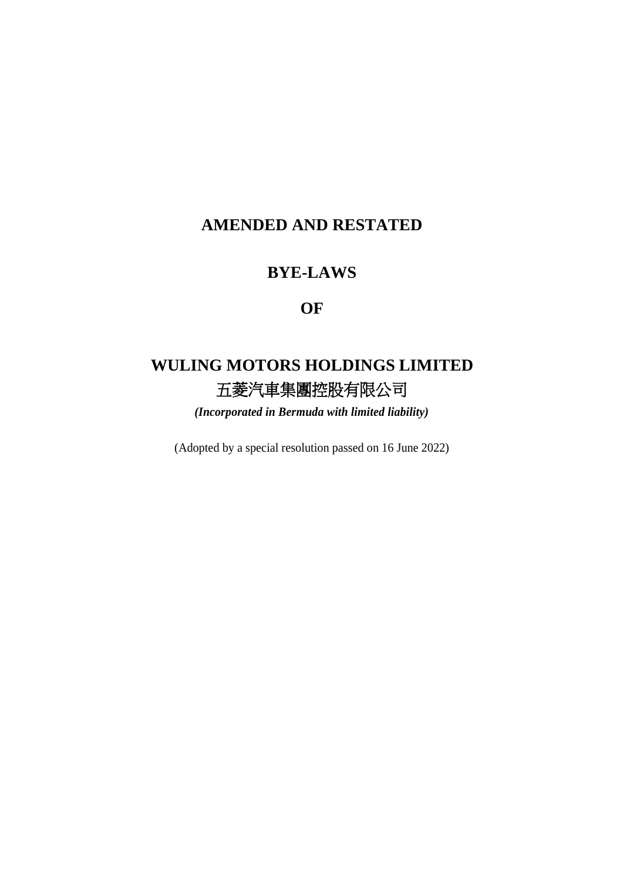# AMENDED AND RESTATED

# BYE-LAWS

# OF

# WULING MOTORS HOLDINGS LIMITED

# 五菱汽車集團控股有限公司

***(Incorporated in Bermuda with limited liability)***

(Adopted by a special resolution passed on 16 June 2022)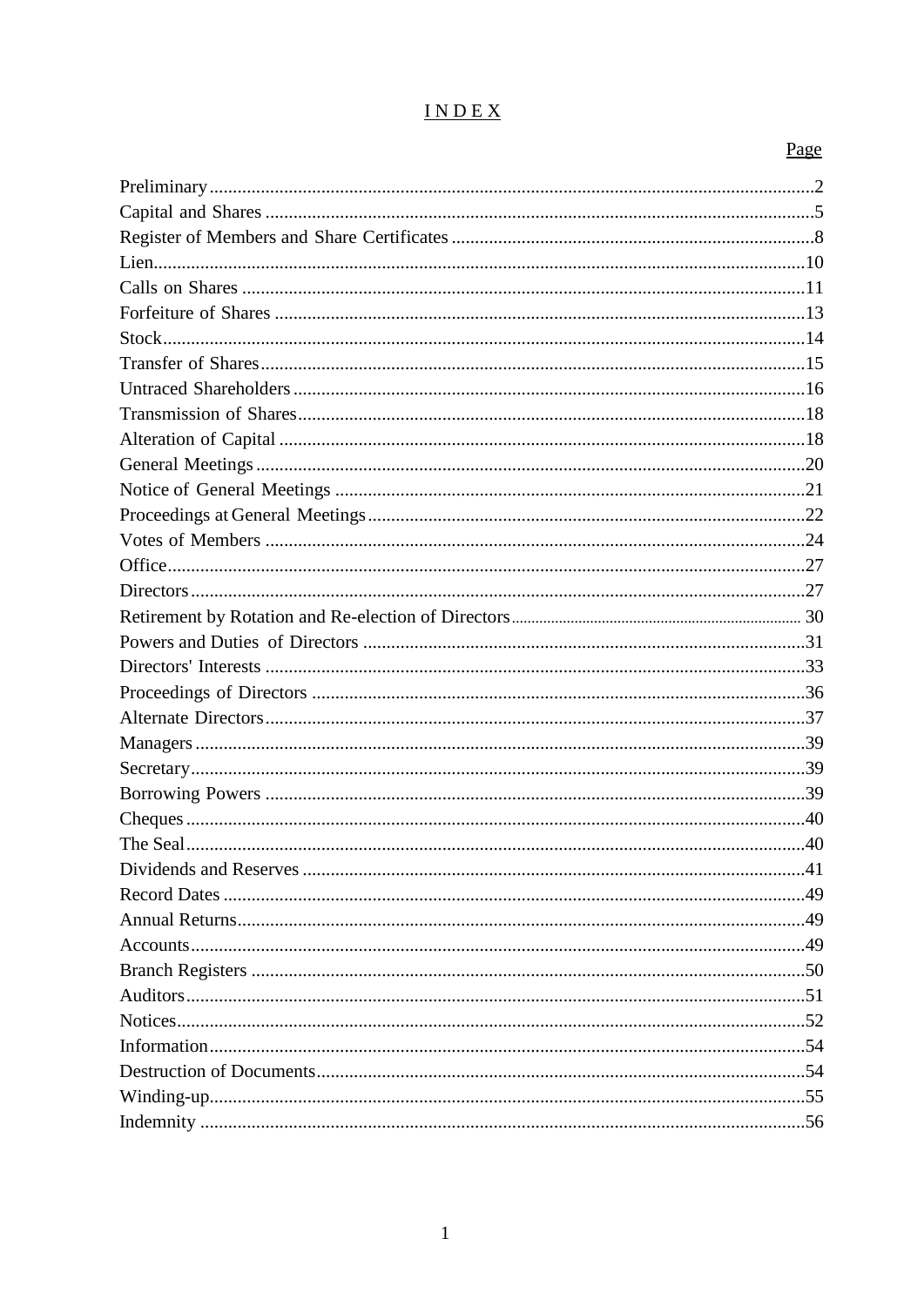# INDEX

| | Page |
|---|---|
| Preliminary | 2 |
| Capital and Shares | 5 |
| Register of Members and Share Certificates | 8 |
| Lien | 10 |
| Calls on Shares | 11 |
| Forfeiture of Shares | 13 |
| Stock | 14 |
| Transfer of Shares | 15 |
| Untraced Shareholders | 16 |
| Transmission of Shares | 18 |
| Alteration of Capital | 18 |
| General Meetings | 20 |
| Notice of General Meetings | 21 |
| Proceedings at General Meetings | 22 |
| Votes of Members | 24 |
| Office | 27 |
| Directors | 27 |
| Retirement by Rotation and Re-election of Directors | 30 |
| Powers and Duties of Directors | 31 |
| Directors' Interests | 33 |
| Proceedings of Directors | 36 |
| Alternate Directors | 37 |
| Managers | 39 |
| Secretary | 39 |
| Borrowing Powers | 39 |
| Cheques | 40 |
| The Seal | 40 |
| Dividends and Reserves | 41 |
| Record Dates | 49 |
| Annual Returns | 49 |
| Accounts | 49 |
| Branch Registers | 50 |
| Auditors | 51 |
| Notices | 52 |
| Information | 54 |
| Destruction of Documents | 54 |
| Winding-up | 55 |
| Indemnity | 56 |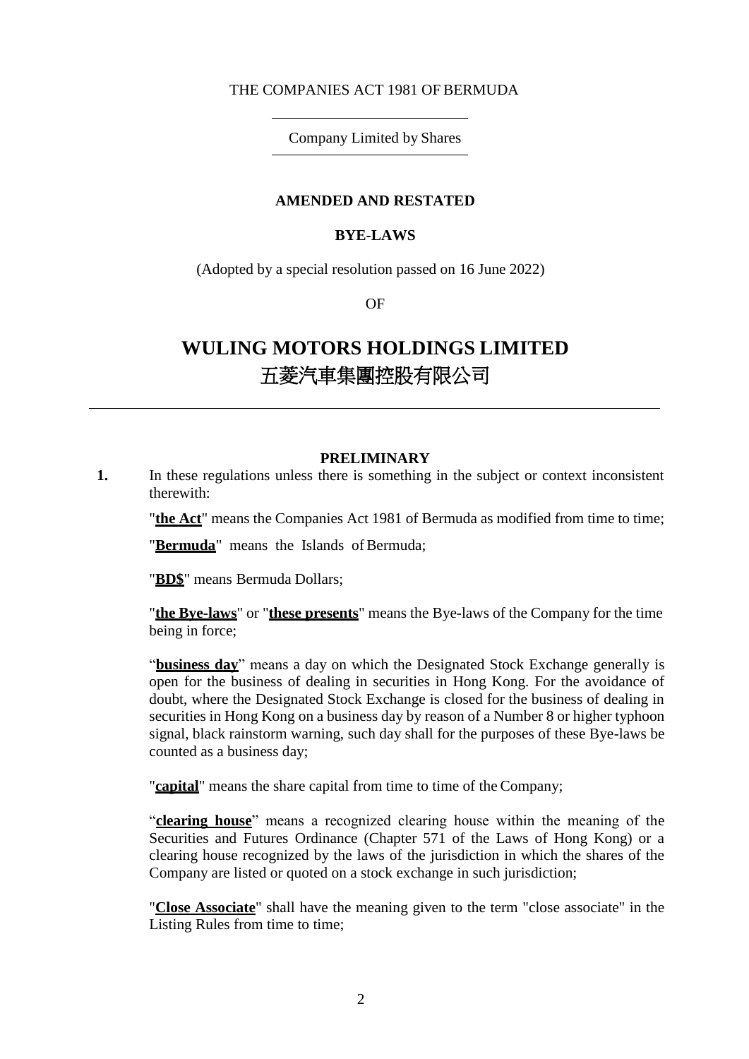THE COMPANIES ACT 1981 OF BERMUDA

Company Limited by Shares

**AMENDED AND RESTATED**

**BYE-LAWS**

(Adopted by a special resolution passed on 16 June 2022)

OF

# WULING MOTORS HOLDINGS LIMITED
# 五菱汽車集團控股有限公司

---

## PRELIMINARY

**1.** In these regulations unless there is something in the subject or context inconsistent therewith:

"**the Act**" means the Companies Act 1981 of Bermuda as modified from time to time;

"**Bermuda**" means the Islands of Bermuda;

"**BD$**" means Bermuda Dollars;

"**the Bye-laws**" or "**these presents**" means the Bye-laws of the Company for the time being in force;

"**business day**" means a day on which the Designated Stock Exchange generally is open for the business of dealing in securities in Hong Kong. For the avoidance of doubt, where the Designated Stock Exchange is closed for the business of dealing in securities in Hong Kong on a business day by reason of a Number 8 or higher typhoon signal, black rainstorm warning, such day shall for the purposes of these Bye-laws be counted as a business day;

"**capital**" means the share capital from time to time of the Company;

"**clearing house**" means a recognized clearing house within the meaning of the Securities and Futures Ordinance (Chapter 571 of the Laws of Hong Kong) or a clearing house recognized by the laws of the jurisdiction in which the shares of the Company are listed or quoted on a stock exchange in such jurisdiction;

"**Close Associate**" shall have the meaning given to the term "close associate" in the Listing Rules from time to time;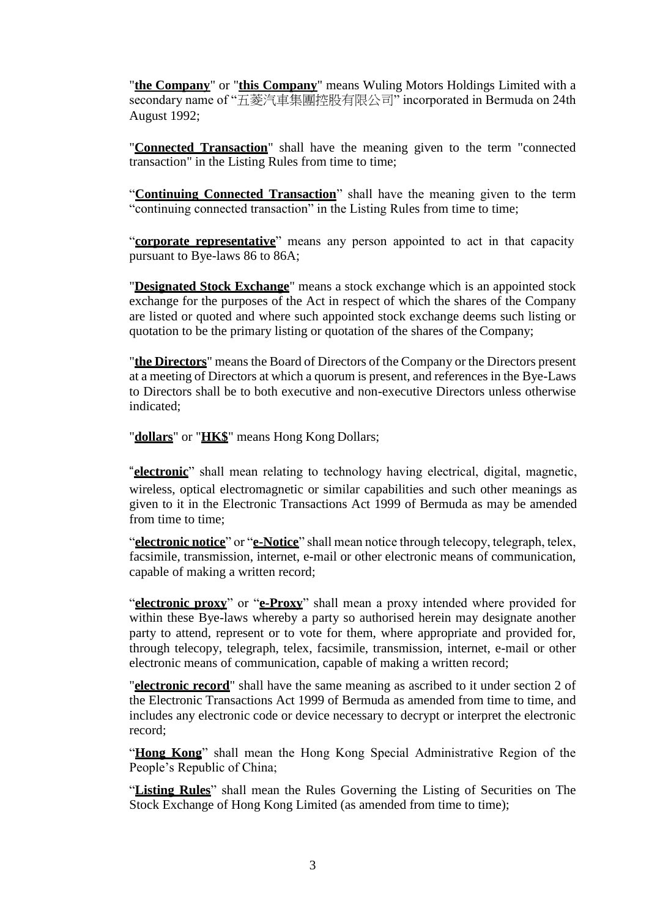"**the Company**" or "**this Company**" means Wuling Motors Holdings Limited with a secondary name of "五菱汽車集團控股有限公司" incorporated in Bermuda on 24th August 1992;

"**Connected Transaction**" shall have the meaning given to the term "connected transaction" in the Listing Rules from time to time;

"**Continuing Connected Transaction**" shall have the meaning given to the term "continuing connected transaction" in the Listing Rules from time to time;

"**corporate representative**" means any person appointed to act in that capacity pursuant to Bye-laws 86 to 86A;

"**Designated Stock Exchange**" means a stock exchange which is an appointed stock exchange for the purposes of the Act in respect of which the shares of the Company are listed or quoted and where such appointed stock exchange deems such listing or quotation to be the primary listing or quotation of the shares of the Company;

"**the Directors**" means the Board of Directors of the Company or the Directors present at a meeting of Directors at which a quorum is present, and references in the Bye-Laws to Directors shall be to both executive and non-executive Directors unless otherwise indicated;

"**dollars**" or "**HK$**" means Hong Kong Dollars;

"**electronic**" shall mean relating to technology having electrical, digital, magnetic, wireless, optical electromagnetic or similar capabilities and such other meanings as given to it in the Electronic Transactions Act 1999 of Bermuda as may be amended from time to time;

"**electronic notice**" or "**e-Notice**" shall mean notice through telecopy, telegraph, telex, facsimile, transmission, internet, e-mail or other electronic means of communication, capable of making a written record;

"**electronic proxy**" or "**e-Proxy**" shall mean a proxy intended where provided for within these Bye-laws whereby a party so authorised herein may designate another party to attend, represent or to vote for them, where appropriate and provided for, through telecopy, telegraph, telex, facsimile, transmission, internet, e-mail or other electronic means of communication, capable of making a written record;

"**electronic record**" shall have the same meaning as ascribed to it under section 2 of the Electronic Transactions Act 1999 of Bermuda as amended from time to time, and includes any electronic code or device necessary to decrypt or interpret the electronic record;

"**Hong Kong**" shall mean the Hong Kong Special Administrative Region of the People's Republic of China;

"**Listing Rules**" shall mean the Rules Governing the Listing of Securities on The Stock Exchange of Hong Kong Limited (as amended from time to time);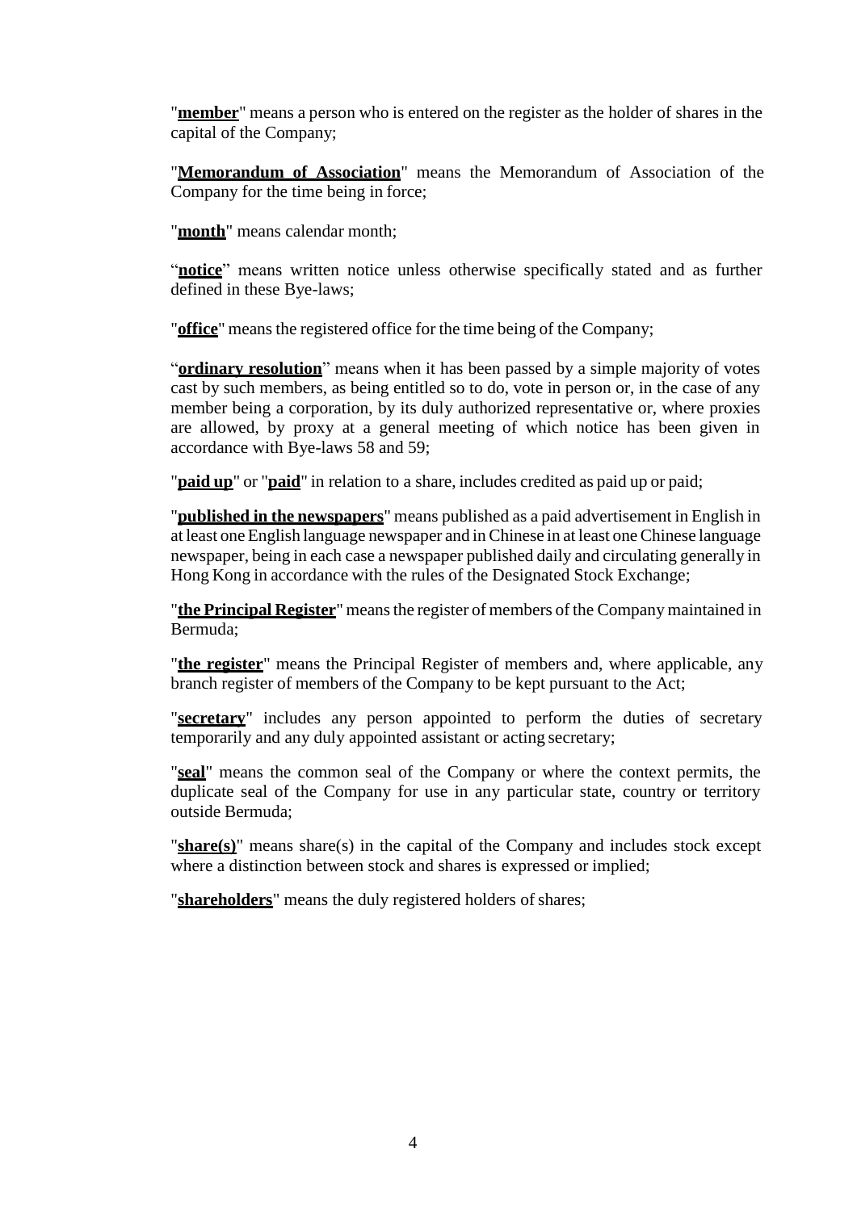"**member**" means a person who is entered on the register as the holder of shares in the capital of the Company;

"**Memorandum of Association**" means the Memorandum of Association of the Company for the time being in force;

"**month**" means calendar month;

"**notice**" means written notice unless otherwise specifically stated and as further defined in these Bye-laws;

"**office**" means the registered office for the time being of the Company;

"**ordinary resolution**" means when it has been passed by a simple majority of votes cast by such members, as being entitled so to do, vote in person or, in the case of any member being a corporation, by its duly authorized representative or, where proxies are allowed, by proxy at a general meeting of which notice has been given in accordance with Bye-laws 58 and 59;

"**paid up**" or "**paid**" in relation to a share, includes credited as paid up or paid;

"**published in the newspapers**" means published as a paid advertisement in English in at least one English language newspaper and in Chinese in at least one Chinese language newspaper, being in each case a newspaper published daily and circulating generally in Hong Kong in accordance with the rules of the Designated Stock Exchange;

"**the Principal Register**" means the register of members of the Company maintained in Bermuda;

"**the register**" means the Principal Register of members and, where applicable, any branch register of members of the Company to be kept pursuant to the Act;

"**secretary**" includes any person appointed to perform the duties of secretary temporarily and any duly appointed assistant or acting secretary;

"**seal**" means the common seal of the Company or where the context permits, the duplicate seal of the Company for use in any particular state, country or territory outside Bermuda;

"**share(s)**" means share(s) in the capital of the Company and includes stock except where a distinction between stock and shares is expressed or implied;

"**shareholders**" means the duly registered holders of shares;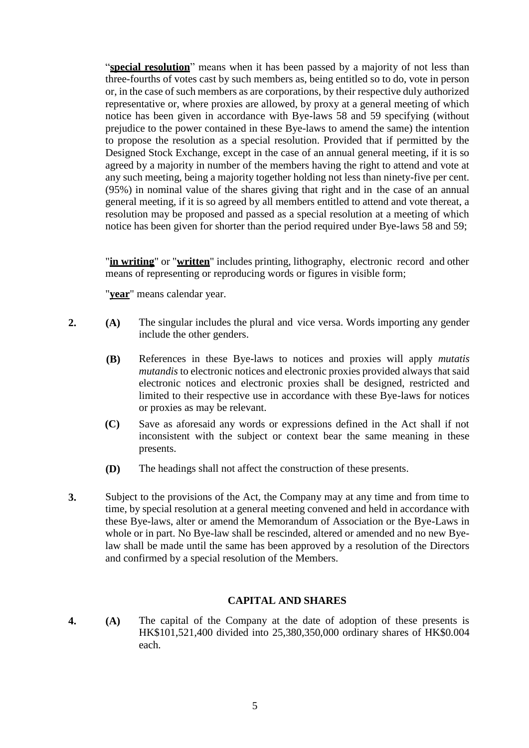"**special resolution**" means when it has been passed by a majority of not less than three-fourths of votes cast by such members as, being entitled so to do, vote in person or, in the case of such members as are corporations, by their respective duly authorized representative or, where proxies are allowed, by proxy at a general meeting of which notice has been given in accordance with Bye-laws 58 and 59 specifying (without prejudice to the power contained in these Bye-laws to amend the same) the intention to propose the resolution as a special resolution. Provided that if permitted by the Designed Stock Exchange, except in the case of an annual general meeting, if it is so agreed by a majority in number of the members having the right to attend and vote at any such meeting, being a majority together holding not less than ninety-five per cent. (95%) in nominal value of the shares giving that right and in the case of an annual general meeting, if it is so agreed by all members entitled to attend and vote thereat, a resolution may be proposed and passed as a special resolution at a meeting of which notice has been given for shorter than the period required under Bye-laws 58 and 59;

"**in writing**" or "**written**" includes printing, lithography, electronic record and other means of representing or reproducing words or figures in visible form;

"**year**" means calendar year.

**2.** **(A)** The singular includes the plural and vice versa. Words importing any gender include the other genders.

**(B)** References in these Bye-laws to notices and proxies will apply *mutatis mutandis* to electronic notices and electronic proxies provided always that said electronic notices and electronic proxies shall be designed, restricted and limited to their respective use in accordance with these Bye-laws for notices or proxies as may be relevant.

**(C)** Save as aforesaid any words or expressions defined in the Act shall if not inconsistent with the subject or context bear the same meaning in these presents.

**(D)** The headings shall not affect the construction of these presents.

**3.** Subject to the provisions of the Act, the Company may at any time and from time to time, by special resolution at a general meeting convened and held in accordance with these Bye-laws, alter or amend the Memorandum of Association or the Bye-Laws in whole or in part. No Bye-law shall be rescinded, altered or amended and no new Bye-law shall be made until the same has been approved by a resolution of the Directors and confirmed by a special resolution of the Members.

## CAPITAL AND SHARES

**4.** **(A)** The capital of the Company at the date of adoption of these presents is HK$101,521,400 divided into 25,380,350,000 ordinary shares of HK$0.004 each.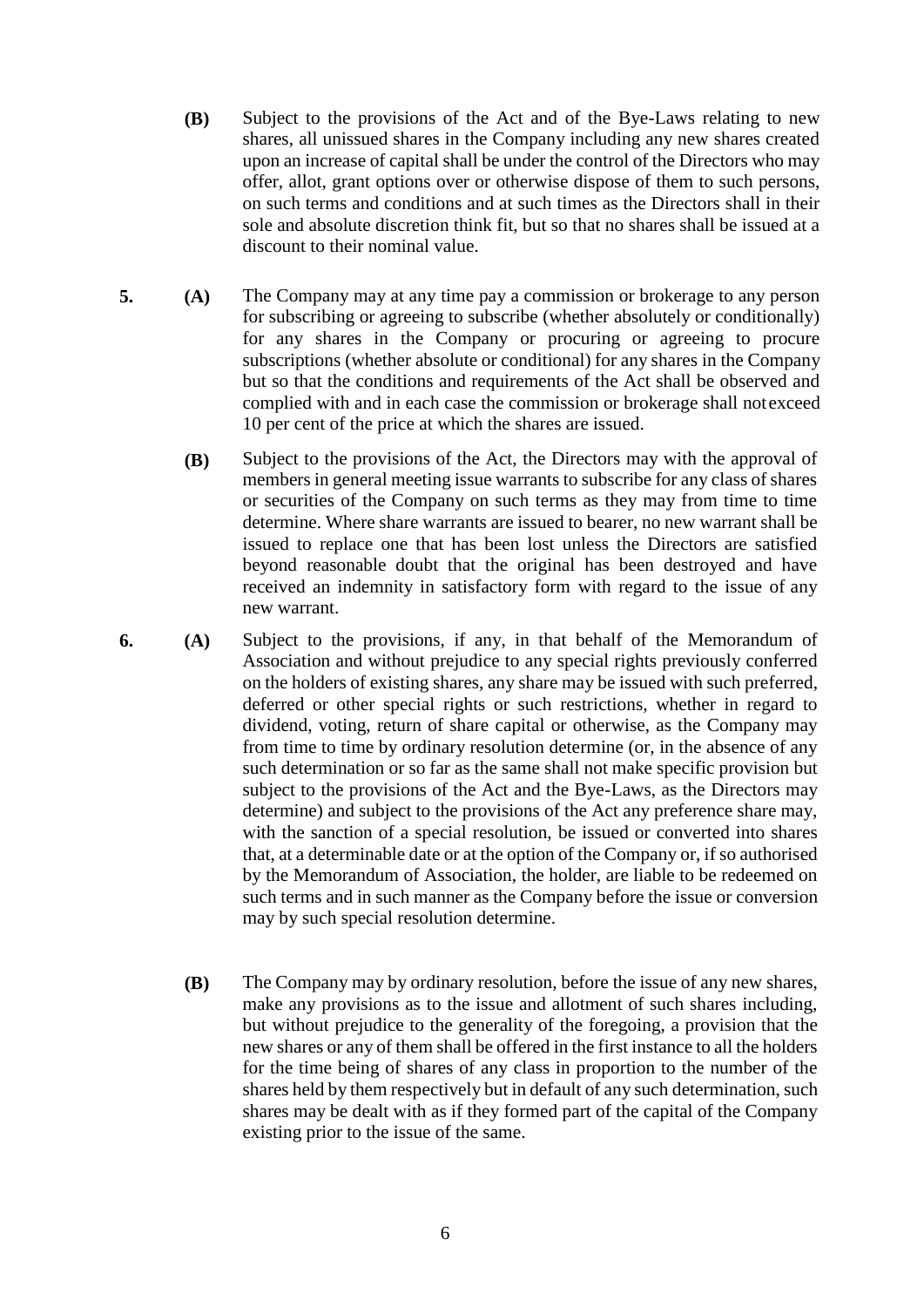**(B)** Subject to the provisions of the Act and of the Bye-Laws relating to new shares, all unissued shares in the Company including any new shares created upon an increase of capital shall be under the control of the Directors who may offer, allot, grant options over or otherwise dispose of them to such persons, on such terms and conditions and at such times as the Directors shall in their sole and absolute discretion think fit, but so that no shares shall be issued at a discount to their nominal value.

**5. (A)** The Company may at any time pay a commission or brokerage to any person for subscribing or agreeing to subscribe (whether absolutely or conditionally) for any shares in the Company or procuring or agreeing to procure subscriptions (whether absolute or conditional) for any shares in the Company but so that the conditions and requirements of the Act shall be observed and complied with and in each case the commission or brokerage shall not exceed 10 per cent of the price at which the shares are issued.

**(B)** Subject to the provisions of the Act, the Directors may with the approval of members in general meeting issue warrants to subscribe for any class of shares or securities of the Company on such terms as they may from time to time determine. Where share warrants are issued to bearer, no new warrant shall be issued to replace one that has been lost unless the Directors are satisfied beyond reasonable doubt that the original has been destroyed and have received an indemnity in satisfactory form with regard to the issue of any new warrant.

**6. (A)** Subject to the provisions, if any, in that behalf of the Memorandum of Association and without prejudice to any special rights previously conferred on the holders of existing shares, any share may be issued with such preferred, deferred or other special rights or such restrictions, whether in regard to dividend, voting, return of share capital or otherwise, as the Company may from time to time by ordinary resolution determine (or, in the absence of any such determination or so far as the same shall not make specific provision but subject to the provisions of the Act and the Bye-Laws, as the Directors may determine) and subject to the provisions of the Act any preference share may, with the sanction of a special resolution, be issued or converted into shares that, at a determinable date or at the option of the Company or, if so authorised by the Memorandum of Association, the holder, are liable to be redeemed on such terms and in such manner as the Company before the issue or conversion may by such special resolution determine.

**(B)** The Company may by ordinary resolution, before the issue of any new shares, make any provisions as to the issue and allotment of such shares including, but without prejudice to the generality of the foregoing, a provision that the new shares or any of them shall be offered in the first instance to all the holders for the time being of shares of any class in proportion to the number of the shares held by them respectively but in default of any such determination, such shares may be dealt with as if they formed part of the capital of the Company existing prior to the issue of the same.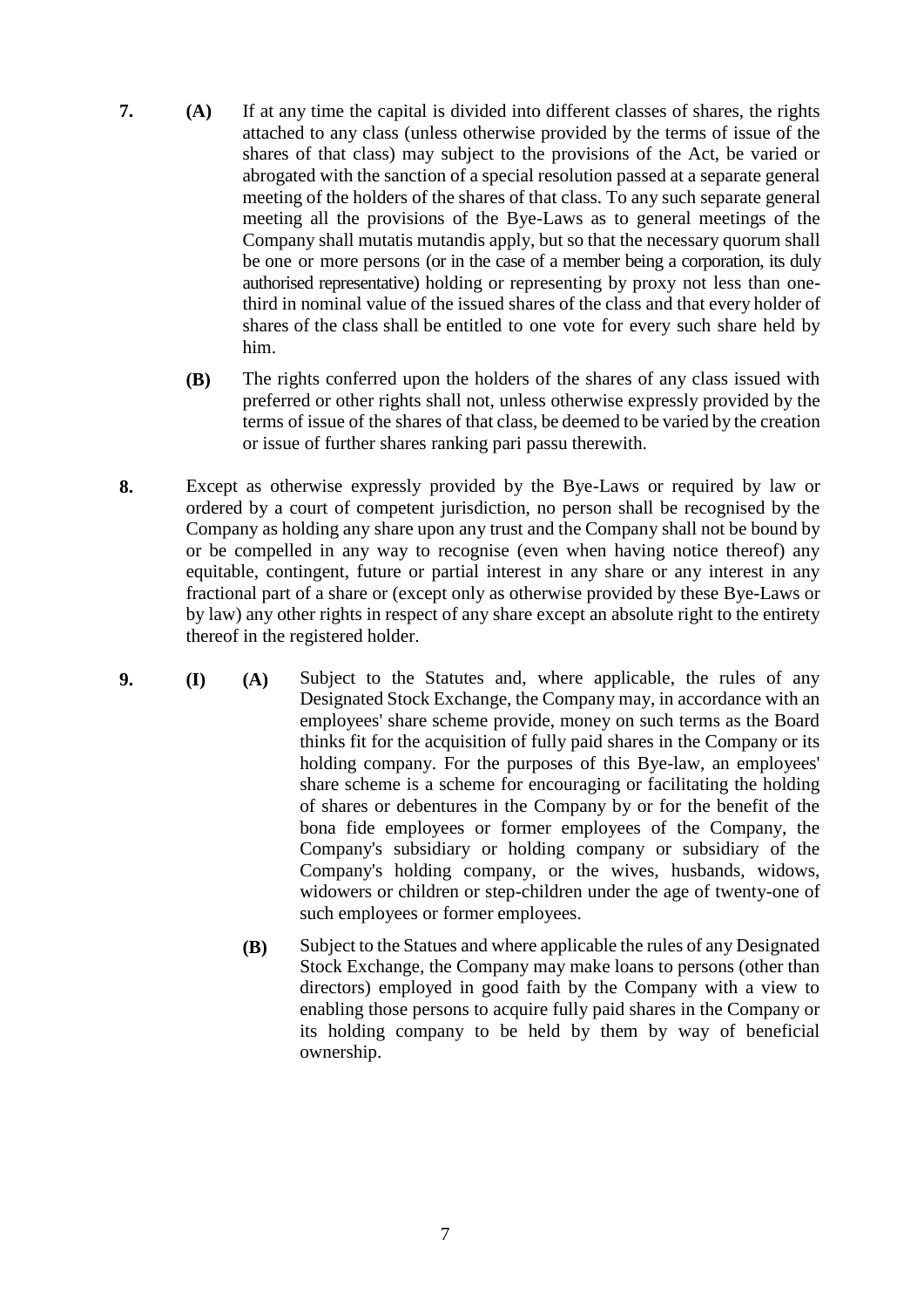**7.** **(A)** If at any time the capital is divided into different classes of shares, the rights attached to any class (unless otherwise provided by the terms of issue of the shares of that class) may subject to the provisions of the Act, be varied or abrogated with the sanction of a special resolution passed at a separate general meeting of the holders of the shares of that class. To any such separate general meeting all the provisions of the Bye-Laws as to general meetings of the Company shall mutatis mutandis apply, but so that the necessary quorum shall be one or more persons (or in the case of a member being a corporation, its duly authorised representative) holding or representing by proxy not less than one-third in nominal value of the issued shares of the class and that every holder of shares of the class shall be entitled to one vote for every such share held by him.

**(B)** The rights conferred upon the holders of the shares of any class issued with preferred or other rights shall not, unless otherwise expressly provided by the terms of issue of the shares of that class, be deemed to be varied by the creation or issue of further shares ranking pari passu therewith.

**8.** Except as otherwise expressly provided by the Bye-Laws or required by law or ordered by a court of competent jurisdiction, no person shall be recognised by the Company as holding any share upon any trust and the Company shall not be bound by or be compelled in any way to recognise (even when having notice thereof) any equitable, contingent, future or partial interest in any share or any interest in any fractional part of a share or (except only as otherwise provided by these Bye-Laws or by law) any other rights in respect of any share except an absolute right to the entirety thereof in the registered holder.

**9.** **(I)** **(A)** Subject to the Statutes and, where applicable, the rules of any Designated Stock Exchange, the Company may, in accordance with an employees' share scheme provide, money on such terms as the Board thinks fit for the acquisition of fully paid shares in the Company or its holding company. For the purposes of this Bye-law, an employees' share scheme is a scheme for encouraging or facilitating the holding of shares or debentures in the Company by or for the benefit of the bona fide employees or former employees of the Company, the Company's subsidiary or holding company or subsidiary of the Company's holding company, or the wives, husbands, widows, widowers or children or step-children under the age of twenty-one of such employees or former employees.

**(B)** Subject to the Statues and where applicable the rules of any Designated Stock Exchange, the Company may make loans to persons (other than directors) employed in good faith by the Company with a view to enabling those persons to acquire fully paid shares in the Company or its holding company to be held by them by way of beneficial ownership.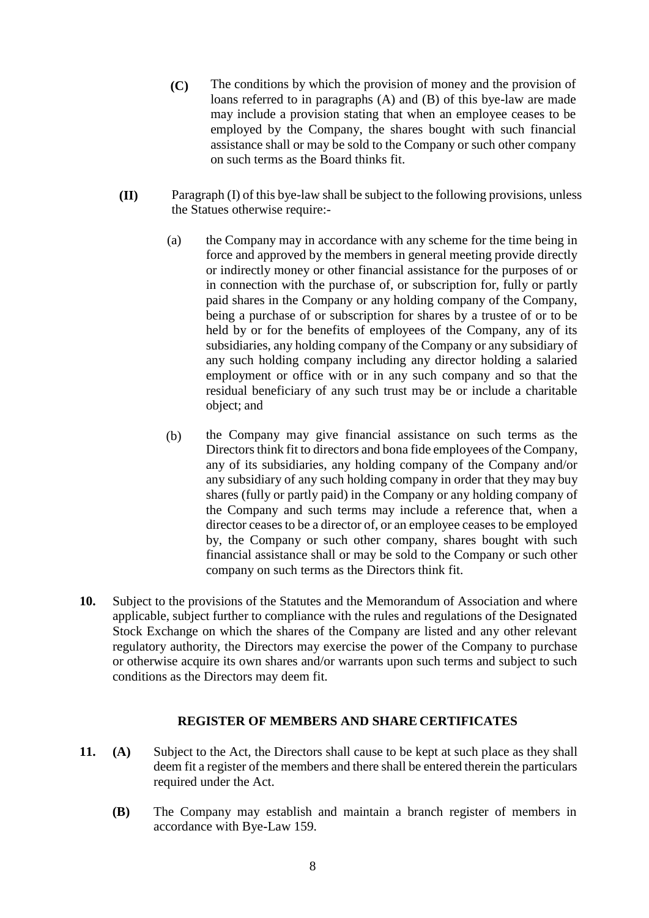**(C)** The conditions by which the provision of money and the provision of loans referred to in paragraphs (A) and (B) of this bye-law are made may include a provision stating that when an employee ceases to be employed by the Company, the shares bought with such financial assistance shall or may be sold to the Company or such other company on such terms as the Board thinks fit.

**(II)** Paragraph (I) of this bye-law shall be subject to the following provisions, unless the Statues otherwise require:-

(a) the Company may in accordance with any scheme for the time being in force and approved by the members in general meeting provide directly or indirectly money or other financial assistance for the purposes of or in connection with the purchase of, or subscription for, fully or partly paid shares in the Company or any holding company of the Company, being a purchase of or subscription for shares by a trustee of or to be held by or for the benefits of employees of the Company, any of its subsidiaries, any holding company of the Company or any subsidiary of any such holding company including any director holding a salaried employment or office with or in any such company and so that the residual beneficiary of any such trust may be or include a charitable object; and

(b) the Company may give financial assistance on such terms as the Directors think fit to directors and bona fide employees of the Company, any of its subsidiaries, any holding company of the Company and/or any subsidiary of any such holding company in order that they may buy shares (fully or partly paid) in the Company or any holding company of the Company and such terms may include a reference that, when a director ceases to be a director of, or an employee ceases to be employed by, the Company or such other company, shares bought with such financial assistance shall or may be sold to the Company or such other company on such terms as the Directors think fit.

**10.** Subject to the provisions of the Statutes and the Memorandum of Association and where applicable, subject further to compliance with the rules and regulations of the Designated Stock Exchange on which the shares of the Company are listed and any other relevant regulatory authority, the Directors may exercise the power of the Company to purchase or otherwise acquire its own shares and/or warrants upon such terms and subject to such conditions as the Directors may deem fit.

## REGISTER OF MEMBERS AND SHARE CERTIFICATES

**11.** **(A)** Subject to the Act, the Directors shall cause to be kept at such place as they shall deem fit a register of the members and there shall be entered therein the particulars required under the Act.

**(B)** The Company may establish and maintain a branch register of members in accordance with Bye-Law 159.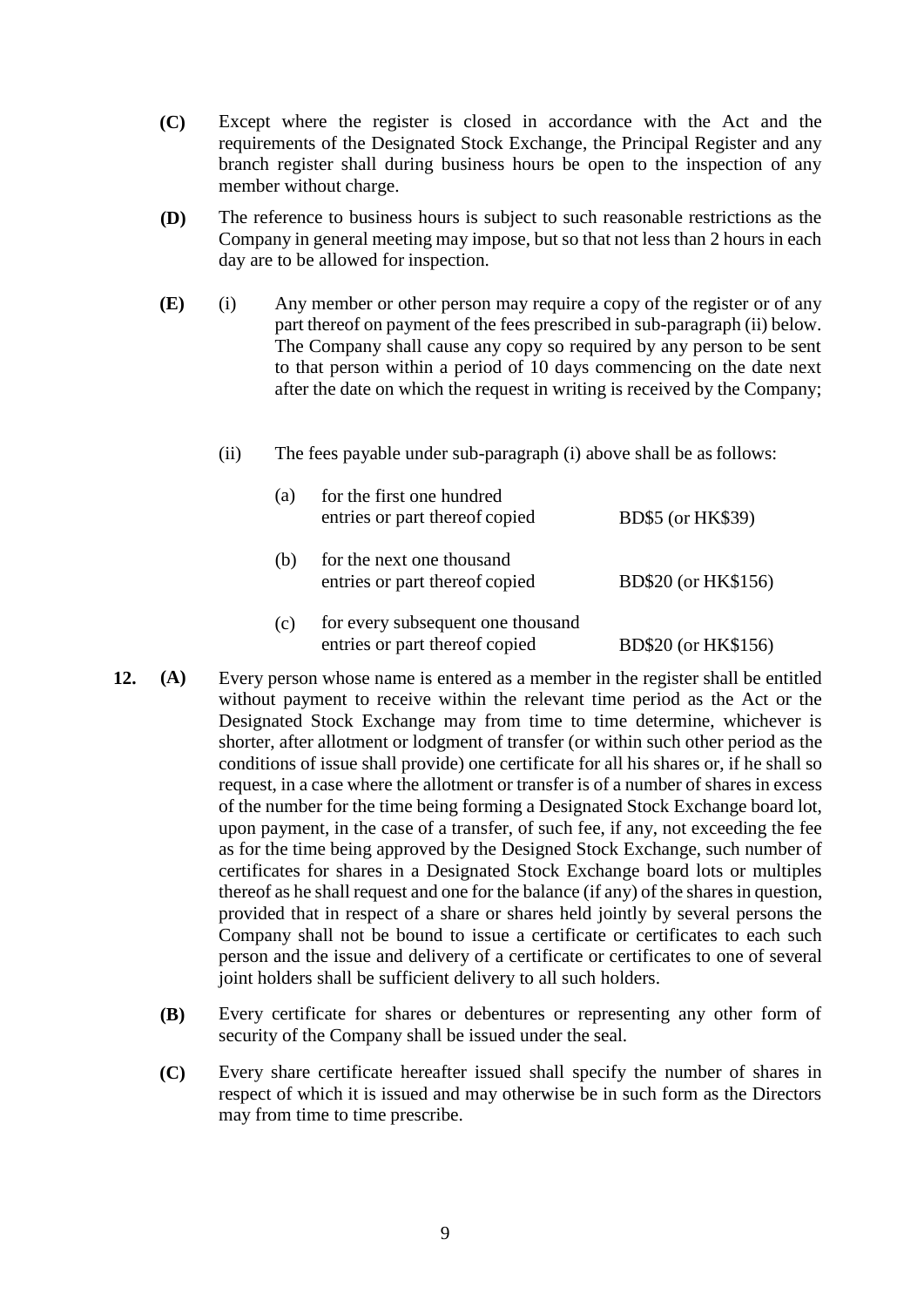**(C)** Except where the register is closed in accordance with the Act and the requirements of the Designated Stock Exchange, the Principal Register and any branch register shall during business hours be open to the inspection of any member without charge.

**(D)** The reference to business hours is subject to such reasonable restrictions as the Company in general meeting may impose, but so that not less than 2 hours in each day are to be allowed for inspection.

**(E)** (i) Any member or other person may require a copy of the register or of any part thereof on payment of the fees prescribed in sub-paragraph (ii) below. The Company shall cause any copy so required by any person to be sent to that person within a period of 10 days commencing on the date next after the date on which the request in writing is received by the Company;

(ii) The fees payable under sub-paragraph (i) above shall be as follows:

| | | |
|---|---|---|
| (a) | for the first one hundred entries or part thereof copied | BD$5 (or HK$39) |
| (b) | for the next one thousand entries or part thereof copied | BD$20 (or HK$156) |
| (c) | for every subsequent one thousand entries or part thereof copied | BD$20 (or HK$156) |

**12. (A)** Every person whose name is entered as a member in the register shall be entitled without payment to receive within the relevant time period as the Act or the Designated Stock Exchange may from time to time determine, whichever is shorter, after allotment or lodgment of transfer (or within such other period as the conditions of issue shall provide) one certificate for all his shares or, if he shall so request, in a case where the allotment or transfer is of a number of shares in excess of the number for the time being forming a Designated Stock Exchange board lot, upon payment, in the case of a transfer, of such fee, if any, not exceeding the fee as for the time being approved by the Designed Stock Exchange, such number of certificates for shares in a Designated Stock Exchange board lots or multiples thereof as he shall request and one for the balance (if any) of the shares in question, provided that in respect of a share or shares held jointly by several persons the Company shall not be bound to issue a certificate or certificates to each such person and the issue and delivery of a certificate or certificates to one of several joint holders shall be sufficient delivery to all such holders.

**(B)** Every certificate for shares or debentures or representing any other form of security of the Company shall be issued under the seal.

**(C)** Every share certificate hereafter issued shall specify the number of shares in respect of which it is issued and may otherwise be in such form as the Directors may from time to time prescribe.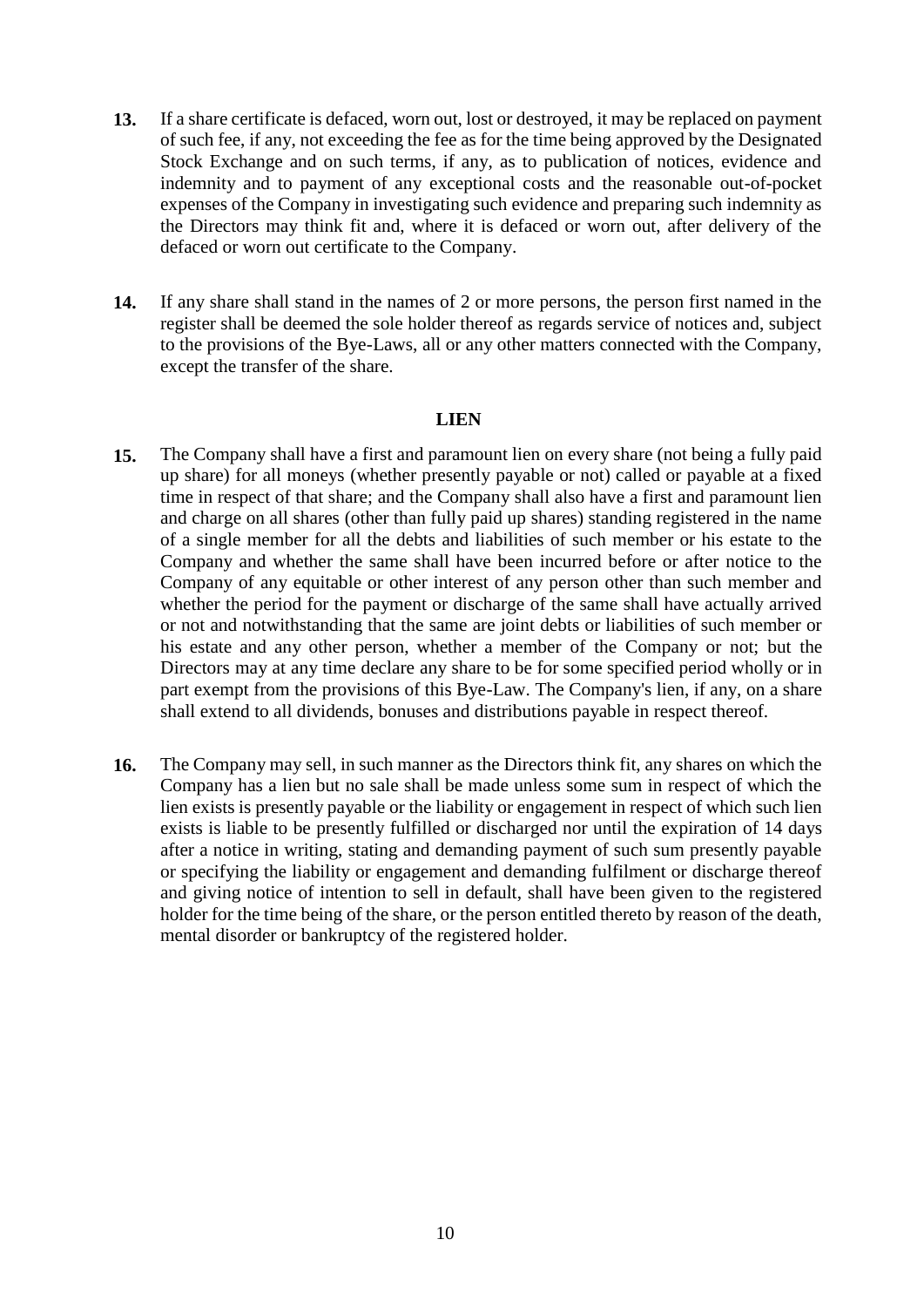**13.** If a share certificate is defaced, worn out, lost or destroyed, it may be replaced on payment of such fee, if any, not exceeding the fee as for the time being approved by the Designated Stock Exchange and on such terms, if any, as to publication of notices, evidence and indemnity and to payment of any exceptional costs and the reasonable out-of-pocket expenses of the Company in investigating such evidence and preparing such indemnity as the Directors may think fit and, where it is defaced or worn out, after delivery of the defaced or worn out certificate to the Company.

**14.** If any share shall stand in the names of 2 or more persons, the person first named in the register shall be deemed the sole holder thereof as regards service of notices and, subject to the provisions of the Bye-Laws, all or any other matters connected with the Company, except the transfer of the share.

**LIEN**

**15.** The Company shall have a first and paramount lien on every share (not being a fully paid up share) for all moneys (whether presently payable or not) called or payable at a fixed time in respect of that share; and the Company shall also have a first and paramount lien and charge on all shares (other than fully paid up shares) standing registered in the name of a single member for all the debts and liabilities of such member or his estate to the Company and whether the same shall have been incurred before or after notice to the Company of any equitable or other interest of any person other than such member and whether the period for the payment or discharge of the same shall have actually arrived or not and notwithstanding that the same are joint debts or liabilities of such member or his estate and any other person, whether a member of the Company or not; but the Directors may at any time declare any share to be for some specified period wholly or in part exempt from the provisions of this Bye-Law. The Company's lien, if any, on a share shall extend to all dividends, bonuses and distributions payable in respect thereof.

**16.** The Company may sell, in such manner as the Directors think fit, any shares on which the Company has a lien but no sale shall be made unless some sum in respect of which the lien exists is presently payable or the liability or engagement in respect of which such lien exists is liable to be presently fulfilled or discharged nor until the expiration of 14 days after a notice in writing, stating and demanding payment of such sum presently payable or specifying the liability or engagement and demanding fulfilment or discharge thereof and giving notice of intention to sell in default, shall have been given to the registered holder for the time being of the share, or the person entitled thereto by reason of the death, mental disorder or bankruptcy of the registered holder.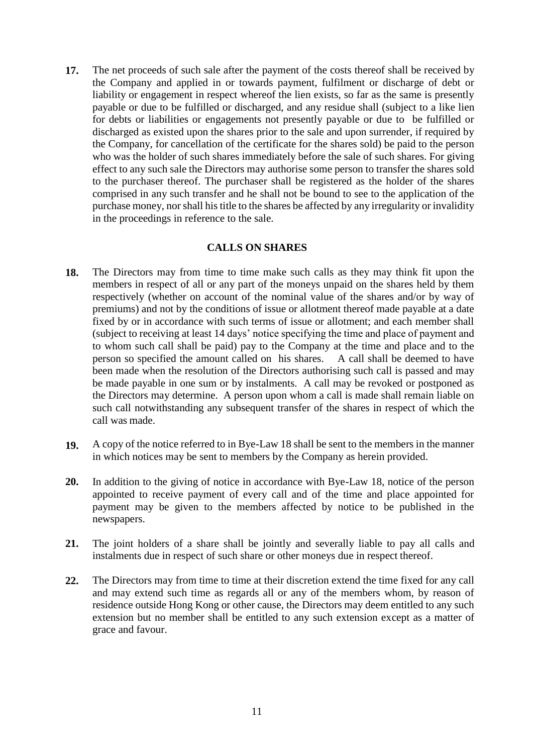**17.** The net proceeds of such sale after the payment of the costs thereof shall be received by the Company and applied in or towards payment, fulfilment or discharge of debt or liability or engagement in respect whereof the lien exists, so far as the same is presently payable or due to be fulfilled or discharged, and any residue shall (subject to a like lien for debts or liabilities or engagements not presently payable or due to be fulfilled or discharged as existed upon the shares prior to the sale and upon surrender, if required by the Company, for cancellation of the certificate for the shares sold) be paid to the person who was the holder of such shares immediately before the sale of such shares. For giving effect to any such sale the Directors may authorise some person to transfer the shares sold to the purchaser thereof. The purchaser shall be registered as the holder of the shares comprised in any such transfer and he shall not be bound to see to the application of the purchase money, nor shall his title to the shares be affected by any irregularity or invalidity in the proceedings in reference to the sale.

## CALLS ON SHARES

**18.** The Directors may from time to time make such calls as they may think fit upon the members in respect of all or any part of the moneys unpaid on the shares held by them respectively (whether on account of the nominal value of the shares and/or by way of premiums) and not by the conditions of issue or allotment thereof made payable at a date fixed by or in accordance with such terms of issue or allotment; and each member shall (subject to receiving at least 14 days' notice specifying the time and place of payment and to whom such call shall be paid) pay to the Company at the time and place and to the person so specified the amount called on his shares. A call shall be deemed to have been made when the resolution of the Directors authorising such call is passed and may be made payable in one sum or by instalments. A call may be revoked or postponed as the Directors may determine. A person upon whom a call is made shall remain liable on such call notwithstanding any subsequent transfer of the shares in respect of which the call was made.

**19.** A copy of the notice referred to in Bye-Law 18 shall be sent to the members in the manner in which notices may be sent to members by the Company as herein provided.

**20.** In addition to the giving of notice in accordance with Bye-Law 18, notice of the person appointed to receive payment of every call and of the time and place appointed for payment may be given to the members affected by notice to be published in the newspapers.

**21.** The joint holders of a share shall be jointly and severally liable to pay all calls and instalments due in respect of such share or other moneys due in respect thereof.

**22.** The Directors may from time to time at their discretion extend the time fixed for any call and may extend such time as regards all or any of the members whom, by reason of residence outside Hong Kong or other cause, the Directors may deem entitled to any such extension but no member shall be entitled to any such extension except as a matter of grace and favour.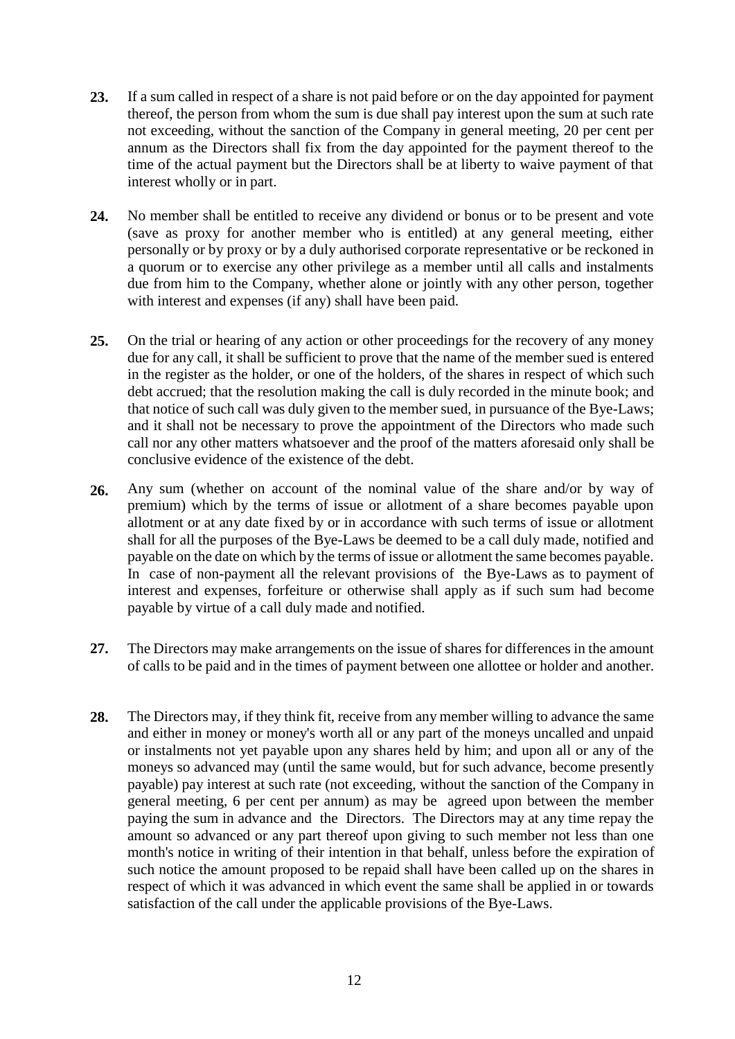**23.** If a sum called in respect of a share is not paid before or on the day appointed for payment thereof, the person from whom the sum is due shall pay interest upon the sum at such rate not exceeding, without the sanction of the Company in general meeting, 20 per cent per annum as the Directors shall fix from the day appointed for the payment thereof to the time of the actual payment but the Directors shall be at liberty to waive payment of that interest wholly or in part.

**24.** No member shall be entitled to receive any dividend or bonus or to be present and vote (save as proxy for another member who is entitled) at any general meeting, either personally or by proxy or by a duly authorised corporate representative or be reckoned in a quorum or to exercise any other privilege as a member until all calls and instalments due from him to the Company, whether alone or jointly with any other person, together with interest and expenses (if any) shall have been paid.

**25.** On the trial or hearing of any action or other proceedings for the recovery of any money due for any call, it shall be sufficient to prove that the name of the member sued is entered in the register as the holder, or one of the holders, of the shares in respect of which such debt accrued; that the resolution making the call is duly recorded in the minute book; and that notice of such call was duly given to the member sued, in pursuance of the Bye-Laws; and it shall not be necessary to prove the appointment of the Directors who made such call nor any other matters whatsoever and the proof of the matters aforesaid only shall be conclusive evidence of the existence of the debt.

**26.** Any sum (whether on account of the nominal value of the share and/or by way of premium) which by the terms of issue or allotment of a share becomes payable upon allotment or at any date fixed by or in accordance with such terms of issue or allotment shall for all the purposes of the Bye-Laws be deemed to be a call duly made, notified and payable on the date on which by the terms of issue or allotment the same becomes payable. In case of non-payment all the relevant provisions of the Bye-Laws as to payment of interest and expenses, forfeiture or otherwise shall apply as if such sum had become payable by virtue of a call duly made and notified.

**27.** The Directors may make arrangements on the issue of shares for differences in the amount of calls to be paid and in the times of payment between one allottee or holder and another.

**28.** The Directors may, if they think fit, receive from any member willing to advance the same and either in money or money's worth all or any part of the moneys uncalled and unpaid or instalments not yet payable upon any shares held by him; and upon all or any of the moneys so advanced may (until the same would, but for such advance, become presently payable) pay interest at such rate (not exceeding, without the sanction of the Company in general meeting, 6 per cent per annum) as may be agreed upon between the member paying the sum in advance and the Directors. The Directors may at any time repay the amount so advanced or any part thereof upon giving to such member not less than one month's notice in writing of their intention in that behalf, unless before the expiration of such notice the amount proposed to be repaid shall have been called up on the shares in respect of which it was advanced in which event the same shall be applied in or towards satisfaction of the call under the applicable provisions of the Bye-Laws.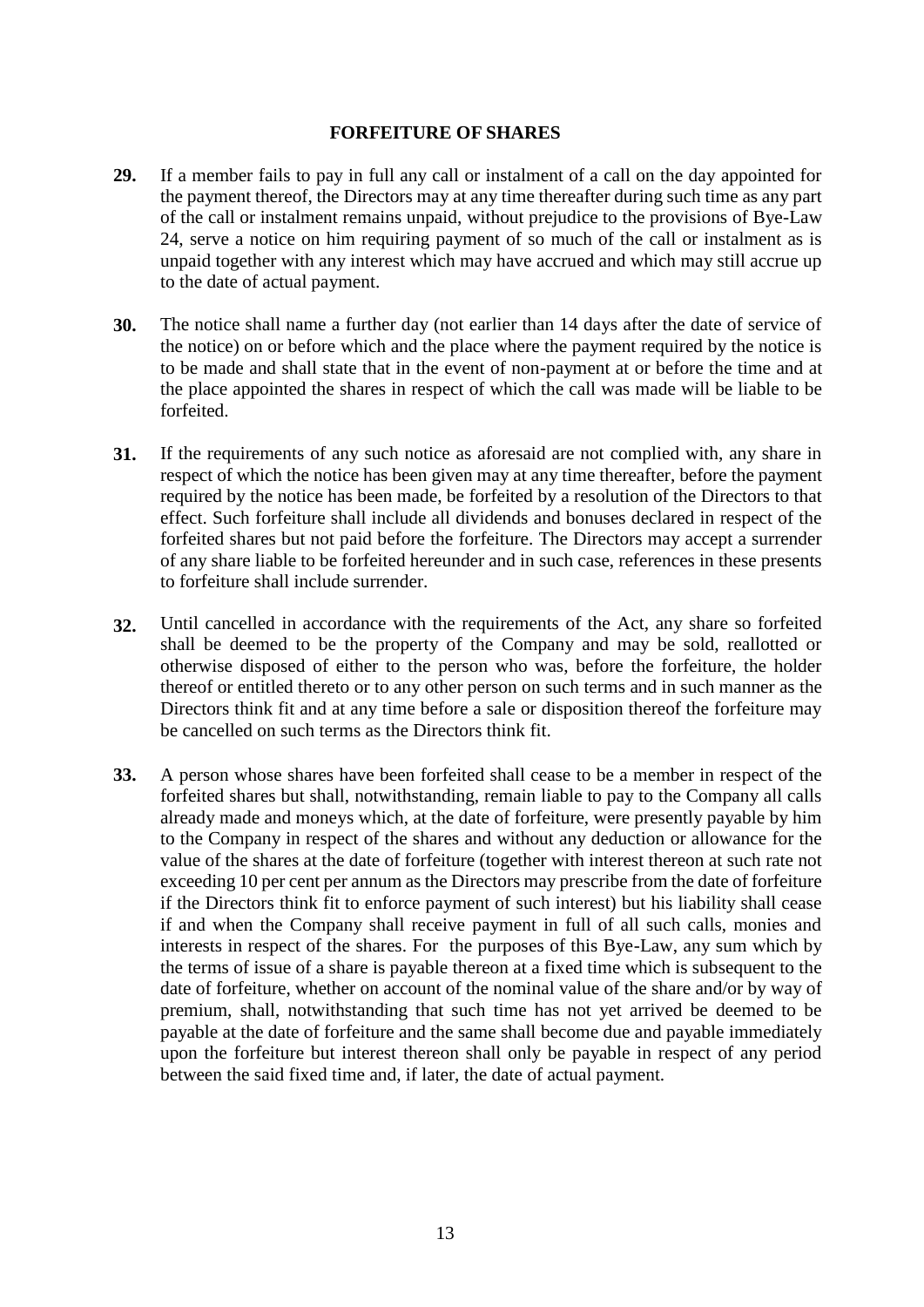## FORFEITURE OF SHARES

**29.** If a member fails to pay in full any call or instalment of a call on the day appointed for the payment thereof, the Directors may at any time thereafter during such time as any part of the call or instalment remains unpaid, without prejudice to the provisions of Bye-Law 24, serve a notice on him requiring payment of so much of the call or instalment as is unpaid together with any interest which may have accrued and which may still accrue up to the date of actual payment.

**30.** The notice shall name a further day (not earlier than 14 days after the date of service of the notice) on or before which and the place where the payment required by the notice is to be made and shall state that in the event of non-payment at or before the time and at the place appointed the shares in respect of which the call was made will be liable to be forfeited.

**31.** If the requirements of any such notice as aforesaid are not complied with, any share in respect of which the notice has been given may at any time thereafter, before the payment required by the notice has been made, be forfeited by a resolution of the Directors to that effect. Such forfeiture shall include all dividends and bonuses declared in respect of the forfeited shares but not paid before the forfeiture. The Directors may accept a surrender of any share liable to be forfeited hereunder and in such case, references in these presents to forfeiture shall include surrender.

**32.** Until cancelled in accordance with the requirements of the Act, any share so forfeited shall be deemed to be the property of the Company and may be sold, reallotted or otherwise disposed of either to the person who was, before the forfeiture, the holder thereof or entitled thereto or to any other person on such terms and in such manner as the Directors think fit and at any time before a sale or disposition thereof the forfeiture may be cancelled on such terms as the Directors think fit.

**33.** A person whose shares have been forfeited shall cease to be a member in respect of the forfeited shares but shall, notwithstanding, remain liable to pay to the Company all calls already made and moneys which, at the date of forfeiture, were presently payable by him to the Company in respect of the shares and without any deduction or allowance for the value of the shares at the date of forfeiture (together with interest thereon at such rate not exceeding 10 per cent per annum as the Directors may prescribe from the date of forfeiture if the Directors think fit to enforce payment of such interest) but his liability shall cease if and when the Company shall receive payment in full of all such calls, monies and interests in respect of the shares. For the purposes of this Bye-Law, any sum which by the terms of issue of a share is payable thereon at a fixed time which is subsequent to the date of forfeiture, whether on account of the nominal value of the share and/or by way of premium, shall, notwithstanding that such time has not yet arrived be deemed to be payable at the date of forfeiture and the same shall become due and payable immediately upon the forfeiture but interest thereon shall only be payable in respect of any period between the said fixed time and, if later, the date of actual payment.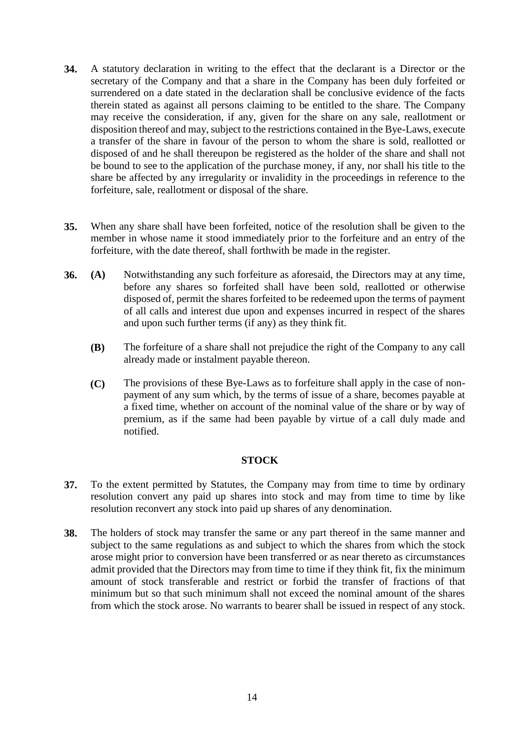**34.** A statutory declaration in writing to the effect that the declarant is a Director or the secretary of the Company and that a share in the Company has been duly forfeited or surrendered on a date stated in the declaration shall be conclusive evidence of the facts therein stated as against all persons claiming to be entitled to the share. The Company may receive the consideration, if any, given for the share on any sale, reallotment or disposition thereof and may, subject to the restrictions contained in the Bye-Laws, execute a transfer of the share in favour of the person to whom the share is sold, reallotted or disposed of and he shall thereupon be registered as the holder of the share and shall not be bound to see to the application of the purchase money, if any, nor shall his title to the share be affected by any irregularity or invalidity in the proceedings in reference to the forfeiture, sale, reallotment or disposal of the share.

**35.** When any share shall have been forfeited, notice of the resolution shall be given to the member in whose name it stood immediately prior to the forfeiture and an entry of the forfeiture, with the date thereof, shall forthwith be made in the register.

**36.** **(A)** Notwithstanding any such forfeiture as aforesaid, the Directors may at any time, before any shares so forfeited shall have been sold, reallotted or otherwise disposed of, permit the shares forfeited to be redeemed upon the terms of payment of all calls and interest due upon and expenses incurred in respect of the shares and upon such further terms (if any) as they think fit.

**(B)** The forfeiture of a share shall not prejudice the right of the Company to any call already made or instalment payable thereon.

**(C)** The provisions of these Bye-Laws as to forfeiture shall apply in the case of non-payment of any sum which, by the terms of issue of a share, becomes payable at a fixed time, whether on account of the nominal value of the share or by way of premium, as if the same had been payable by virtue of a call duly made and notified.

## STOCK

**37.** To the extent permitted by Statutes, the Company may from time to time by ordinary resolution convert any paid up shares into stock and may from time to time by like resolution reconvert any stock into paid up shares of any denomination.

**38.** The holders of stock may transfer the same or any part thereof in the same manner and subject to the same regulations as and subject to which the shares from which the stock arose might prior to conversion have been transferred or as near thereto as circumstances admit provided that the Directors may from time to time if they think fit, fix the minimum amount of stock transferable and restrict or forbid the transfer of fractions of that minimum but so that such minimum shall not exceed the nominal amount of the shares from which the stock arose. No warrants to bearer shall be issued in respect of any stock.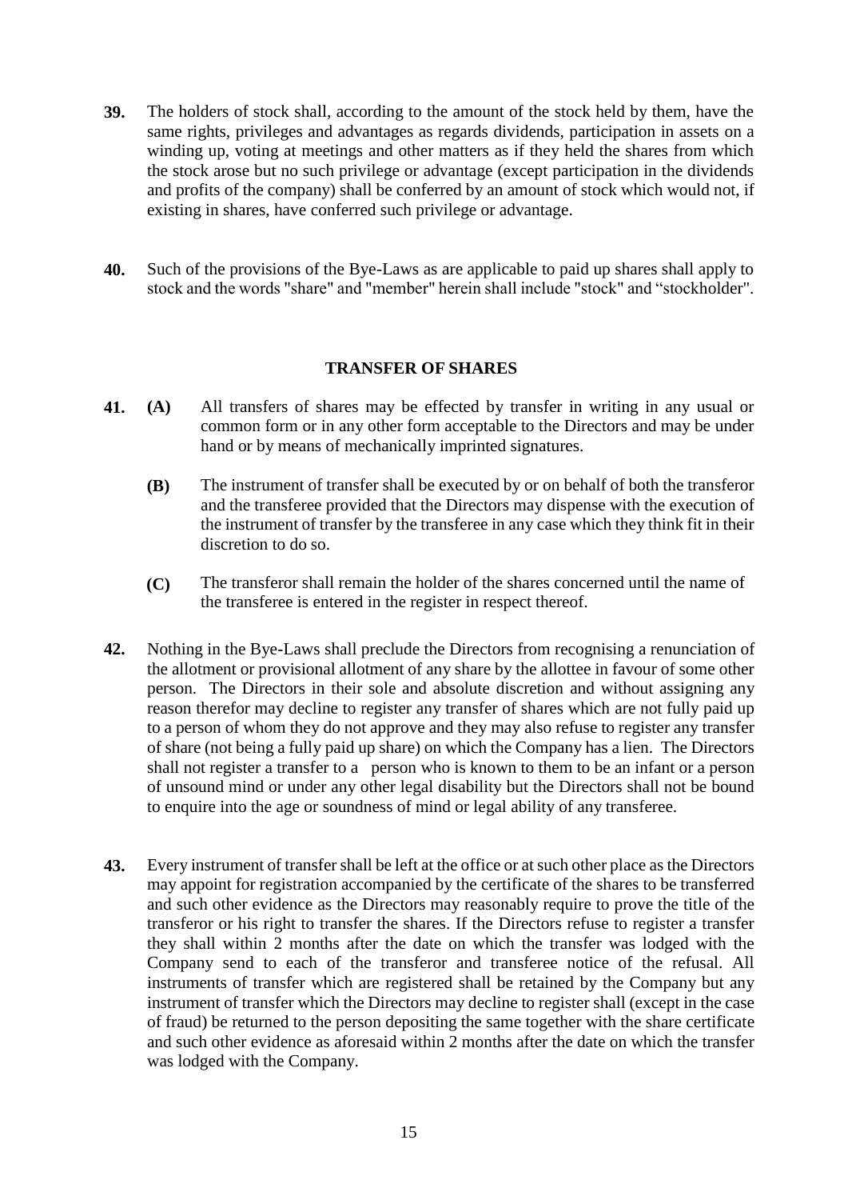**39.** The holders of stock shall, according to the amount of the stock held by them, have the same rights, privileges and advantages as regards dividends, participation in assets on a winding up, voting at meetings and other matters as if they held the shares from which the stock arose but no such privilege or advantage (except participation in the dividends and profits of the company) shall be conferred by an amount of stock which would not, if existing in shares, have conferred such privilege or advantage.

**40.** Such of the provisions of the Bye-Laws as are applicable to paid up shares shall apply to stock and the words "share" and "member" herein shall include "stock" and "stockholder".

## TRANSFER OF SHARES

**41.** **(A)** All transfers of shares may be effected by transfer in writing in any usual or common form or in any other form acceptable to the Directors and may be under hand or by means of mechanically imprinted signatures.

**(B)** The instrument of transfer shall be executed by or on behalf of both the transferor and the transferee provided that the Directors may dispense with the execution of the instrument of transfer by the transferee in any case which they think fit in their discretion to do so.

**(C)** The transferor shall remain the holder of the shares concerned until the name of the transferee is entered in the register in respect thereof.

**42.** Nothing in the Bye-Laws shall preclude the Directors from recognising a renunciation of the allotment or provisional allotment of any share by the allottee in favour of some other person. The Directors in their sole and absolute discretion and without assigning any reason therefor may decline to register any transfer of shares which are not fully paid up to a person of whom they do not approve and they may also refuse to register any transfer of share (not being a fully paid up share) on which the Company has a lien. The Directors shall not register a transfer to a person who is known to them to be an infant or a person of unsound mind or under any other legal disability but the Directors shall not be bound to enquire into the age or soundness of mind or legal ability of any transferee.

**43.** Every instrument of transfer shall be left at the office or at such other place as the Directors may appoint for registration accompanied by the certificate of the shares to be transferred and such other evidence as the Directors may reasonably require to prove the title of the transferor or his right to transfer the shares. If the Directors refuse to register a transfer they shall within 2 months after the date on which the transfer was lodged with the Company send to each of the transferor and transferee notice of the refusal. All instruments of transfer which are registered shall be retained by the Company but any instrument of transfer which the Directors may decline to register shall (except in the case of fraud) be returned to the person depositing the same together with the share certificate and such other evidence as aforesaid within 2 months after the date on which the transfer was lodged with the Company.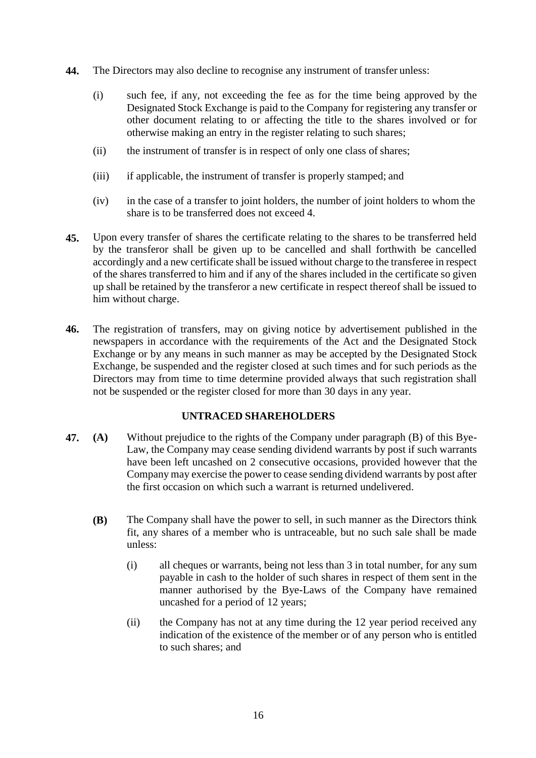**44.** The Directors may also decline to recognise any instrument of transfer unless:

(i) such fee, if any, not exceeding the fee as for the time being approved by the Designated Stock Exchange is paid to the Company for registering any transfer or other document relating to or affecting the title to the shares involved or for otherwise making an entry in the register relating to such shares;

(ii) the instrument of transfer is in respect of only one class of shares;

(iii) if applicable, the instrument of transfer is properly stamped; and

(iv) in the case of a transfer to joint holders, the number of joint holders to whom the share is to be transferred does not exceed 4.

**45.** Upon every transfer of shares the certificate relating to the shares to be transferred held by the transferor shall be given up to be cancelled and shall forthwith be cancelled accordingly and a new certificate shall be issued without charge to the transferee in respect of the shares transferred to him and if any of the shares included in the certificate so given up shall be retained by the transferor a new certificate in respect thereof shall be issued to him without charge.

**46.** The registration of transfers, may on giving notice by advertisement published in the newspapers in accordance with the requirements of the Act and the Designated Stock Exchange or by any means in such manner as may be accepted by the Designated Stock Exchange, be suspended and the register closed at such times and for such periods as the Directors may from time to time determine provided always that such registration shall not be suspended or the register closed for more than 30 days in any year.

**UNTRACED SHAREHOLDERS**

**47.** **(A)** Without prejudice to the rights of the Company under paragraph (B) of this Bye-Law, the Company may cease sending dividend warrants by post if such warrants have been left uncashed on 2 consecutive occasions, provided however that the Company may exercise the power to cease sending dividend warrants by post after the first occasion on which such a warrant is returned undelivered.

**(B)** The Company shall have the power to sell, in such manner as the Directors think fit, any shares of a member who is untraceable, but no such sale shall be made unless:

(i) all cheques or warrants, being not less than 3 in total number, for any sum payable in cash to the holder of such shares in respect of them sent in the manner authorised by the Bye-Laws of the Company have remained uncashed for a period of 12 years;

(ii) the Company has not at any time during the 12 year period received any indication of the existence of the member or of any person who is entitled to such shares; and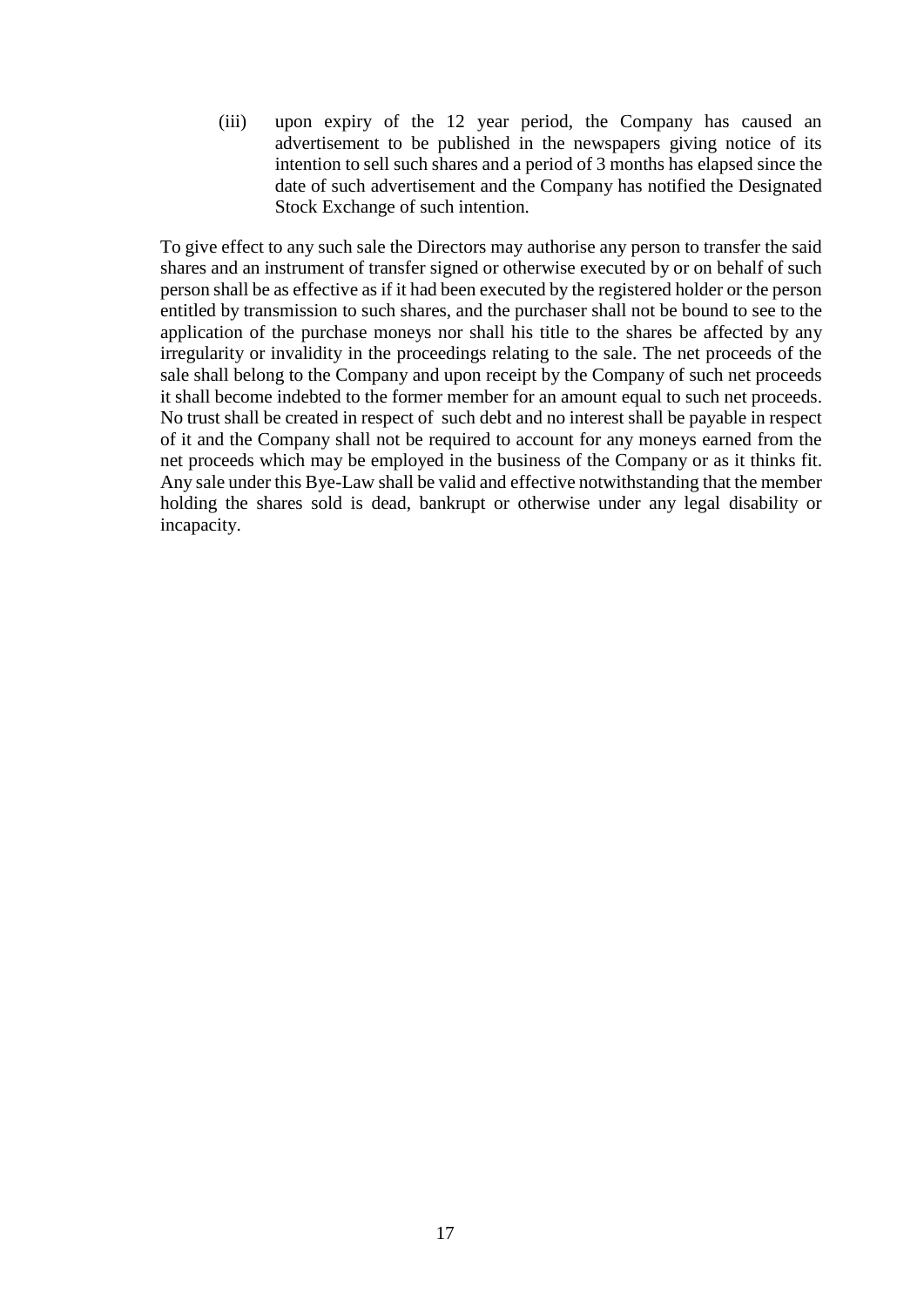(iii) upon expiry of the 12 year period, the Company has caused an advertisement to be published in the newspapers giving notice of its intention to sell such shares and a period of 3 months has elapsed since the date of such advertisement and the Company has notified the Designated Stock Exchange of such intention.

To give effect to any such sale the Directors may authorise any person to transfer the said shares and an instrument of transfer signed or otherwise executed by or on behalf of such person shall be as effective as if it had been executed by the registered holder or the person entitled by transmission to such shares, and the purchaser shall not be bound to see to the application of the purchase moneys nor shall his title to the shares be affected by any irregularity or invalidity in the proceedings relating to the sale. The net proceeds of the sale shall belong to the Company and upon receipt by the Company of such net proceeds it shall become indebted to the former member for an amount equal to such net proceeds. No trust shall be created in respect of such debt and no interest shall be payable in respect of it and the Company shall not be required to account for any moneys earned from the net proceeds which may be employed in the business of the Company or as it thinks fit. Any sale under this Bye-Law shall be valid and effective notwithstanding that the member holding the shares sold is dead, bankrupt or otherwise under any legal disability or incapacity.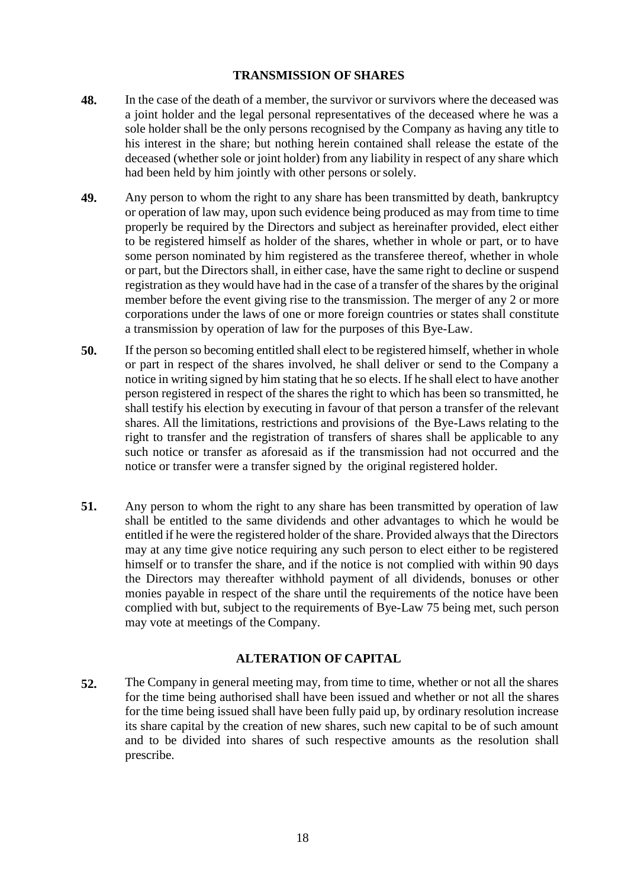## TRANSMISSION OF SHARES

**48.** In the case of the death of a member, the survivor or survivors where the deceased was a joint holder and the legal personal representatives of the deceased where he was a sole holder shall be the only persons recognised by the Company as having any title to his interest in the share; but nothing herein contained shall release the estate of the deceased (whether sole or joint holder) from any liability in respect of any share which had been held by him jointly with other persons or solely.

**49.** Any person to whom the right to any share has been transmitted by death, bankruptcy or operation of law may, upon such evidence being produced as may from time to time properly be required by the Directors and subject as hereinafter provided, elect either to be registered himself as holder of the shares, whether in whole or part, or to have some person nominated by him registered as the transferee thereof, whether in whole or part, but the Directors shall, in either case, have the same right to decline or suspend registration as they would have had in the case of a transfer of the shares by the original member before the event giving rise to the transmission. The merger of any 2 or more corporations under the laws of one or more foreign countries or states shall constitute a transmission by operation of law for the purposes of this Bye-Law.

**50.** If the person so becoming entitled shall elect to be registered himself, whether in whole or part in respect of the shares involved, he shall deliver or send to the Company a notice in writing signed by him stating that he so elects. If he shall elect to have another person registered in respect of the shares the right to which has been so transmitted, he shall testify his election by executing in favour of that person a transfer of the relevant shares. All the limitations, restrictions and provisions of the Bye-Laws relating to the right to transfer and the registration of transfers of shares shall be applicable to any such notice or transfer as aforesaid as if the transmission had not occurred and the notice or transfer were a transfer signed by the original registered holder.

**51.** Any person to whom the right to any share has been transmitted by operation of law shall be entitled to the same dividends and other advantages to which he would be entitled if he were the registered holder of the share. Provided always that the Directors may at any time give notice requiring any such person to elect either to be registered himself or to transfer the share, and if the notice is not complied with within 90 days the Directors may thereafter withhold payment of all dividends, bonuses or other monies payable in respect of the share until the requirements of the notice have been complied with but, subject to the requirements of Bye-Law 75 being met, such person may vote at meetings of the Company.

## ALTERATION OF CAPITAL

**52.** The Company in general meeting may, from time to time, whether or not all the shares for the time being authorised shall have been issued and whether or not all the shares for the time being issued shall have been fully paid up, by ordinary resolution increase its share capital by the creation of new shares, such new capital to be of such amount and to be divided into shares of such respective amounts as the resolution shall prescribe.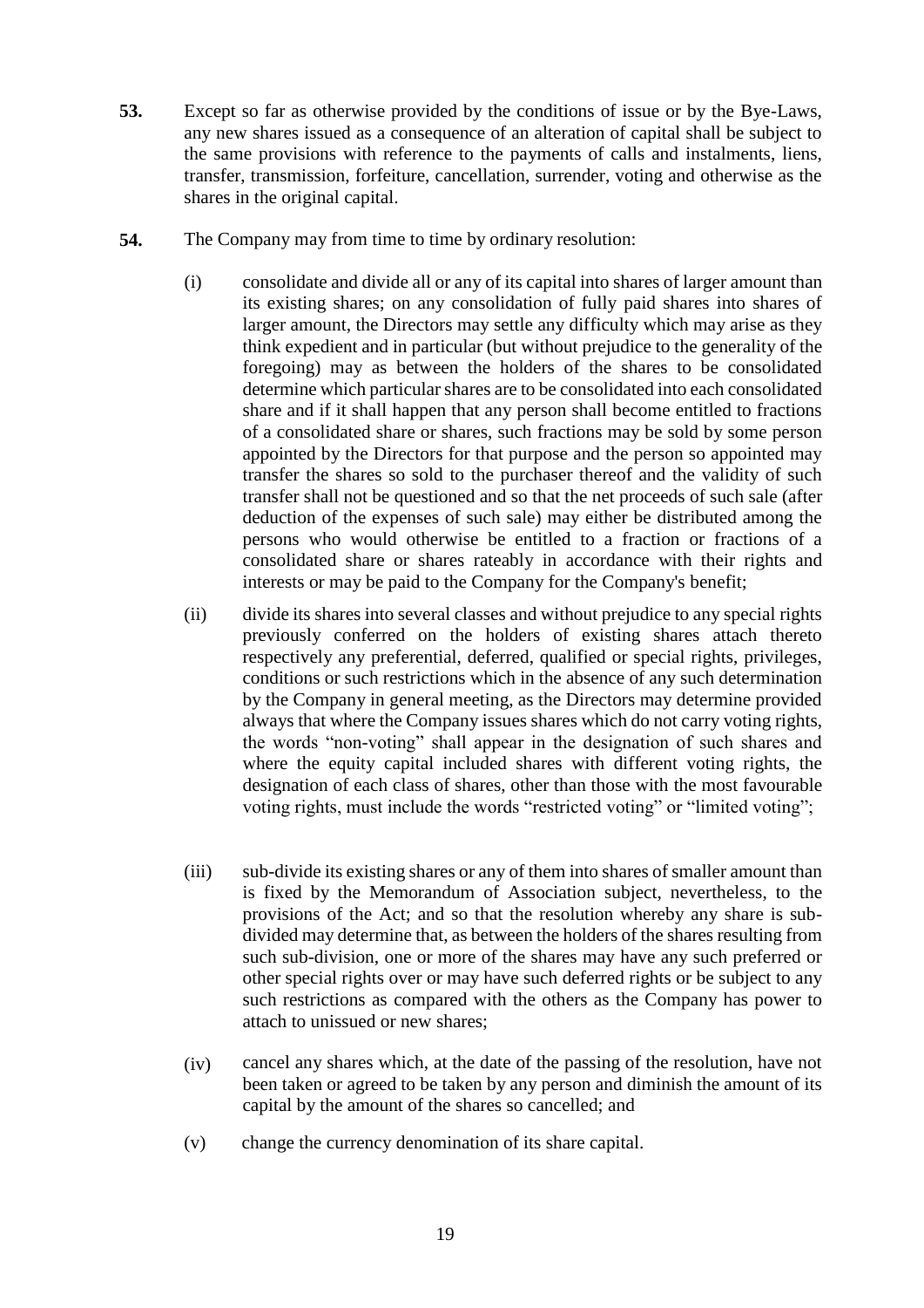**53.** Except so far as otherwise provided by the conditions of issue or by the Bye-Laws, any new shares issued as a consequence of an alteration of capital shall be subject to the same provisions with reference to the payments of calls and instalments, liens, transfer, transmission, forfeiture, cancellation, surrender, voting and otherwise as the shares in the original capital.

**54.** The Company may from time to time by ordinary resolution:

(i) consolidate and divide all or any of its capital into shares of larger amount than its existing shares; on any consolidation of fully paid shares into shares of larger amount, the Directors may settle any difficulty which may arise as they think expedient and in particular (but without prejudice to the generality of the foregoing) may as between the holders of the shares to be consolidated determine which particular shares are to be consolidated into each consolidated share and if it shall happen that any person shall become entitled to fractions of a consolidated share or shares, such fractions may be sold by some person appointed by the Directors for that purpose and the person so appointed may transfer the shares so sold to the purchaser thereof and the validity of such transfer shall not be questioned and so that the net proceeds of such sale (after deduction of the expenses of such sale) may either be distributed among the persons who would otherwise be entitled to a fraction or fractions of a consolidated share or shares rateably in accordance with their rights and interests or may be paid to the Company for the Company's benefit;

(ii) divide its shares into several classes and without prejudice to any special rights previously conferred on the holders of existing shares attach thereto respectively any preferential, deferred, qualified or special rights, privileges, conditions or such restrictions which in the absence of any such determination by the Company in general meeting, as the Directors may determine provided always that where the Company issues shares which do not carry voting rights, the words "non-voting" shall appear in the designation of such shares and where the equity capital included shares with different voting rights, the designation of each class of shares, other than those with the most favourable voting rights, must include the words "restricted voting" or "limited voting";

(iii) sub-divide its existing shares or any of them into shares of smaller amount than is fixed by the Memorandum of Association subject, nevertheless, to the provisions of the Act; and so that the resolution whereby any share is sub-divided may determine that, as between the holders of the shares resulting from such sub-division, one or more of the shares may have any such preferred or other special rights over or may have such deferred rights or be subject to any such restrictions as compared with the others as the Company has power to attach to unissued or new shares;

(iv) cancel any shares which, at the date of the passing of the resolution, have not been taken or agreed to be taken by any person and diminish the amount of its capital by the amount of the shares so cancelled; and

(v) change the currency denomination of its share capital.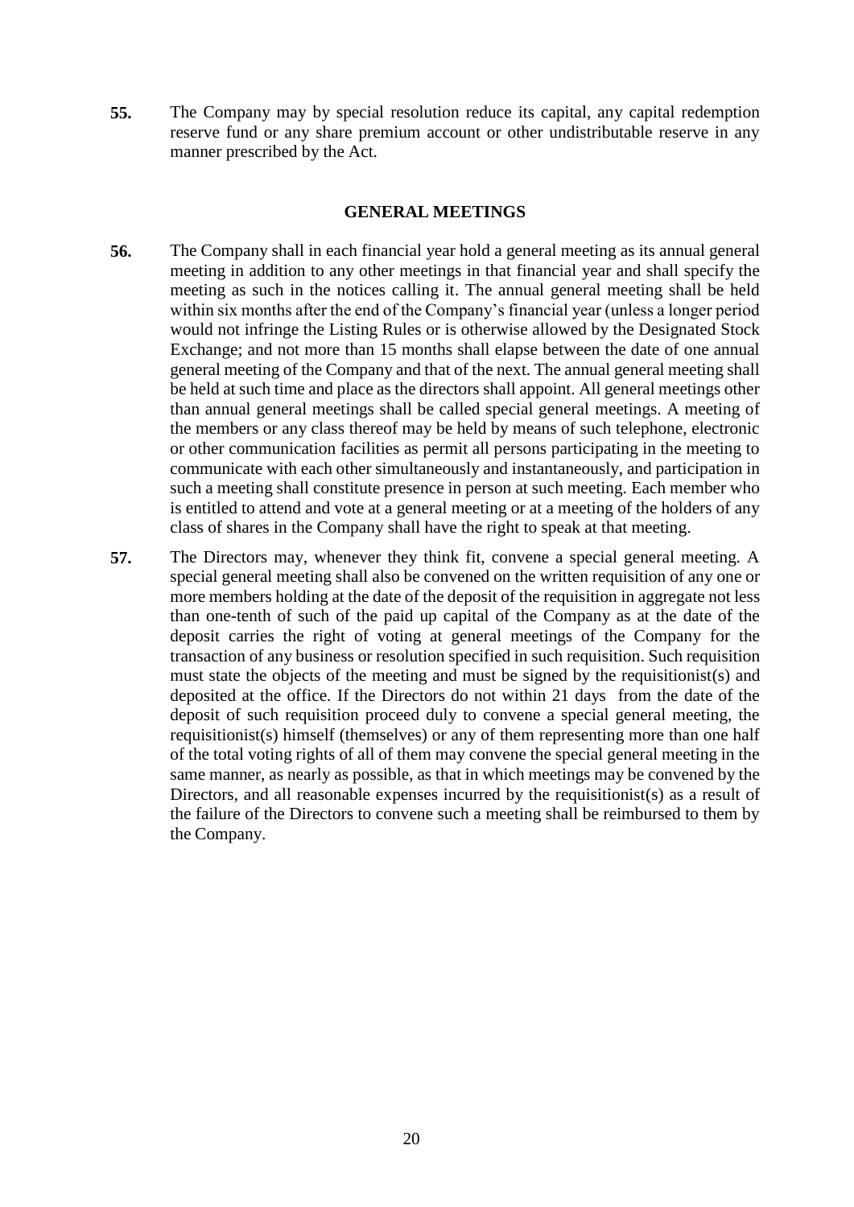**55.** The Company may by special resolution reduce its capital, any capital redemption reserve fund or any share premium account or other undistributable reserve in any manner prescribed by the Act.

## GENERAL MEETINGS

**56.** The Company shall in each financial year hold a general meeting as its annual general meeting in addition to any other meetings in that financial year and shall specify the meeting as such in the notices calling it. The annual general meeting shall be held within six months after the end of the Company's financial year (unless a longer period would not infringe the Listing Rules or is otherwise allowed by the Designated Stock Exchange; and not more than 15 months shall elapse between the date of one annual general meeting of the Company and that of the next. The annual general meeting shall be held at such time and place as the directors shall appoint. All general meetings other than annual general meetings shall be called special general meetings. A meeting of the members or any class thereof may be held by means of such telephone, electronic or other communication facilities as permit all persons participating in the meeting to communicate with each other simultaneously and instantaneously, and participation in such a meeting shall constitute presence in person at such meeting. Each member who is entitled to attend and vote at a general meeting or at a meeting of the holders of any class of shares in the Company shall have the right to speak at that meeting.

**57.** The Directors may, whenever they think fit, convene a special general meeting. A special general meeting shall also be convened on the written requisition of any one or more members holding at the date of the deposit of the requisition in aggregate not less than one-tenth of such of the paid up capital of the Company as at the date of the deposit carries the right of voting at general meetings of the Company for the transaction of any business or resolution specified in such requisition. Such requisition must state the objects of the meeting and must be signed by the requisitionist(s) and deposited at the office. If the Directors do not within 21 days from the date of the deposit of such requisition proceed duly to convene a special general meeting, the requisitionist(s) himself (themselves) or any of them representing more than one half of the total voting rights of all of them may convene the special general meeting in the same manner, as nearly as possible, as that in which meetings may be convened by the Directors, and all reasonable expenses incurred by the requisitionist(s) as a result of the failure of the Directors to convene such a meeting shall be reimbursed to them by the Company.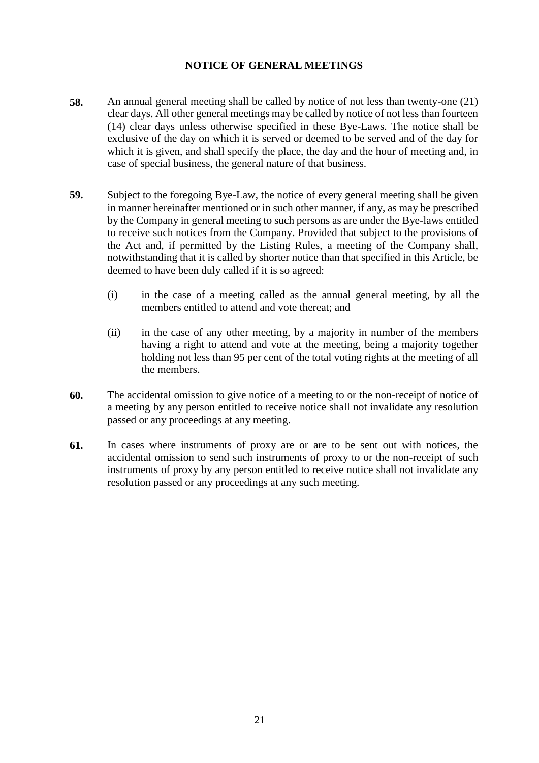## NOTICE OF GENERAL MEETINGS

**58.** An annual general meeting shall be called by notice of not less than twenty-one (21) clear days. All other general meetings may be called by notice of not less than fourteen (14) clear days unless otherwise specified in these Bye-Laws. The notice shall be exclusive of the day on which it is served or deemed to be served and of the day for which it is given, and shall specify the place, the day and the hour of meeting and, in case of special business, the general nature of that business.

**59.** Subject to the foregoing Bye-Law, the notice of every general meeting shall be given in manner hereinafter mentioned or in such other manner, if any, as may be prescribed by the Company in general meeting to such persons as are under the Bye-laws entitled to receive such notices from the Company. Provided that subject to the provisions of the Act and, if permitted by the Listing Rules, a meeting of the Company shall, notwithstanding that it is called by shorter notice than that specified in this Article, be deemed to have been duly called if it is so agreed:

(i) in the case of a meeting called as the annual general meeting, by all the members entitled to attend and vote thereat; and

(ii) in the case of any other meeting, by a majority in number of the members having a right to attend and vote at the meeting, being a majority together holding not less than 95 per cent of the total voting rights at the meeting of all the members.

**60.** The accidental omission to give notice of a meeting to or the non-receipt of notice of a meeting by any person entitled to receive notice shall not invalidate any resolution passed or any proceedings at any meeting.

**61.** In cases where instruments of proxy are or are to be sent out with notices, the accidental omission to send such instruments of proxy to or the non-receipt of such instruments of proxy by any person entitled to receive notice shall not invalidate any resolution passed or any proceedings at any such meeting.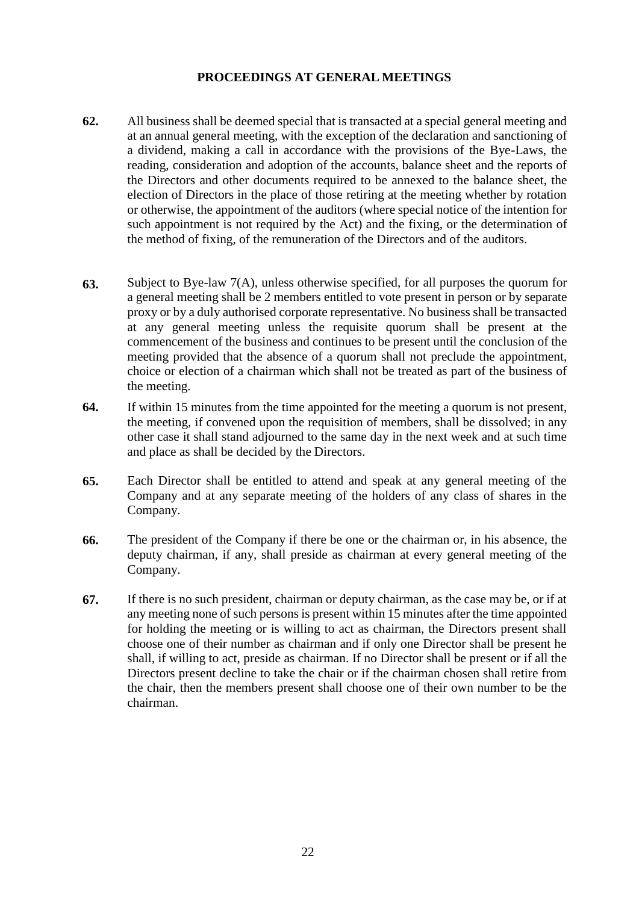## PROCEEDINGS AT GENERAL MEETINGS

**62.** All business shall be deemed special that is transacted at a special general meeting and at an annual general meeting, with the exception of the declaration and sanctioning of a dividend, making a call in accordance with the provisions of the Bye-Laws, the reading, consideration and adoption of the accounts, balance sheet and the reports of the Directors and other documents required to be annexed to the balance sheet, the election of Directors in the place of those retiring at the meeting whether by rotation or otherwise, the appointment of the auditors (where special notice of the intention for such appointment is not required by the Act) and the fixing, or the determination of the method of fixing, of the remuneration of the Directors and of the auditors.

**63.** Subject to Bye-law 7(A), unless otherwise specified, for all purposes the quorum for a general meeting shall be 2 members entitled to vote present in person or by separate proxy or by a duly authorised corporate representative. No business shall be transacted at any general meeting unless the requisite quorum shall be present at the commencement of the business and continues to be present until the conclusion of the meeting provided that the absence of a quorum shall not preclude the appointment, choice or election of a chairman which shall not be treated as part of the business of the meeting.

**64.** If within 15 minutes from the time appointed for the meeting a quorum is not present, the meeting, if convened upon the requisition of members, shall be dissolved; in any other case it shall stand adjourned to the same day in the next week and at such time and place as shall be decided by the Directors.

**65.** Each Director shall be entitled to attend and speak at any general meeting of the Company and at any separate meeting of the holders of any class of shares in the Company.

**66.** The president of the Company if there be one or the chairman or, in his absence, the deputy chairman, if any, shall preside as chairman at every general meeting of the Company.

**67.** If there is no such president, chairman or deputy chairman, as the case may be, or if at any meeting none of such persons is present within 15 minutes after the time appointed for holding the meeting or is willing to act as chairman, the Directors present shall choose one of their number as chairman and if only one Director shall be present he shall, if willing to act, preside as chairman. If no Director shall be present or if all the Directors present decline to take the chair or if the chairman chosen shall retire from the chair, then the members present shall choose one of their own number to be the chairman.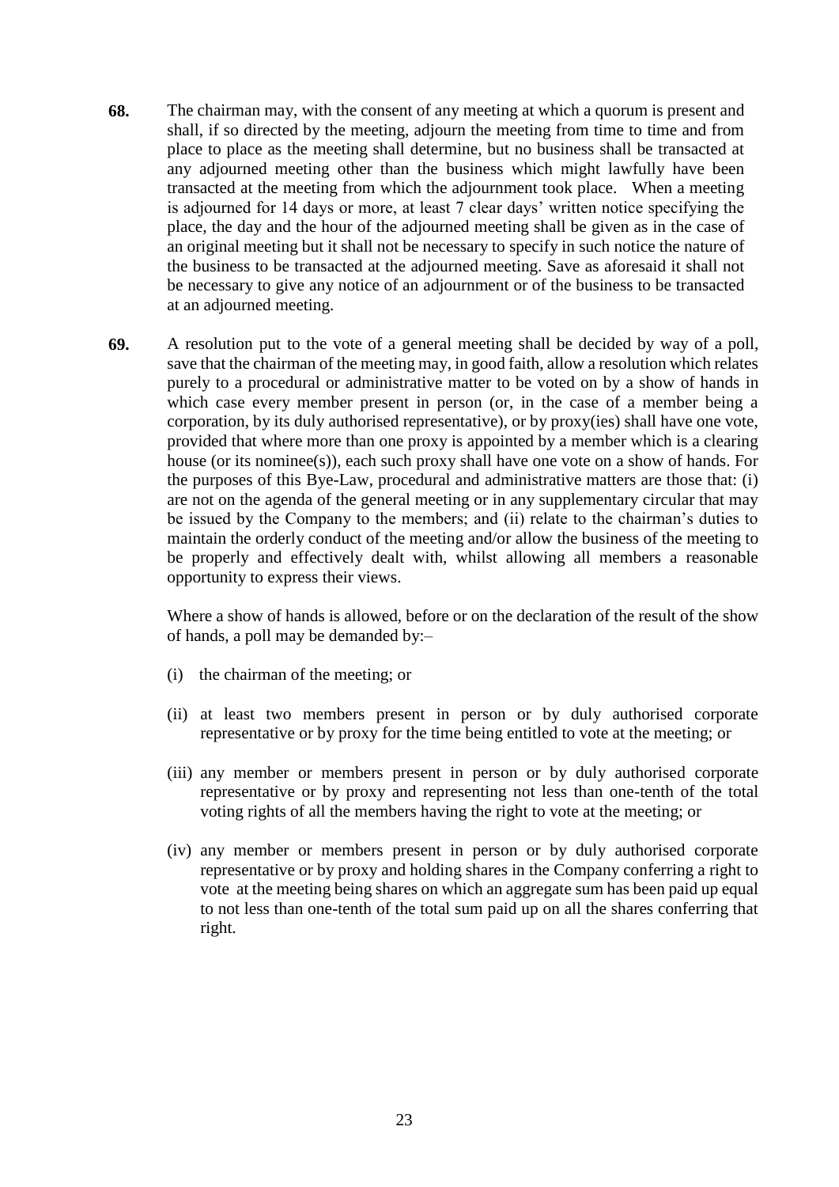**68.** The chairman may, with the consent of any meeting at which a quorum is present and shall, if so directed by the meeting, adjourn the meeting from time to time and from place to place as the meeting shall determine, but no business shall be transacted at any adjourned meeting other than the business which might lawfully have been transacted at the meeting from which the adjournment took place. When a meeting is adjourned for 14 days or more, at least 7 clear days' written notice specifying the place, the day and the hour of the adjourned meeting shall be given as in the case of an original meeting but it shall not be necessary to specify in such notice the nature of the business to be transacted at the adjourned meeting. Save as aforesaid it shall not be necessary to give any notice of an adjournment or of the business to be transacted at an adjourned meeting.

**69.** A resolution put to the vote of a general meeting shall be decided by way of a poll, save that the chairman of the meeting may, in good faith, allow a resolution which relates purely to a procedural or administrative matter to be voted on by a show of hands in which case every member present in person (or, in the case of a member being a corporation, by its duly authorised representative), or by proxy(ies) shall have one vote, provided that where more than one proxy is appointed by a member which is a clearing house (or its nominee(s)), each such proxy shall have one vote on a show of hands. For the purposes of this Bye-Law, procedural and administrative matters are those that: (i) are not on the agenda of the general meeting or in any supplementary circular that may be issued by the Company to the members; and (ii) relate to the chairman's duties to maintain the orderly conduct of the meeting and/or allow the business of the meeting to be properly and effectively dealt with, whilst allowing all members a reasonable opportunity to express their views.

Where a show of hands is allowed, before or on the declaration of the result of the show of hands, a poll may be demanded by:–

(i) the chairman of the meeting; or

(ii) at least two members present in person or by duly authorised corporate representative or by proxy for the time being entitled to vote at the meeting; or

(iii) any member or members present in person or by duly authorised corporate representative or by proxy and representing not less than one-tenth of the total voting rights of all the members having the right to vote at the meeting; or

(iv) any member or members present in person or by duly authorised corporate representative or by proxy and holding shares in the Company conferring a right to vote at the meeting being shares on which an aggregate sum has been paid up equal to not less than one-tenth of the total sum paid up on all the shares conferring that right.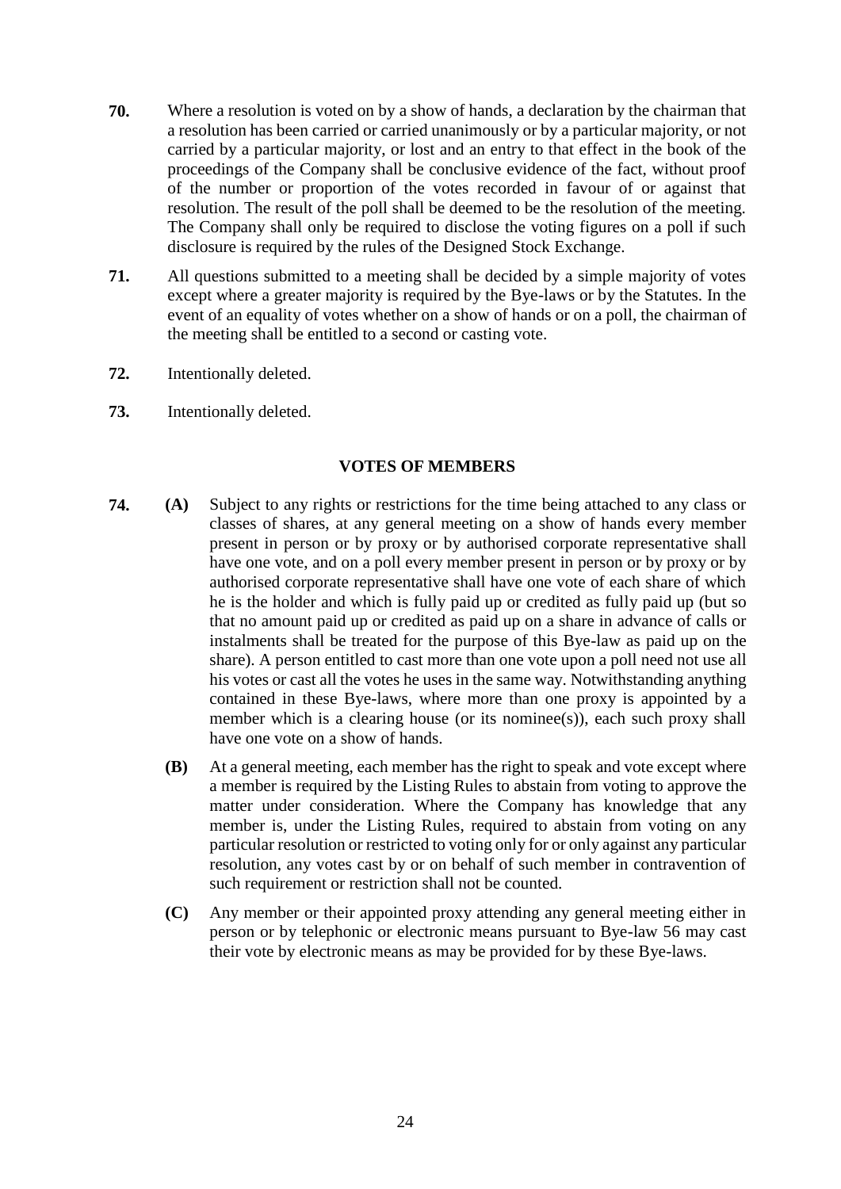**70.** Where a resolution is voted on by a show of hands, a declaration by the chairman that a resolution has been carried or carried unanimously or by a particular majority, or not carried by a particular majority, or lost and an entry to that effect in the book of the proceedings of the Company shall be conclusive evidence of the fact, without proof of the number or proportion of the votes recorded in favour of or against that resolution. The result of the poll shall be deemed to be the resolution of the meeting. The Company shall only be required to disclose the voting figures on a poll if such disclosure is required by the rules of the Designed Stock Exchange.

**71.** All questions submitted to a meeting shall be decided by a simple majority of votes except where a greater majority is required by the Bye-laws or by the Statutes. In the event of an equality of votes whether on a show of hands or on a poll, the chairman of the meeting shall be entitled to a second or casting vote.

**72.** Intentionally deleted.

**73.** Intentionally deleted.

## VOTES OF MEMBERS

**74.** **(A)** Subject to any rights or restrictions for the time being attached to any class or classes of shares, at any general meeting on a show of hands every member present in person or by proxy or by authorised corporate representative shall have one vote, and on a poll every member present in person or by proxy or by authorised corporate representative shall have one vote of each share of which he is the holder and which is fully paid up or credited as fully paid up (but so that no amount paid up or credited as paid up on a share in advance of calls or instalments shall be treated for the purpose of this Bye-law as paid up on the share). A person entitled to cast more than one vote upon a poll need not use all his votes or cast all the votes he uses in the same way. Notwithstanding anything contained in these Bye-laws, where more than one proxy is appointed by a member which is a clearing house (or its nominee(s)), each such proxy shall have one vote on a show of hands.

**(B)** At a general meeting, each member has the right to speak and vote except where a member is required by the Listing Rules to abstain from voting to approve the matter under consideration. Where the Company has knowledge that any member is, under the Listing Rules, required to abstain from voting on any particular resolution or restricted to voting only for or only against any particular resolution, any votes cast by or on behalf of such member in contravention of such requirement or restriction shall not be counted.

**(C)** Any member or their appointed proxy attending any general meeting either in person or by telephonic or electronic means pursuant to Bye-law 56 may cast their vote by electronic means as may be provided for by these Bye-laws.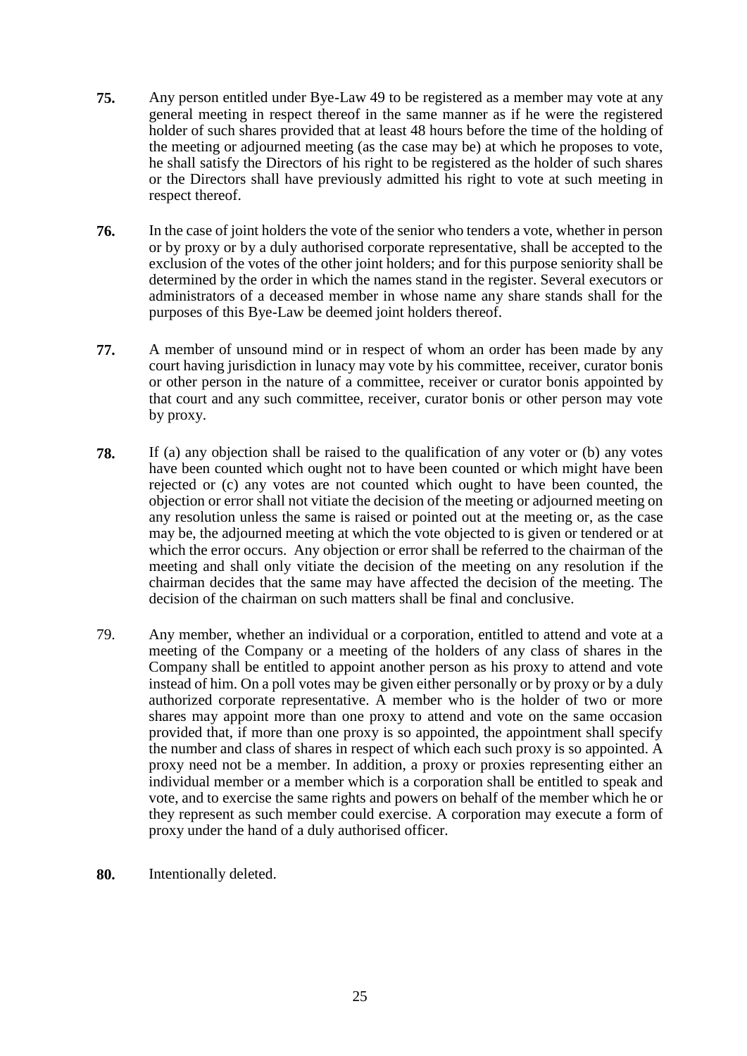**75.** Any person entitled under Bye-Law 49 to be registered as a member may vote at any general meeting in respect thereof in the same manner as if he were the registered holder of such shares provided that at least 48 hours before the time of the holding of the meeting or adjourned meeting (as the case may be) at which he proposes to vote, he shall satisfy the Directors of his right to be registered as the holder of such shares or the Directors shall have previously admitted his right to vote at such meeting in respect thereof.

**76.** In the case of joint holders the vote of the senior who tenders a vote, whether in person or by proxy or by a duly authorised corporate representative, shall be accepted to the exclusion of the votes of the other joint holders; and for this purpose seniority shall be determined by the order in which the names stand in the register. Several executors or administrators of a deceased member in whose name any share stands shall for the purposes of this Bye-Law be deemed joint holders thereof.

**77.** A member of unsound mind or in respect of whom an order has been made by any court having jurisdiction in lunacy may vote by his committee, receiver, curator bonis or other person in the nature of a committee, receiver or curator bonis appointed by that court and any such committee, receiver, curator bonis or other person may vote by proxy.

**78.** If (a) any objection shall be raised to the qualification of any voter or (b) any votes have been counted which ought not to have been counted or which might have been rejected or (c) any votes are not counted which ought to have been counted, the objection or error shall not vitiate the decision of the meeting or adjourned meeting on any resolution unless the same is raised or pointed out at the meeting or, as the case may be, the adjourned meeting at which the vote objected to is given or tendered or at which the error occurs. Any objection or error shall be referred to the chairman of the meeting and shall only vitiate the decision of the meeting on any resolution if the chairman decides that the same may have affected the decision of the meeting. The decision of the chairman on such matters shall be final and conclusive.

79. Any member, whether an individual or a corporation, entitled to attend and vote at a meeting of the Company or a meeting of the holders of any class of shares in the Company shall be entitled to appoint another person as his proxy to attend and vote instead of him. On a poll votes may be given either personally or by proxy or by a duly authorized corporate representative. A member who is the holder of two or more shares may appoint more than one proxy to attend and vote on the same occasion provided that, if more than one proxy is so appointed, the appointment shall specify the number and class of shares in respect of which each such proxy is so appointed. A proxy need not be a member. In addition, a proxy or proxies representing either an individual member or a member which is a corporation shall be entitled to speak and vote, and to exercise the same rights and powers on behalf of the member which he or they represent as such member could exercise. A corporation may execute a form of proxy under the hand of a duly authorised officer.

**80.** Intentionally deleted.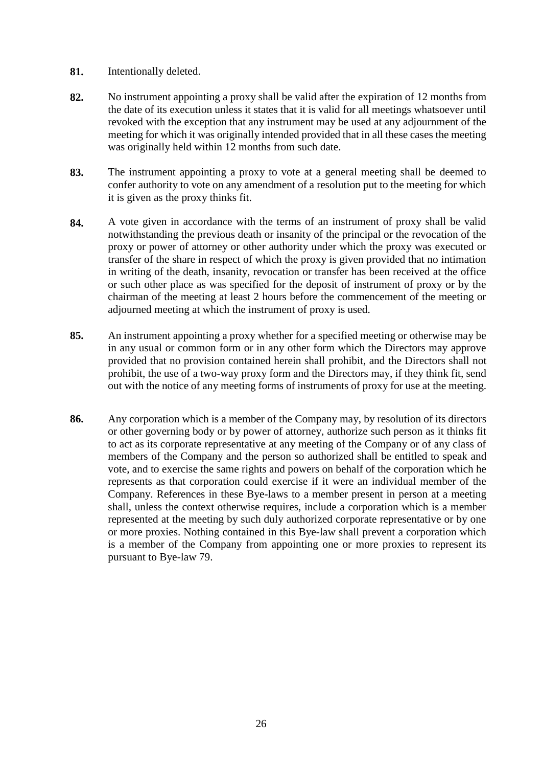**81.** Intentionally deleted.

**82.** No instrument appointing a proxy shall be valid after the expiration of 12 months from the date of its execution unless it states that it is valid for all meetings whatsoever until revoked with the exception that any instrument may be used at any adjournment of the meeting for which it was originally intended provided that in all these cases the meeting was originally held within 12 months from such date.

**83.** The instrument appointing a proxy to vote at a general meeting shall be deemed to confer authority to vote on any amendment of a resolution put to the meeting for which it is given as the proxy thinks fit.

**84.** A vote given in accordance with the terms of an instrument of proxy shall be valid notwithstanding the previous death or insanity of the principal or the revocation of the proxy or power of attorney or other authority under which the proxy was executed or transfer of the share in respect of which the proxy is given provided that no intimation in writing of the death, insanity, revocation or transfer has been received at the office or such other place as was specified for the deposit of instrument of proxy or by the chairman of the meeting at least 2 hours before the commencement of the meeting or adjourned meeting at which the instrument of proxy is used.

**85.** An instrument appointing a proxy whether for a specified meeting or otherwise may be in any usual or common form or in any other form which the Directors may approve provided that no provision contained herein shall prohibit, and the Directors shall not prohibit, the use of a two-way proxy form and the Directors may, if they think fit, send out with the notice of any meeting forms of instruments of proxy for use at the meeting.

**86.** Any corporation which is a member of the Company may, by resolution of its directors or other governing body or by power of attorney, authorize such person as it thinks fit to act as its corporate representative at any meeting of the Company or of any class of members of the Company and the person so authorized shall be entitled to speak and vote, and to exercise the same rights and powers on behalf of the corporation which he represents as that corporation could exercise if it were an individual member of the Company. References in these Bye-laws to a member present in person at a meeting shall, unless the context otherwise requires, include a corporation which is a member represented at the meeting by such duly authorized corporate representative or by one or more proxies. Nothing contained in this Bye-law shall prevent a corporation which is a member of the Company from appointing one or more proxies to represent its pursuant to Bye-law 79.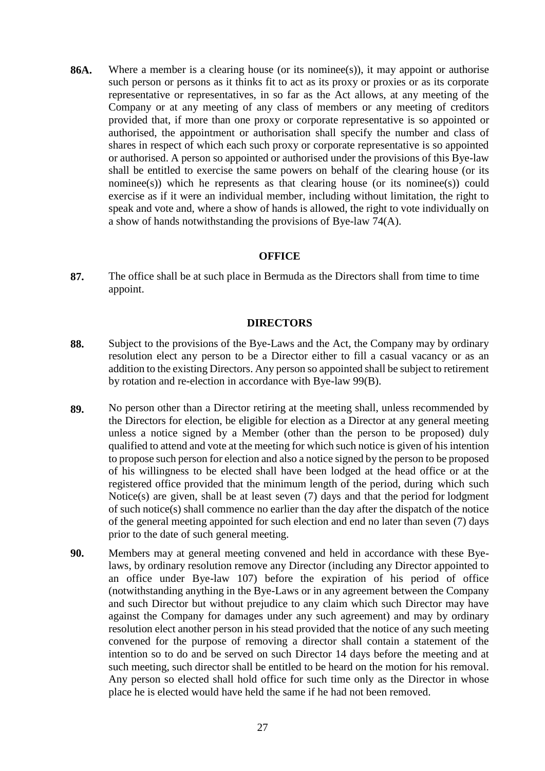**86A.** Where a member is a clearing house (or its nominee(s)), it may appoint or authorise such person or persons as it thinks fit to act as its proxy or proxies or as its corporate representative or representatives, in so far as the Act allows, at any meeting of the Company or at any meeting of any class of members or any meeting of creditors provided that, if more than one proxy or corporate representative is so appointed or authorised, the appointment or authorisation shall specify the number and class of shares in respect of which each such proxy or corporate representative is so appointed or authorised. A person so appointed or authorised under the provisions of this Bye-law shall be entitled to exercise the same powers on behalf of the clearing house (or its nominee(s)) which he represents as that clearing house (or its nominee(s)) could exercise as if it were an individual member, including without limitation, the right to speak and vote and, where a show of hands is allowed, the right to vote individually on a show of hands notwithstanding the provisions of Bye-law 74(A).

## OFFICE

**87.** The office shall be at such place in Bermuda as the Directors shall from time to time appoint.

## DIRECTORS

**88.** Subject to the provisions of the Bye-Laws and the Act, the Company may by ordinary resolution elect any person to be a Director either to fill a casual vacancy or as an addition to the existing Directors. Any person so appointed shall be subject to retirement by rotation and re-election in accordance with Bye-law 99(B).

**89.** No person other than a Director retiring at the meeting shall, unless recommended by the Directors for election, be eligible for election as a Director at any general meeting unless a notice signed by a Member (other than the person to be proposed) duly qualified to attend and vote at the meeting for which such notice is given of his intention to propose such person for election and also a notice signed by the person to be proposed of his willingness to be elected shall have been lodged at the head office or at the registered office provided that the minimum length of the period, during which such Notice(s) are given, shall be at least seven (7) days and that the period for lodgment of such notice(s) shall commence no earlier than the day after the dispatch of the notice of the general meeting appointed for such election and end no later than seven (7) days prior to the date of such general meeting.

**90.** Members may at general meeting convened and held in accordance with these Bye-laws, by ordinary resolution remove any Director (including any Director appointed to an office under Bye-law 107) before the expiration of his period of office (notwithstanding anything in the Bye-Laws or in any agreement between the Company and such Director but without prejudice to any claim which such Director may have against the Company for damages under any such agreement) and may by ordinary resolution elect another person in his stead provided that the notice of any such meeting convened for the purpose of removing a director shall contain a statement of the intention so to do and be served on such Director 14 days before the meeting and at such meeting, such director shall be entitled to be heard on the motion for his removal. Any person so elected shall hold office for such time only as the Director in whose place he is elected would have held the same if he had not been removed.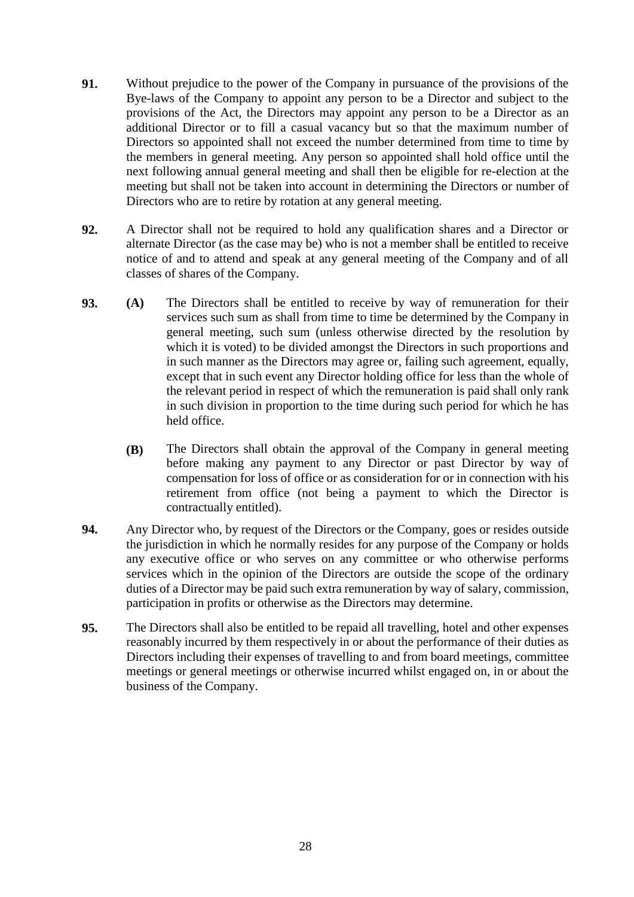**91.** Without prejudice to the power of the Company in pursuance of the provisions of the Bye-laws of the Company to appoint any person to be a Director and subject to the provisions of the Act, the Directors may appoint any person to be a Director as an additional Director or to fill a casual vacancy but so that the maximum number of Directors so appointed shall not exceed the number determined from time to time by the members in general meeting. Any person so appointed shall hold office until the next following annual general meeting and shall then be eligible for re-election at the meeting but shall not be taken into account in determining the Directors or number of Directors who are to retire by rotation at any general meeting.

**92.** A Director shall not be required to hold any qualification shares and a Director or alternate Director (as the case may be) who is not a member shall be entitled to receive notice of and to attend and speak at any general meeting of the Company and of all classes of shares of the Company.

**93.** **(A)** The Directors shall be entitled to receive by way of remuneration for their services such sum as shall from time to time be determined by the Company in general meeting, such sum (unless otherwise directed by the resolution by which it is voted) to be divided amongst the Directors in such proportions and in such manner as the Directors may agree or, failing such agreement, equally, except that in such event any Director holding office for less than the whole of the relevant period in respect of which the remuneration is paid shall only rank in such division in proportion to the time during such period for which he has held office.

**(B)** The Directors shall obtain the approval of the Company in general meeting before making any payment to any Director or past Director by way of compensation for loss of office or as consideration for or in connection with his retirement from office (not being a payment to which the Director is contractually entitled).

**94.** Any Director who, by request of the Directors or the Company, goes or resides outside the jurisdiction in which he normally resides for any purpose of the Company or holds any executive office or who serves on any committee or who otherwise performs services which in the opinion of the Directors are outside the scope of the ordinary duties of a Director may be paid such extra remuneration by way of salary, commission, participation in profits or otherwise as the Directors may determine.

**95.** The Directors shall also be entitled to be repaid all travelling, hotel and other expenses reasonably incurred by them respectively in or about the performance of their duties as Directors including their expenses of travelling to and from board meetings, committee meetings or general meetings or otherwise incurred whilst engaged on, in or about the business of the Company.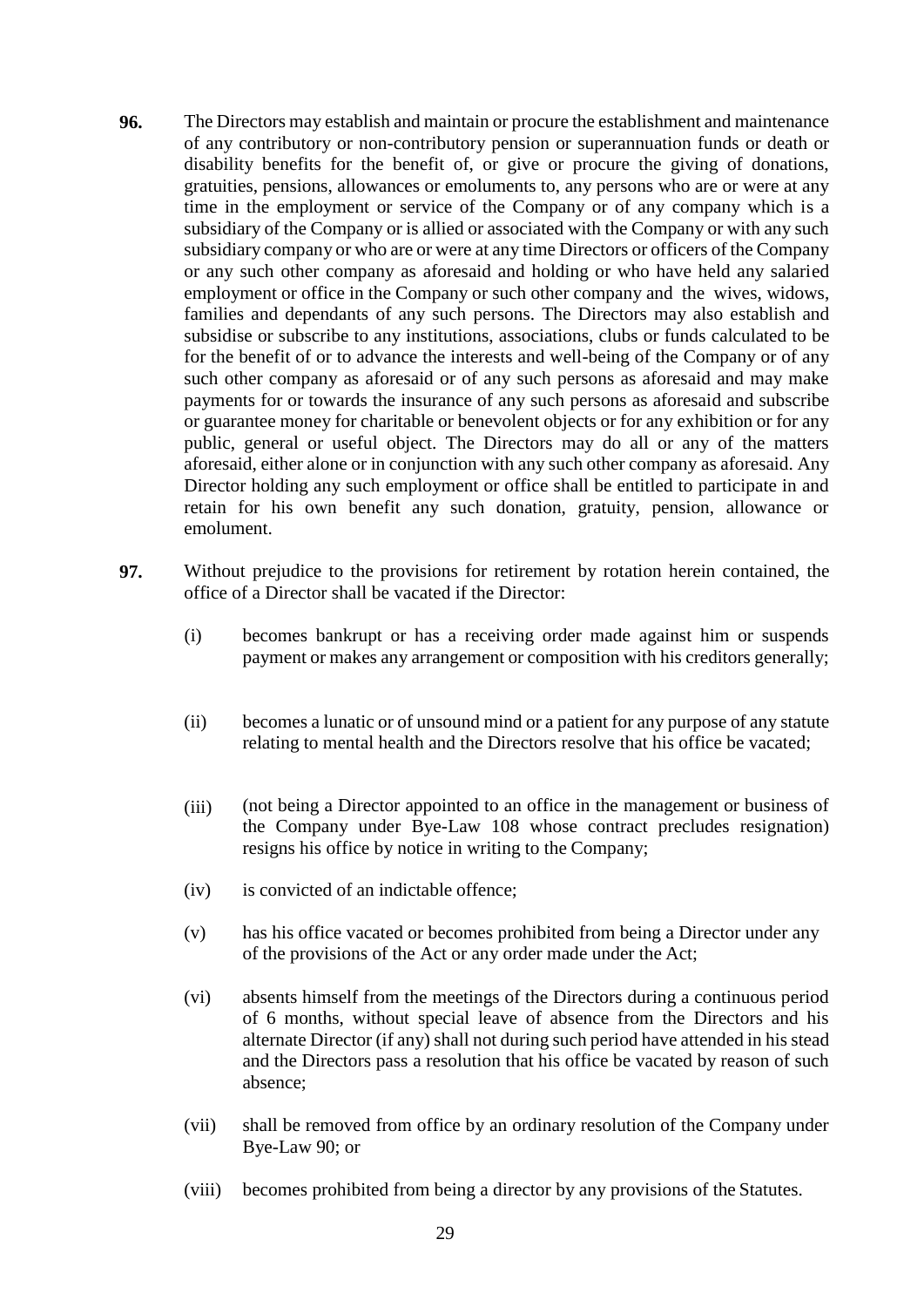**96.** The Directors may establish and maintain or procure the establishment and maintenance of any contributory or non-contributory pension or superannuation funds or death or disability benefits for the benefit of, or give or procure the giving of donations, gratuities, pensions, allowances or emoluments to, any persons who are or were at any time in the employment or service of the Company or of any company which is a subsidiary of the Company or is allied or associated with the Company or with any such subsidiary company or who are or were at any time Directors or officers of the Company or any such other company as aforesaid and holding or who have held any salaried employment or office in the Company or such other company and the wives, widows, families and dependants of any such persons. The Directors may also establish and subsidise or subscribe to any institutions, associations, clubs or funds calculated to be for the benefit of or to advance the interests and well-being of the Company or of any such other company as aforesaid or of any such persons as aforesaid and may make payments for or towards the insurance of any such persons as aforesaid and subscribe or guarantee money for charitable or benevolent objects or for any exhibition or for any public, general or useful object. The Directors may do all or any of the matters aforesaid, either alone or in conjunction with any such other company as aforesaid. Any Director holding any such employment or office shall be entitled to participate in and retain for his own benefit any such donation, gratuity, pension, allowance or emolument.

**97.** Without prejudice to the provisions for retirement by rotation herein contained, the office of a Director shall be vacated if the Director:

(i) becomes bankrupt or has a receiving order made against him or suspends payment or makes any arrangement or composition with his creditors generally;

(ii) becomes a lunatic or of unsound mind or a patient for any purpose of any statute relating to mental health and the Directors resolve that his office be vacated;

(iii) (not being a Director appointed to an office in the management or business of the Company under Bye-Law 108 whose contract precludes resignation) resigns his office by notice in writing to the Company;

(iv) is convicted of an indictable offence;

(v) has his office vacated or becomes prohibited from being a Director under any of the provisions of the Act or any order made under the Act;

(vi) absents himself from the meetings of the Directors during a continuous period of 6 months, without special leave of absence from the Directors and his alternate Director (if any) shall not during such period have attended in his stead and the Directors pass a resolution that his office be vacated by reason of such absence;

(vii) shall be removed from office by an ordinary resolution of the Company under Bye-Law 90; or

(viii) becomes prohibited from being a director by any provisions of the Statutes.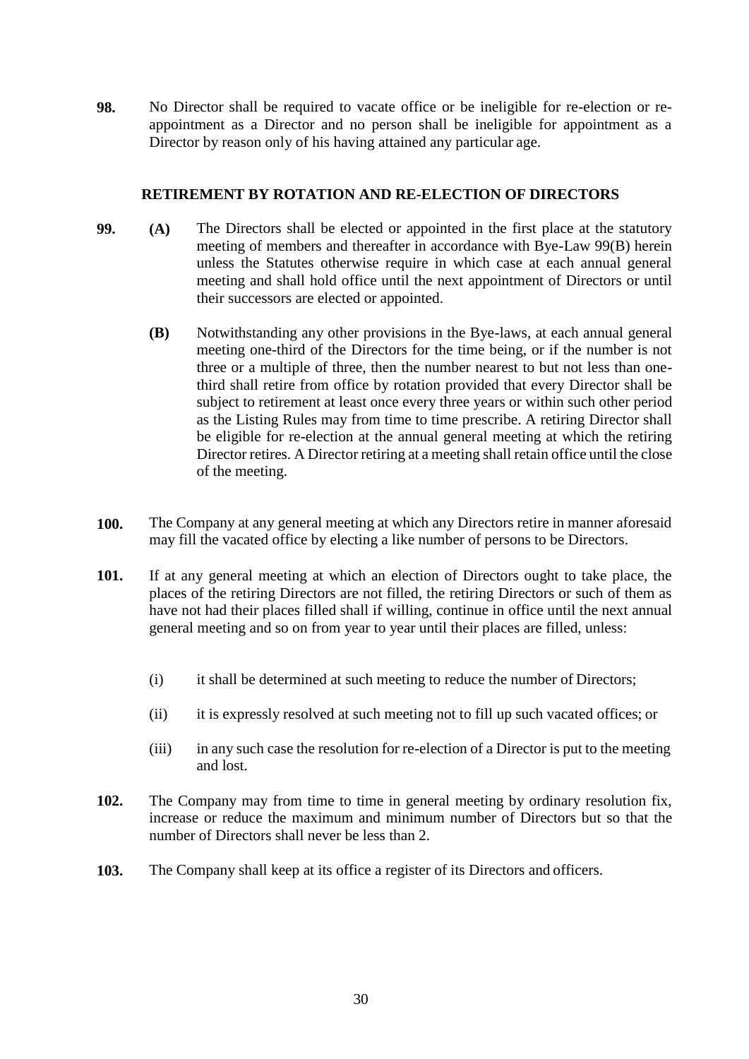**98.** No Director shall be required to vacate office or be ineligible for re-election or re-appointment as a Director and no person shall be ineligible for appointment as a Director by reason only of his having attained any particular age.

## RETIREMENT BY ROTATION AND RE-ELECTION OF DIRECTORS

**99.** **(A)** The Directors shall be elected or appointed in the first place at the statutory meeting of members and thereafter in accordance with Bye-Law 99(B) herein unless the Statutes otherwise require in which case at each annual general meeting and shall hold office until the next appointment of Directors or until their successors are elected or appointed.

**(B)** Notwithstanding any other provisions in the Bye-laws, at each annual general meeting one-third of the Directors for the time being, or if the number is not three or a multiple of three, then the number nearest to but not less than one-third shall retire from office by rotation provided that every Director shall be subject to retirement at least once every three years or within such other period as the Listing Rules may from time to time prescribe. A retiring Director shall be eligible for re-election at the annual general meeting at which the retiring Director retires. A Director retiring at a meeting shall retain office until the close of the meeting.

**100.** The Company at any general meeting at which any Directors retire in manner aforesaid may fill the vacated office by electing a like number of persons to be Directors.

**101.** If at any general meeting at which an election of Directors ought to take place, the places of the retiring Directors are not filled, the retiring Directors or such of them as have not had their places filled shall if willing, continue in office until the next annual general meeting and so on from year to year until their places are filled, unless:

(i) it shall be determined at such meeting to reduce the number of Directors;

(ii) it is expressly resolved at such meeting not to fill up such vacated offices; or

(iii) in any such case the resolution for re-election of a Director is put to the meeting and lost.

**102.** The Company may from time to time in general meeting by ordinary resolution fix, increase or reduce the maximum and minimum number of Directors but so that the number of Directors shall never be less than 2.

**103.** The Company shall keep at its office a register of its Directors and officers.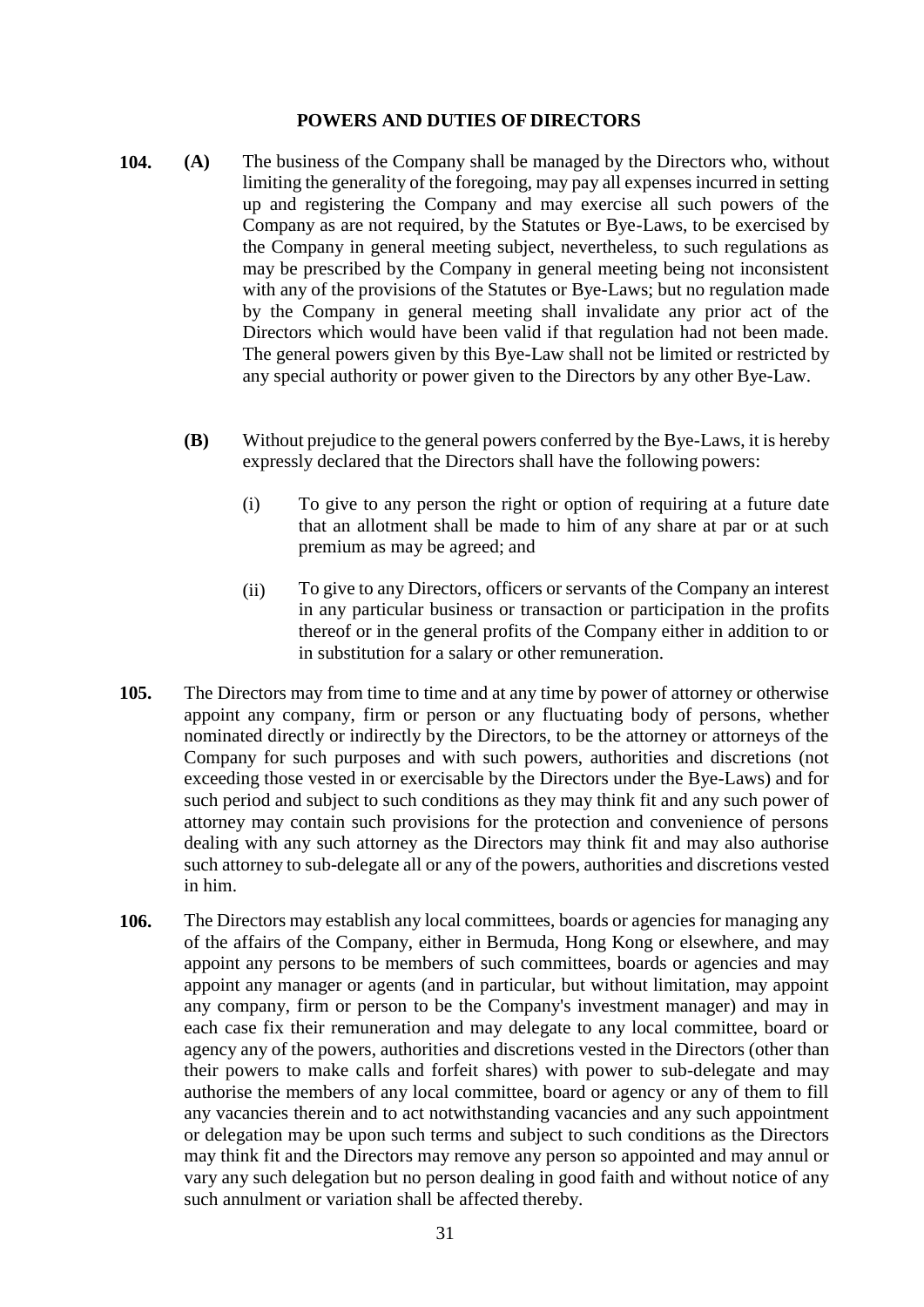## POWERS AND DUTIES OF DIRECTORS

**104.** **(A)** The business of the Company shall be managed by the Directors who, without limiting the generality of the foregoing, may pay all expenses incurred in setting up and registering the Company and may exercise all such powers of the Company as are not required, by the Statutes or Bye-Laws, to be exercised by the Company in general meeting subject, nevertheless, to such regulations as may be prescribed by the Company in general meeting being not inconsistent with any of the provisions of the Statutes or Bye-Laws; but no regulation made by the Company in general meeting shall invalidate any prior act of the Directors which would have been valid if that regulation had not been made. The general powers given by this Bye-Law shall not be limited or restricted by any special authority or power given to the Directors by any other Bye-Law.

**(B)** Without prejudice to the general powers conferred by the Bye-Laws, it is hereby expressly declared that the Directors shall have the following powers:

(i) To give to any person the right or option of requiring at a future date that an allotment shall be made to him of any share at par or at such premium as may be agreed; and

(ii) To give to any Directors, officers or servants of the Company an interest in any particular business or transaction or participation in the profits thereof or in the general profits of the Company either in addition to or in substitution for a salary or other remuneration.

**105.** The Directors may from time to time and at any time by power of attorney or otherwise appoint any company, firm or person or any fluctuating body of persons, whether nominated directly or indirectly by the Directors, to be the attorney or attorneys of the Company for such purposes and with such powers, authorities and discretions (not exceeding those vested in or exercisable by the Directors under the Bye-Laws) and for such period and subject to such conditions as they may think fit and any such power of attorney may contain such provisions for the protection and convenience of persons dealing with any such attorney as the Directors may think fit and may also authorise such attorney to sub-delegate all or any of the powers, authorities and discretions vested in him.

**106.** The Directors may establish any local committees, boards or agencies for managing any of the affairs of the Company, either in Bermuda, Hong Kong or elsewhere, and may appoint any persons to be members of such committees, boards or agencies and may appoint any manager or agents (and in particular, but without limitation, may appoint any company, firm or person to be the Company's investment manager) and may in each case fix their remuneration and may delegate to any local committee, board or agency any of the powers, authorities and discretions vested in the Directors (other than their powers to make calls and forfeit shares) with power to sub-delegate and may authorise the members of any local committee, board or agency or any of them to fill any vacancies therein and to act notwithstanding vacancies and any such appointment or delegation may be upon such terms and subject to such conditions as the Directors may think fit and the Directors may remove any person so appointed and may annul or vary any such delegation but no person dealing in good faith and without notice of any such annulment or variation shall be affected thereby.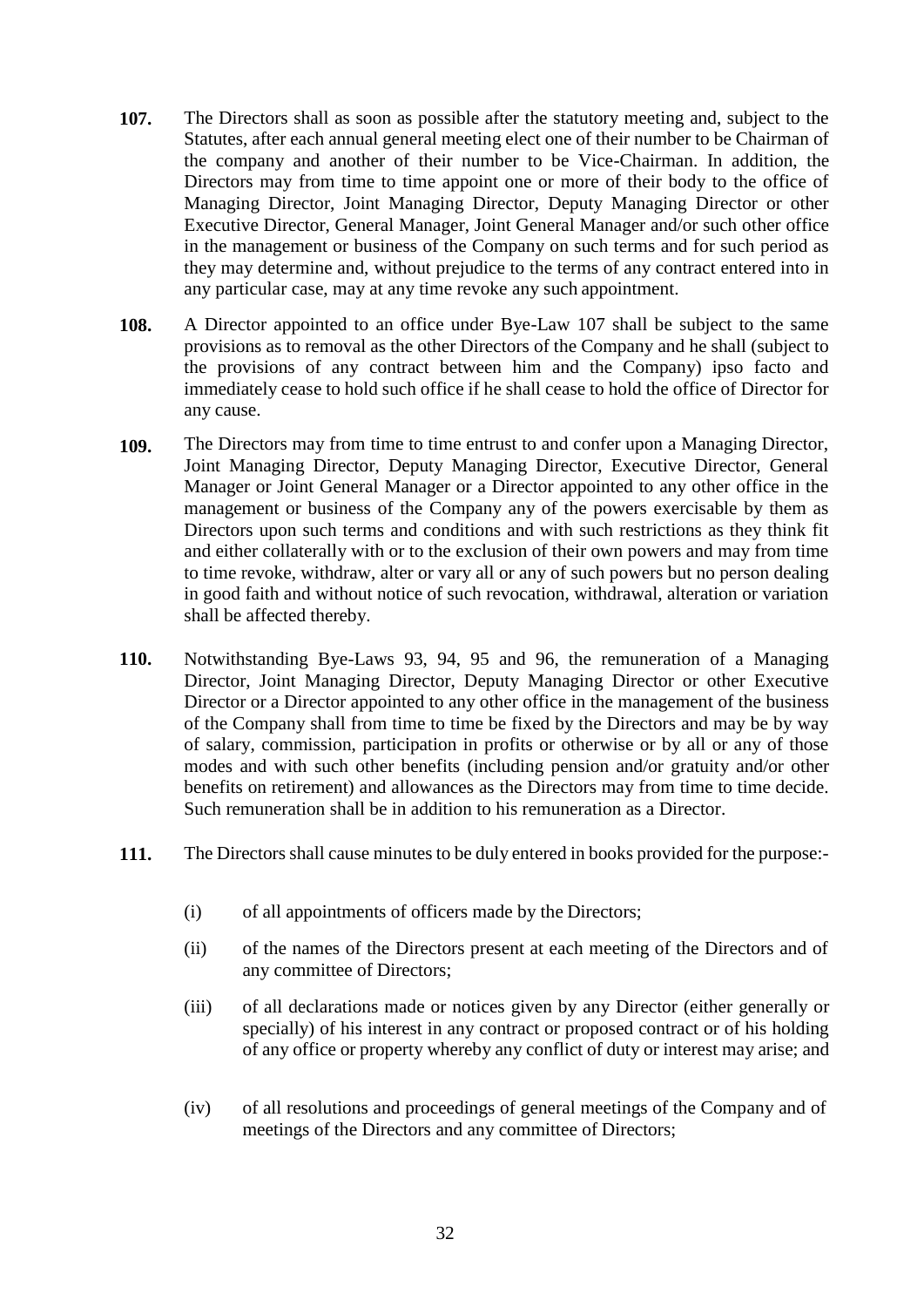**107.** The Directors shall as soon as possible after the statutory meeting and, subject to the Statutes, after each annual general meeting elect one of their number to be Chairman of the company and another of their number to be Vice-Chairman. In addition, the Directors may from time to time appoint one or more of their body to the office of Managing Director, Joint Managing Director, Deputy Managing Director or other Executive Director, General Manager, Joint General Manager and/or such other office in the management or business of the Company on such terms and for such period as they may determine and, without prejudice to the terms of any contract entered into in any particular case, may at any time revoke any such appointment.

**108.** A Director appointed to an office under Bye-Law 107 shall be subject to the same provisions as to removal as the other Directors of the Company and he shall (subject to the provisions of any contract between him and the Company) ipso facto and immediately cease to hold such office if he shall cease to hold the office of Director for any cause.

**109.** The Directors may from time to time entrust to and confer upon a Managing Director, Joint Managing Director, Deputy Managing Director, Executive Director, General Manager or Joint General Manager or a Director appointed to any other office in the management or business of the Company any of the powers exercisable by them as Directors upon such terms and conditions and with such restrictions as they think fit and either collaterally with or to the exclusion of their own powers and may from time to time revoke, withdraw, alter or vary all or any of such powers but no person dealing in good faith and without notice of such revocation, withdrawal, alteration or variation shall be affected thereby.

**110.** Notwithstanding Bye-Laws 93, 94, 95 and 96, the remuneration of a Managing Director, Joint Managing Director, Deputy Managing Director or other Executive Director or a Director appointed to any other office in the management of the business of the Company shall from time to time be fixed by the Directors and may be by way of salary, commission, participation in profits or otherwise or by all or any of those modes and with such other benefits (including pension and/or gratuity and/or other benefits on retirement) and allowances as the Directors may from time to time decide. Such remuneration shall be in addition to his remuneration as a Director.

**111.** The Directors shall cause minutes to be duly entered in books provided for the purpose:-

(i) of all appointments of officers made by the Directors;

(ii) of the names of the Directors present at each meeting of the Directors and of any committee of Directors;

(iii) of all declarations made or notices given by any Director (either generally or specially) of his interest in any contract or proposed contract or of his holding of any office or property whereby any conflict of duty or interest may arise; and

(iv) of all resolutions and proceedings of general meetings of the Company and of meetings of the Directors and any committee of Directors;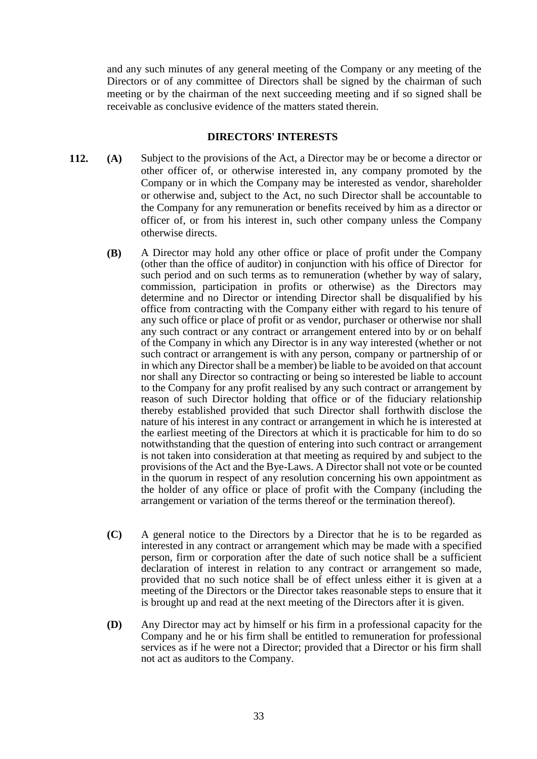and any such minutes of any general meeting of the Company or any meeting of the Directors or of any committee of Directors shall be signed by the chairman of such meeting or by the chairman of the next succeeding meeting and if so signed shall be receivable as conclusive evidence of the matters stated therein.

## DIRECTORS' INTERESTS

**112.** **(A)** Subject to the provisions of the Act, a Director may be or become a director or other officer of, or otherwise interested in, any company promoted by the Company or in which the Company may be interested as vendor, shareholder or otherwise and, subject to the Act, no such Director shall be accountable to the Company for any remuneration or benefits received by him as a director or officer of, or from his interest in, such other company unless the Company otherwise directs.

**(B)** A Director may hold any other office or place of profit under the Company (other than the office of auditor) in conjunction with his office of Director for such period and on such terms as to remuneration (whether by way of salary, commission, participation in profits or otherwise) as the Directors may determine and no Director or intending Director shall be disqualified by his office from contracting with the Company either with regard to his tenure of any such office or place of profit or as vendor, purchaser or otherwise nor shall any such contract or any contract or arrangement entered into by or on behalf of the Company in which any Director is in any way interested (whether or not such contract or arrangement is with any person, company or partnership of or in which any Director shall be a member) be liable to be avoided on that account nor shall any Director so contracting or being so interested be liable to account to the Company for any profit realised by any such contract or arrangement by reason of such Director holding that office or of the fiduciary relationship thereby established provided that such Director shall forthwith disclose the nature of his interest in any contract or arrangement in which he is interested at the earliest meeting of the Directors at which it is practicable for him to do so notwithstanding that the question of entering into such contract or arrangement is not taken into consideration at that meeting as required by and subject to the provisions of the Act and the Bye-Laws. A Director shall not vote or be counted in the quorum in respect of any resolution concerning his own appointment as the holder of any office or place of profit with the Company (including the arrangement or variation of the terms thereof or the termination thereof).

**(C)** A general notice to the Directors by a Director that he is to be regarded as interested in any contract or arrangement which may be made with a specified person, firm or corporation after the date of such notice shall be a sufficient declaration of interest in relation to any contract or arrangement so made, provided that no such notice shall be of effect unless either it is given at a meeting of the Directors or the Director takes reasonable steps to ensure that it is brought up and read at the next meeting of the Directors after it is given.

**(D)** Any Director may act by himself or his firm in a professional capacity for the Company and he or his firm shall be entitled to remuneration for professional services as if he were not a Director; provided that a Director or his firm shall not act as auditors to the Company.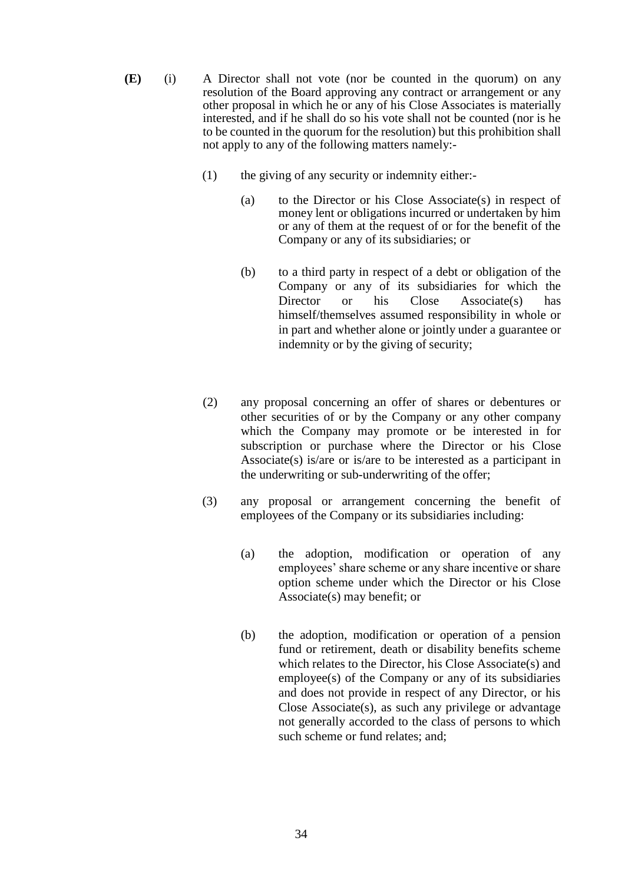**(E)** (i) A Director shall not vote (nor be counted in the quorum) on any resolution of the Board approving any contract or arrangement or any other proposal in which he or any of his Close Associates is materially interested, and if he shall do so his vote shall not be counted (nor is he to be counted in the quorum for the resolution) but this prohibition shall not apply to any of the following matters namely:-

(1) the giving of any security or indemnity either:-

(a) to the Director or his Close Associate(s) in respect of money lent or obligations incurred or undertaken by him or any of them at the request of or for the benefit of the Company or any of its subsidiaries; or

(b) to a third party in respect of a debt or obligation of the Company or any of its subsidiaries for which the Director or his Close Associate(s) has himself/themselves assumed responsibility in whole or in part and whether alone or jointly under a guarantee or indemnity or by the giving of security;

(2) any proposal concerning an offer of shares or debentures or other securities of or by the Company or any other company which the Company may promote or be interested in for subscription or purchase where the Director or his Close Associate(s) is/are or is/are to be interested as a participant in the underwriting or sub-underwriting of the offer;

(3) any proposal or arrangement concerning the benefit of employees of the Company or its subsidiaries including:

(a) the adoption, modification or operation of any employees' share scheme or any share incentive or share option scheme under which the Director or his Close Associate(s) may benefit; or

(b) the adoption, modification or operation of a pension fund or retirement, death or disability benefits scheme which relates to the Director, his Close Associate(s) and employee(s) of the Company or any of its subsidiaries and does not provide in respect of any Director, or his Close Associate(s), as such any privilege or advantage not generally accorded to the class of persons to which such scheme or fund relates; and;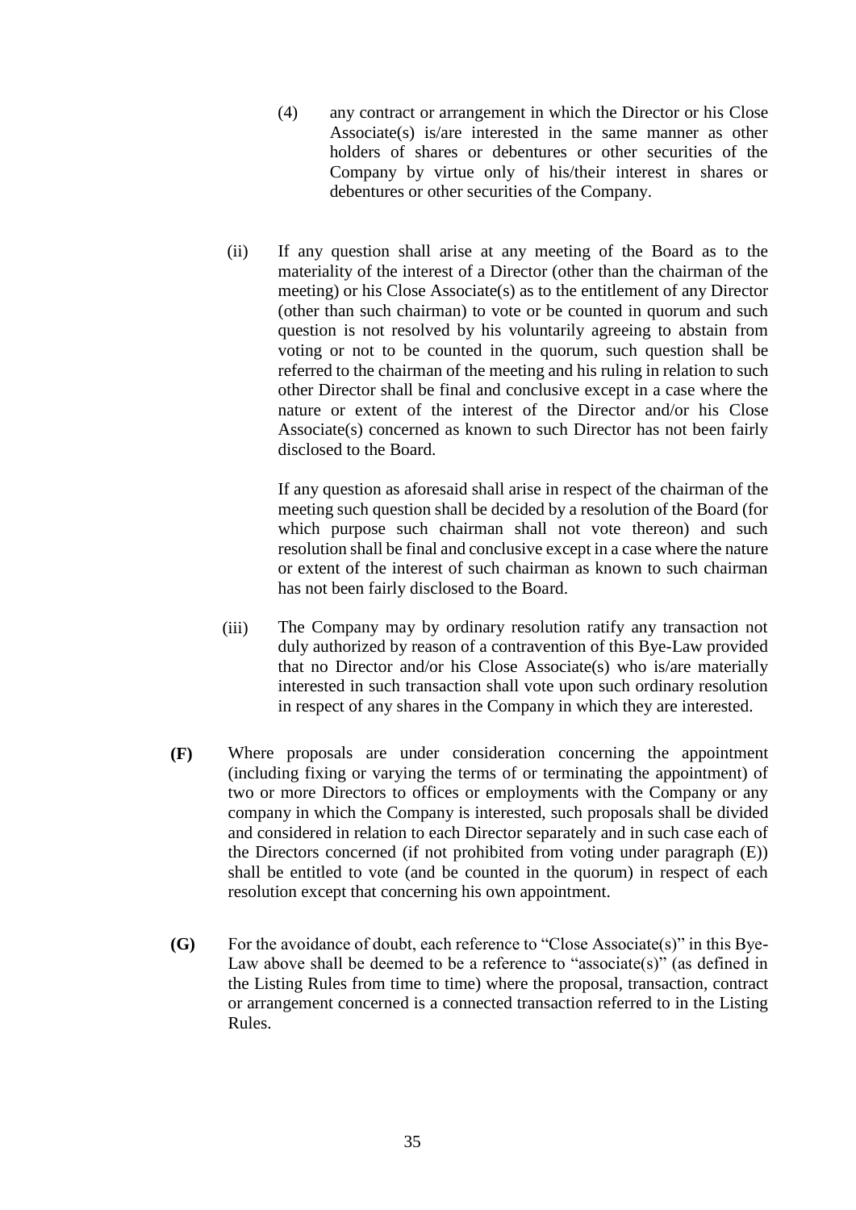(4) any contract or arrangement in which the Director or his Close Associate(s) is/are interested in the same manner as other holders of shares or debentures or other securities of the Company by virtue only of his/their interest in shares or debentures or other securities of the Company.

(ii) If any question shall arise at any meeting of the Board as to the materiality of the interest of a Director (other than the chairman of the meeting) or his Close Associate(s) as to the entitlement of any Director (other than such chairman) to vote or be counted in quorum and such question is not resolved by his voluntarily agreeing to abstain from voting or not to be counted in the quorum, such question shall be referred to the chairman of the meeting and his ruling in relation to such other Director shall be final and conclusive except in a case where the nature or extent of the interest of the Director and/or his Close Associate(s) concerned as known to such Director has not been fairly disclosed to the Board.

If any question as aforesaid shall arise in respect of the chairman of the meeting such question shall be decided by a resolution of the Board (for which purpose such chairman shall not vote thereon) and such resolution shall be final and conclusive except in a case where the nature or extent of the interest of such chairman as known to such chairman has not been fairly disclosed to the Board.

(iii) The Company may by ordinary resolution ratify any transaction not duly authorized by reason of a contravention of this Bye-Law provided that no Director and/or his Close Associate(s) who is/are materially interested in such transaction shall vote upon such ordinary resolution in respect of any shares in the Company in which they are interested.

**(F)** Where proposals are under consideration concerning the appointment (including fixing or varying the terms of or terminating the appointment) of two or more Directors to offices or employments with the Company or any company in which the Company is interested, such proposals shall be divided and considered in relation to each Director separately and in such case each of the Directors concerned (if not prohibited from voting under paragraph (E)) shall be entitled to vote (and be counted in the quorum) in respect of each resolution except that concerning his own appointment.

**(G)** For the avoidance of doubt, each reference to "Close Associate(s)" in this Bye-Law above shall be deemed to be a reference to "associate(s)" (as defined in the Listing Rules from time to time) where the proposal, transaction, contract or arrangement concerned is a connected transaction referred to in the Listing Rules.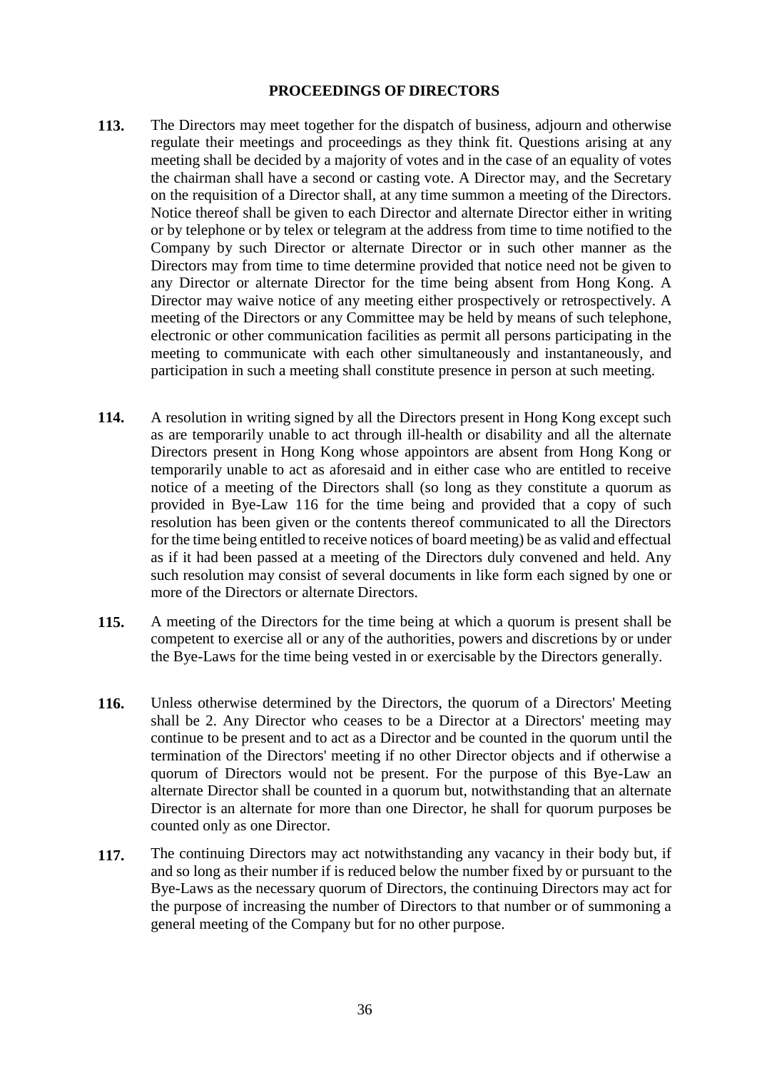## PROCEEDINGS OF DIRECTORS

**113.** The Directors may meet together for the dispatch of business, adjourn and otherwise regulate their meetings and proceedings as they think fit. Questions arising at any meeting shall be decided by a majority of votes and in the case of an equality of votes the chairman shall have a second or casting vote. A Director may, and the Secretary on the requisition of a Director shall, at any time summon a meeting of the Directors. Notice thereof shall be given to each Director and alternate Director either in writing or by telephone or by telex or telegram at the address from time to time notified to the Company by such Director or alternate Director or in such other manner as the Directors may from time to time determine provided that notice need not be given to any Director or alternate Director for the time being absent from Hong Kong. A Director may waive notice of any meeting either prospectively or retrospectively. A meeting of the Directors or any Committee may be held by means of such telephone, electronic or other communication facilities as permit all persons participating in the meeting to communicate with each other simultaneously and instantaneously, and participation in such a meeting shall constitute presence in person at such meeting.

**114.** A resolution in writing signed by all the Directors present in Hong Kong except such as are temporarily unable to act through ill-health or disability and all the alternate Directors present in Hong Kong whose appointors are absent from Hong Kong or temporarily unable to act as aforesaid and in either case who are entitled to receive notice of a meeting of the Directors shall (so long as they constitute a quorum as provided in Bye-Law 116 for the time being and provided that a copy of such resolution has been given or the contents thereof communicated to all the Directors for the time being entitled to receive notices of board meeting) be as valid and effectual as if it had been passed at a meeting of the Directors duly convened and held. Any such resolution may consist of several documents in like form each signed by one or more of the Directors or alternate Directors.

**115.** A meeting of the Directors for the time being at which a quorum is present shall be competent to exercise all or any of the authorities, powers and discretions by or under the Bye-Laws for the time being vested in or exercisable by the Directors generally.

**116.** Unless otherwise determined by the Directors, the quorum of a Directors' Meeting shall be 2. Any Director who ceases to be a Director at a Directors' meeting may continue to be present and to act as a Director and be counted in the quorum until the termination of the Directors' meeting if no other Director objects and if otherwise a quorum of Directors would not be present. For the purpose of this Bye-Law an alternate Director shall be counted in a quorum but, notwithstanding that an alternate Director is an alternate for more than one Director, he shall for quorum purposes be counted only as one Director.

**117.** The continuing Directors may act notwithstanding any vacancy in their body but, if and so long as their number if is reduced below the number fixed by or pursuant to the Bye-Laws as the necessary quorum of Directors, the continuing Directors may act for the purpose of increasing the number of Directors to that number or of summoning a general meeting of the Company but for no other purpose.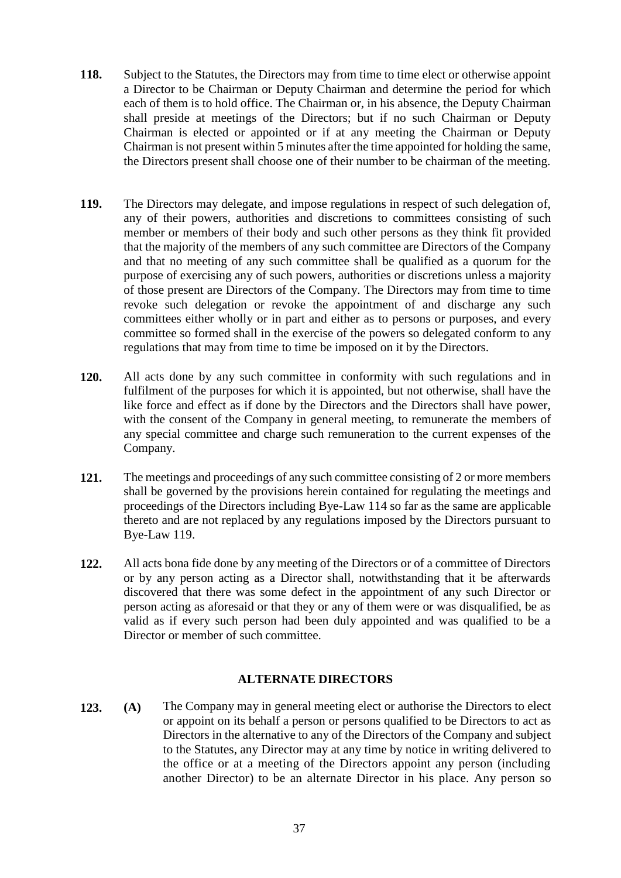**118.** Subject to the Statutes, the Directors may from time to time elect or otherwise appoint a Director to be Chairman or Deputy Chairman and determine the period for which each of them is to hold office. The Chairman or, in his absence, the Deputy Chairman shall preside at meetings of the Directors; but if no such Chairman or Deputy Chairman is elected or appointed or if at any meeting the Chairman or Deputy Chairman is not present within 5 minutes after the time appointed for holding the same, the Directors present shall choose one of their number to be chairman of the meeting.

**119.** The Directors may delegate, and impose regulations in respect of such delegation of, any of their powers, authorities and discretions to committees consisting of such member or members of their body and such other persons as they think fit provided that the majority of the members of any such committee are Directors of the Company and that no meeting of any such committee shall be qualified as a quorum for the purpose of exercising any of such powers, authorities or discretions unless a majority of those present are Directors of the Company. The Directors may from time to time revoke such delegation or revoke the appointment of and discharge any such committees either wholly or in part and either as to persons or purposes, and every committee so formed shall in the exercise of the powers so delegated conform to any regulations that may from time to time be imposed on it by the Directors.

**120.** All acts done by any such committee in conformity with such regulations and in fulfilment of the purposes for which it is appointed, but not otherwise, shall have the like force and effect as if done by the Directors and the Directors shall have power, with the consent of the Company in general meeting, to remunerate the members of any special committee and charge such remuneration to the current expenses of the Company.

**121.** The meetings and proceedings of any such committee consisting of 2 or more members shall be governed by the provisions herein contained for regulating the meetings and proceedings of the Directors including Bye-Law 114 so far as the same are applicable thereto and are not replaced by any regulations imposed by the Directors pursuant to Bye-Law 119.

**122.** All acts bona fide done by any meeting of the Directors or of a committee of Directors or by any person acting as a Director shall, notwithstanding that it be afterwards discovered that there was some defect in the appointment of any such Director or person acting as aforesaid or that they or any of them were or was disqualified, be as valid as if every such person had been duly appointed and was qualified to be a Director or member of such committee.

## ALTERNATE DIRECTORS

**123.** **(A)** The Company may in general meeting elect or authorise the Directors to elect or appoint on its behalf a person or persons qualified to be Directors to act as Directors in the alternative to any of the Directors of the Company and subject to the Statutes, any Director may at any time by notice in writing delivered to the office or at a meeting of the Directors appoint any person (including another Director) to be an alternate Director in his place. Any person so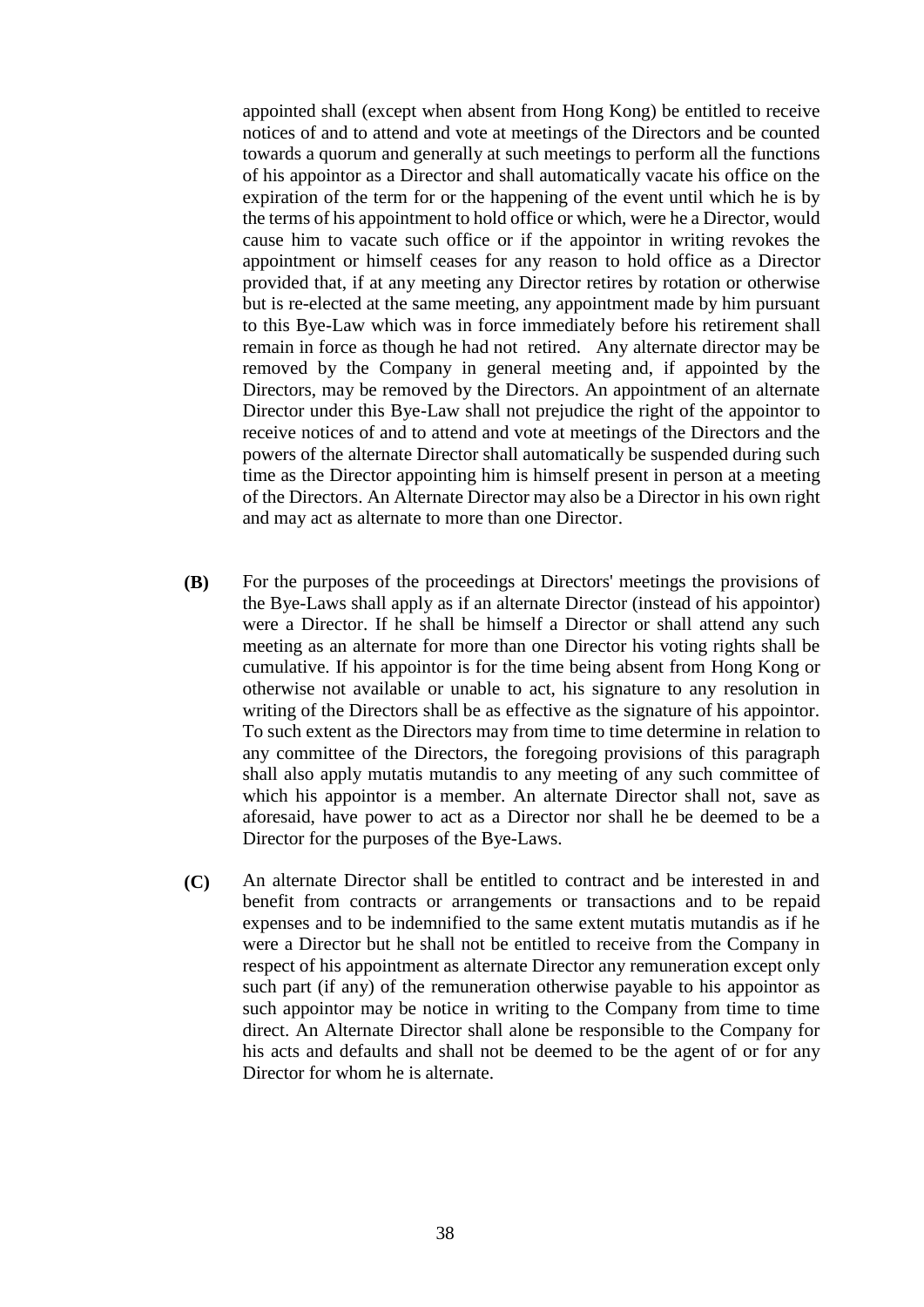appointed shall (except when absent from Hong Kong) be entitled to receive notices of and to attend and vote at meetings of the Directors and be counted towards a quorum and generally at such meetings to perform all the functions of his appointor as a Director and shall automatically vacate his office on the expiration of the term for or the happening of the event until which he is by the terms of his appointment to hold office or which, were he a Director, would cause him to vacate such office or if the appointor in writing revokes the appointment or himself ceases for any reason to hold office as a Director provided that, if at any meeting any Director retires by rotation or otherwise but is re-elected at the same meeting, any appointment made by him pursuant to this Bye-Law which was in force immediately before his retirement shall remain in force as though he had not retired. Any alternate director may be removed by the Company in general meeting and, if appointed by the Directors, may be removed by the Directors. An appointment of an alternate Director under this Bye-Law shall not prejudice the right of the appointor to receive notices of and to attend and vote at meetings of the Directors and the powers of the alternate Director shall automatically be suspended during such time as the Director appointing him is himself present in person at a meeting of the Directors. An Alternate Director may also be a Director in his own right and may act as alternate to more than one Director.

**(B)** For the purposes of the proceedings at Directors' meetings the provisions of the Bye-Laws shall apply as if an alternate Director (instead of his appointor) were a Director. If he shall be himself a Director or shall attend any such meeting as an alternate for more than one Director his voting rights shall be cumulative. If his appointor is for the time being absent from Hong Kong or otherwise not available or unable to act, his signature to any resolution in writing of the Directors shall be as effective as the signature of his appointor. To such extent as the Directors may from time to time determine in relation to any committee of the Directors, the foregoing provisions of this paragraph shall also apply mutatis mutandis to any meeting of any such committee of which his appointor is a member. An alternate Director shall not, save as aforesaid, have power to act as a Director nor shall he be deemed to be a Director for the purposes of the Bye-Laws.

**(C)** An alternate Director shall be entitled to contract and be interested in and benefit from contracts or arrangements or transactions and to be repaid expenses and to be indemnified to the same extent mutatis mutandis as if he were a Director but he shall not be entitled to receive from the Company in respect of his appointment as alternate Director any remuneration except only such part (if any) of the remuneration otherwise payable to his appointor as such appointor may be notice in writing to the Company from time to time direct. An Alternate Director shall alone be responsible to the Company for his acts and defaults and shall not be deemed to be the agent of or for any Director for whom he is alternate.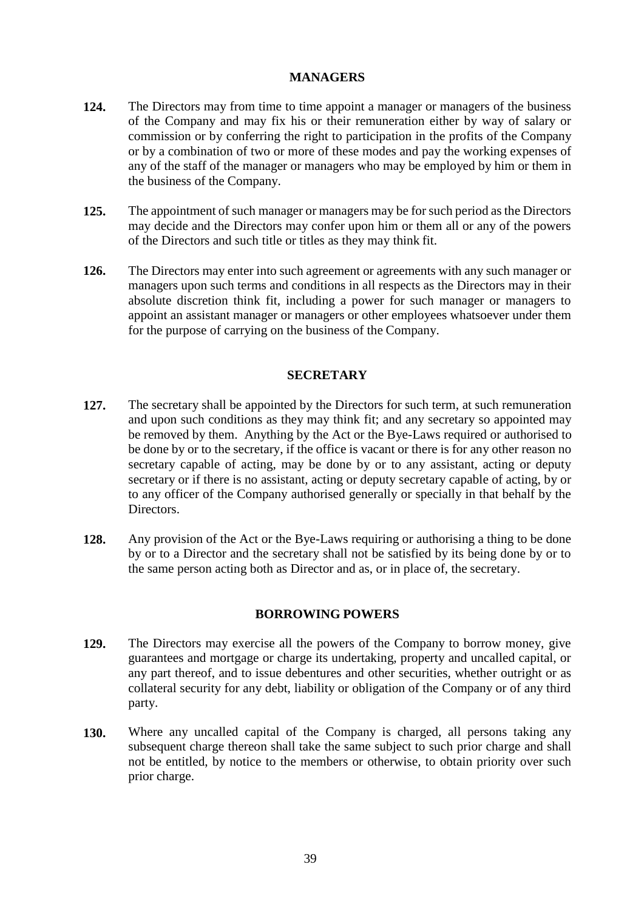## MANAGERS

**124.** The Directors may from time to time appoint a manager or managers of the business of the Company and may fix his or their remuneration either by way of salary or commission or by conferring the right to participation in the profits of the Company or by a combination of two or more of these modes and pay the working expenses of any of the staff of the manager or managers who may be employed by him or them in the business of the Company.

**125.** The appointment of such manager or managers may be for such period as the Directors may decide and the Directors may confer upon him or them all or any of the powers of the Directors and such title or titles as they may think fit.

**126.** The Directors may enter into such agreement or agreements with any such manager or managers upon such terms and conditions in all respects as the Directors may in their absolute discretion think fit, including a power for such manager or managers to appoint an assistant manager or managers or other employees whatsoever under them for the purpose of carrying on the business of the Company.

## SECRETARY

**127.** The secretary shall be appointed by the Directors for such term, at such remuneration and upon such conditions as they may think fit; and any secretary so appointed may be removed by them. Anything by the Act or the Bye-Laws required or authorised to be done by or to the secretary, if the office is vacant or there is for any other reason no secretary capable of acting, may be done by or to any assistant, acting or deputy secretary or if there is no assistant, acting or deputy secretary capable of acting, by or to any officer of the Company authorised generally or specially in that behalf by the Directors.

**128.** Any provision of the Act or the Bye-Laws requiring or authorising a thing to be done by or to a Director and the secretary shall not be satisfied by its being done by or to the same person acting both as Director and as, or in place of, the secretary.

## BORROWING POWERS

**129.** The Directors may exercise all the powers of the Company to borrow money, give guarantees and mortgage or charge its undertaking, property and uncalled capital, or any part thereof, and to issue debentures and other securities, whether outright or as collateral security for any debt, liability or obligation of the Company or of any third party.

**130.** Where any uncalled capital of the Company is charged, all persons taking any subsequent charge thereon shall take the same subject to such prior charge and shall not be entitled, by notice to the members or otherwise, to obtain priority over such prior charge.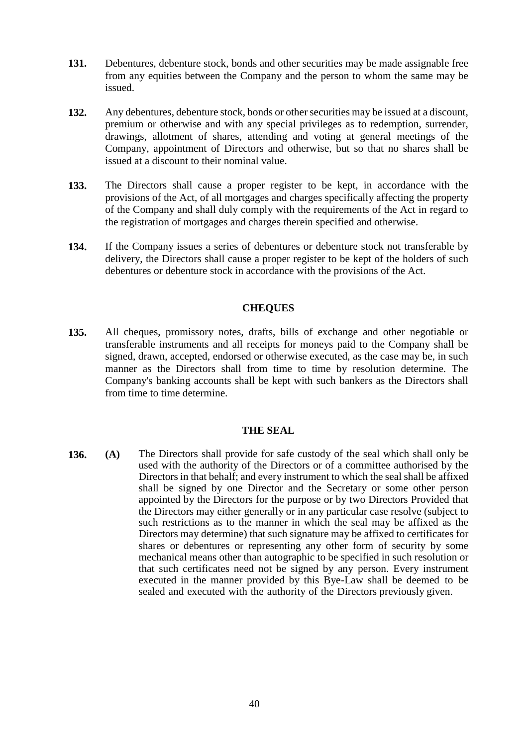**131.** Debentures, debenture stock, bonds and other securities may be made assignable free from any equities between the Company and the person to whom the same may be issued.

**132.** Any debentures, debenture stock, bonds or other securities may be issued at a discount, premium or otherwise and with any special privileges as to redemption, surrender, drawings, allotment of shares, attending and voting at general meetings of the Company, appointment of Directors and otherwise, but so that no shares shall be issued at a discount to their nominal value.

**133.** The Directors shall cause a proper register to be kept, in accordance with the provisions of the Act, of all mortgages and charges specifically affecting the property of the Company and shall duly comply with the requirements of the Act in regard to the registration of mortgages and charges therein specified and otherwise.

**134.** If the Company issues a series of debentures or debenture stock not transferable by delivery, the Directors shall cause a proper register to be kept of the holders of such debentures or debenture stock in accordance with the provisions of the Act.

## CHEQUES

**135.** All cheques, promissory notes, drafts, bills of exchange and other negotiable or transferable instruments and all receipts for moneys paid to the Company shall be signed, drawn, accepted, endorsed or otherwise executed, as the case may be, in such manner as the Directors shall from time to time by resolution determine. The Company's banking accounts shall be kept with such bankers as the Directors shall from time to time determine.

## THE SEAL

**136.** **(A)** The Directors shall provide for safe custody of the seal which shall only be used with the authority of the Directors or of a committee authorised by the Directors in that behalf; and every instrument to which the seal shall be affixed shall be signed by one Director and the Secretary or some other person appointed by the Directors for the purpose or by two Directors Provided that the Directors may either generally or in any particular case resolve (subject to such restrictions as to the manner in which the seal may be affixed as the Directors may determine) that such signature may be affixed to certificates for shares or debentures or representing any other form of security by some mechanical means other than autographic to be specified in such resolution or that such certificates need not be signed by any person. Every instrument executed in the manner provided by this Bye-Law shall be deemed to be sealed and executed with the authority of the Directors previously given.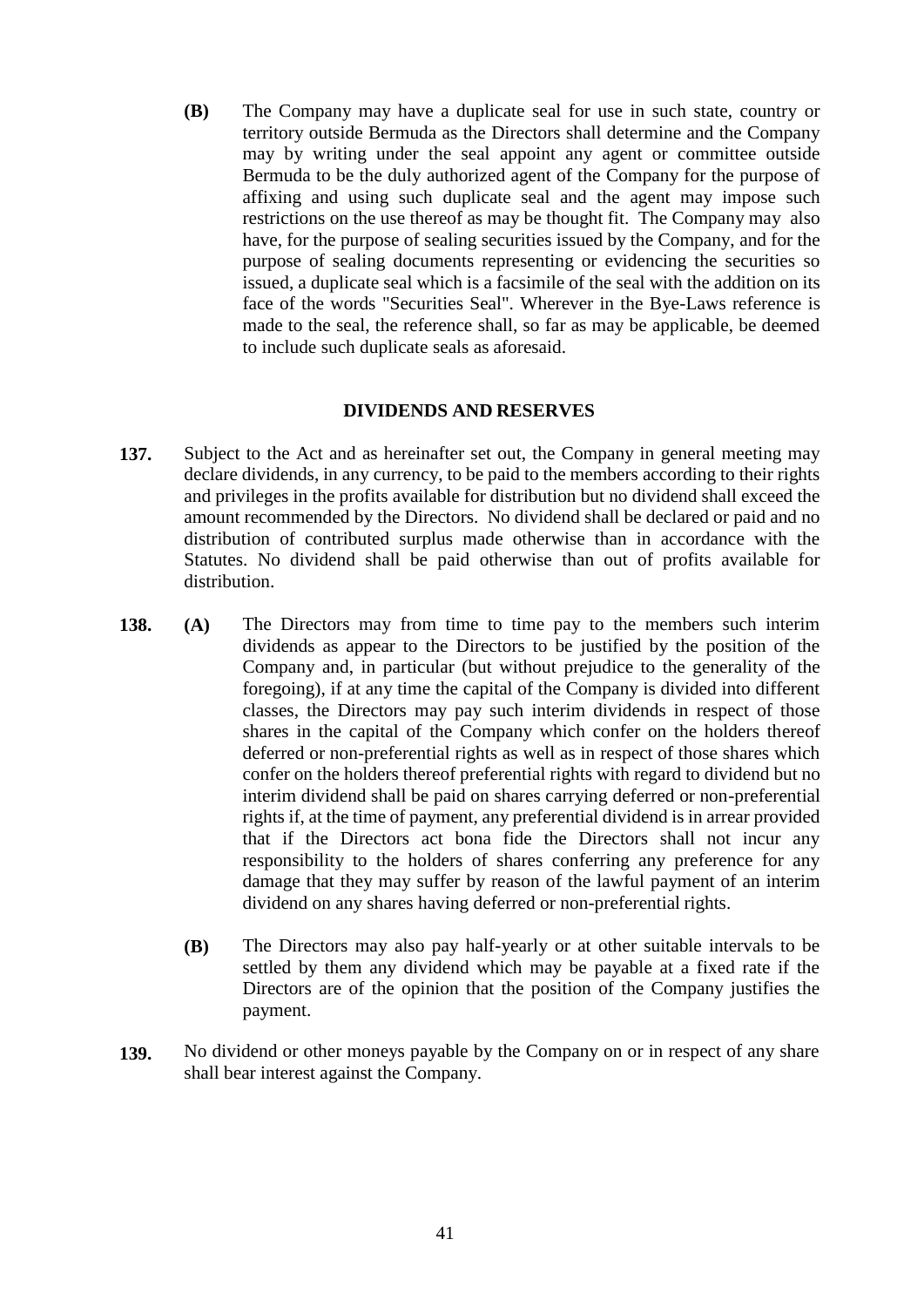**(B)** The Company may have a duplicate seal for use in such state, country or territory outside Bermuda as the Directors shall determine and the Company may by writing under the seal appoint any agent or committee outside Bermuda to be the duly authorized agent of the Company for the purpose of affixing and using such duplicate seal and the agent may impose such restrictions on the use thereof as may be thought fit. The Company may also have, for the purpose of sealing securities issued by the Company, and for the purpose of sealing documents representing or evidencing the securities so issued, a duplicate seal which is a facsimile of the seal with the addition on its face of the words "Securities Seal". Wherever in the Bye-Laws reference is made to the seal, the reference shall, so far as may be applicable, be deemed to include such duplicate seals as aforesaid.

## DIVIDENDS AND RESERVES

**137.** Subject to the Act and as hereinafter set out, the Company in general meeting may declare dividends, in any currency, to be paid to the members according to their rights and privileges in the profits available for distribution but no dividend shall exceed the amount recommended by the Directors. No dividend shall be declared or paid and no distribution of contributed surplus made otherwise than in accordance with the Statutes. No dividend shall be paid otherwise than out of profits available for distribution.

**138. (A)** The Directors may from time to time pay to the members such interim dividends as appear to the Directors to be justified by the position of the Company and, in particular (but without prejudice to the generality of the foregoing), if at any time the capital of the Company is divided into different classes, the Directors may pay such interim dividends in respect of those shares in the capital of the Company which confer on the holders thereof deferred or non-preferential rights as well as in respect of those shares which confer on the holders thereof preferential rights with regard to dividend but no interim dividend shall be paid on shares carrying deferred or non-preferential rights if, at the time of payment, any preferential dividend is in arrear provided that if the Directors act bona fide the Directors shall not incur any responsibility to the holders of shares conferring any preference for any damage that they may suffer by reason of the lawful payment of an interim dividend on any shares having deferred or non-preferential rights.

**(B)** The Directors may also pay half-yearly or at other suitable intervals to be settled by them any dividend which may be payable at a fixed rate if the Directors are of the opinion that the position of the Company justifies the payment.

**139.** No dividend or other moneys payable by the Company on or in respect of any share shall bear interest against the Company.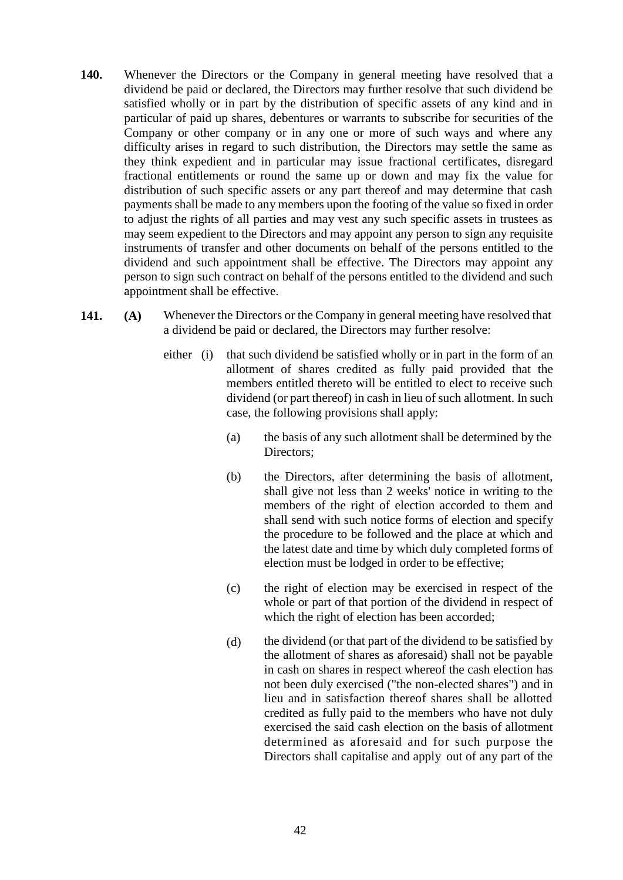**140.** Whenever the Directors or the Company in general meeting have resolved that a dividend be paid or declared, the Directors may further resolve that such dividend be satisfied wholly or in part by the distribution of specific assets of any kind and in particular of paid up shares, debentures or warrants to subscribe for securities of the Company or other company or in any one or more of such ways and where any difficulty arises in regard to such distribution, the Directors may settle the same as they think expedient and in particular may issue fractional certificates, disregard fractional entitlements or round the same up or down and may fix the value for distribution of such specific assets or any part thereof and may determine that cash payments shall be made to any members upon the footing of the value so fixed in order to adjust the rights of all parties and may vest any such specific assets in trustees as may seem expedient to the Directors and may appoint any person to sign any requisite instruments of transfer and other documents on behalf of the persons entitled to the dividend and such appointment shall be effective. The Directors may appoint any person to sign such contract on behalf of the persons entitled to the dividend and such appointment shall be effective.

**141.** **(A)** Whenever the Directors or the Company in general meeting have resolved that a dividend be paid or declared, the Directors may further resolve:

either (i) that such dividend be satisfied wholly or in part in the form of an allotment of shares credited as fully paid provided that the members entitled thereto will be entitled to elect to receive such dividend (or part thereof) in cash in lieu of such allotment. In such case, the following provisions shall apply:

(a) the basis of any such allotment shall be determined by the Directors;

(b) the Directors, after determining the basis of allotment, shall give not less than 2 weeks' notice in writing to the members of the right of election accorded to them and shall send with such notice forms of election and specify the procedure to be followed and the place at which and the latest date and time by which duly completed forms of election must be lodged in order to be effective;

(c) the right of election may be exercised in respect of the whole or part of that portion of the dividend in respect of which the right of election has been accorded;

(d) the dividend (or that part of the dividend to be satisfied by the allotment of shares as aforesaid) shall not be payable in cash on shares in respect whereof the cash election has not been duly exercised ("the non-elected shares") and in lieu and in satisfaction thereof shares shall be allotted credited as fully paid to the members who have not duly exercised the said cash election on the basis of allotment determined as aforesaid and for such purpose the Directors shall capitalise and apply out of any part of the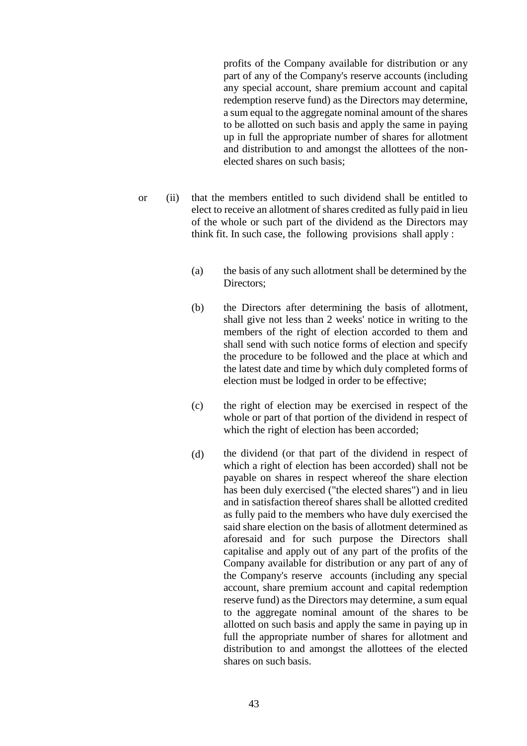profits of the Company available for distribution or any part of any of the Company's reserve accounts (including any special account, share premium account and capital redemption reserve fund) as the Directors may determine, a sum equal to the aggregate nominal amount of the shares to be allotted on such basis and apply the same in paying up in full the appropriate number of shares for allotment and distribution to and amongst the allottees of the non-elected shares on such basis;

or (ii) that the members entitled to such dividend shall be entitled to elect to receive an allotment of shares credited as fully paid in lieu of the whole or such part of the dividend as the Directors may think fit. In such case, the following provisions shall apply :

(a) the basis of any such allotment shall be determined by the Directors;

(b) the Directors after determining the basis of allotment, shall give not less than 2 weeks' notice in writing to the members of the right of election accorded to them and shall send with such notice forms of election and specify the procedure to be followed and the place at which and the latest date and time by which duly completed forms of election must be lodged in order to be effective;

(c) the right of election may be exercised in respect of the whole or part of that portion of the dividend in respect of which the right of election has been accorded;

(d) the dividend (or that part of the dividend in respect of which a right of election has been accorded) shall not be payable on shares in respect whereof the share election has been duly exercised ("the elected shares") and in lieu and in satisfaction thereof shares shall be allotted credited as fully paid to the members who have duly exercised the said share election on the basis of allotment determined as aforesaid and for such purpose the Directors shall capitalise and apply out of any part of the profits of the Company available for distribution or any part of any of the Company's reserve accounts (including any special account, share premium account and capital redemption reserve fund) as the Directors may determine, a sum equal to the aggregate nominal amount of the shares to be allotted on such basis and apply the same in paying up in full the appropriate number of shares for allotment and distribution to and amongst the allottees of the elected shares on such basis.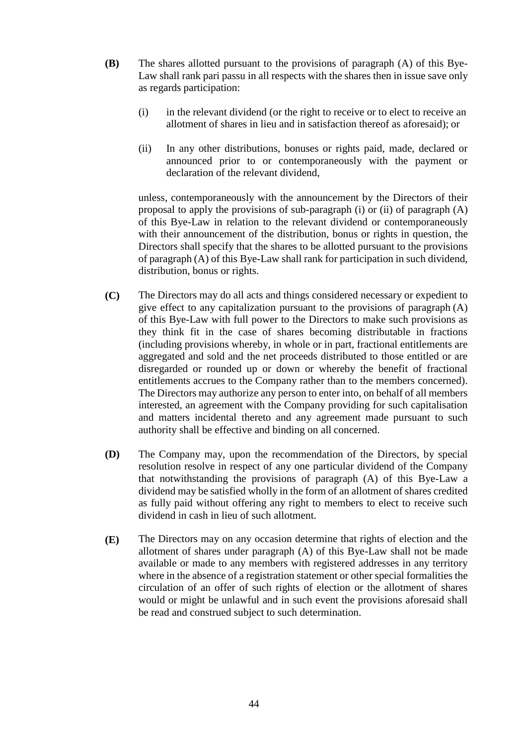**(B)** The shares allotted pursuant to the provisions of paragraph (A) of this Bye-Law shall rank pari passu in all respects with the shares then in issue save only as regards participation:

(i) in the relevant dividend (or the right to receive or to elect to receive an allotment of shares in lieu and in satisfaction thereof as aforesaid); or

(ii) In any other distributions, bonuses or rights paid, made, declared or announced prior to or contemporaneously with the payment or declaration of the relevant dividend,

unless, contemporaneously with the announcement by the Directors of their proposal to apply the provisions of sub-paragraph (i) or (ii) of paragraph (A) of this Bye-Law in relation to the relevant dividend or contemporaneously with their announcement of the distribution, bonus or rights in question, the Directors shall specify that the shares to be allotted pursuant to the provisions of paragraph (A) of this Bye-Law shall rank for participation in such dividend, distribution, bonus or rights.

**(C)** The Directors may do all acts and things considered necessary or expedient to give effect to any capitalization pursuant to the provisions of paragraph (A) of this Bye-Law with full power to the Directors to make such provisions as they think fit in the case of shares becoming distributable in fractions (including provisions whereby, in whole or in part, fractional entitlements are aggregated and sold and the net proceeds distributed to those entitled or are disregarded or rounded up or down or whereby the benefit of fractional entitlements accrues to the Company rather than to the members concerned). The Directors may authorize any person to enter into, on behalf of all members interested, an agreement with the Company providing for such capitalisation and matters incidental thereto and any agreement made pursuant to such authority shall be effective and binding on all concerned.

**(D)** The Company may, upon the recommendation of the Directors, by special resolution resolve in respect of any one particular dividend of the Company that notwithstanding the provisions of paragraph (A) of this Bye-Law a dividend may be satisfied wholly in the form of an allotment of shares credited as fully paid without offering any right to members to elect to receive such dividend in cash in lieu of such allotment.

**(E)** The Directors may on any occasion determine that rights of election and the allotment of shares under paragraph (A) of this Bye-Law shall not be made available or made to any members with registered addresses in any territory where in the absence of a registration statement or other special formalities the circulation of an offer of such rights of election or the allotment of shares would or might be unlawful and in such event the provisions aforesaid shall be read and construed subject to such determination.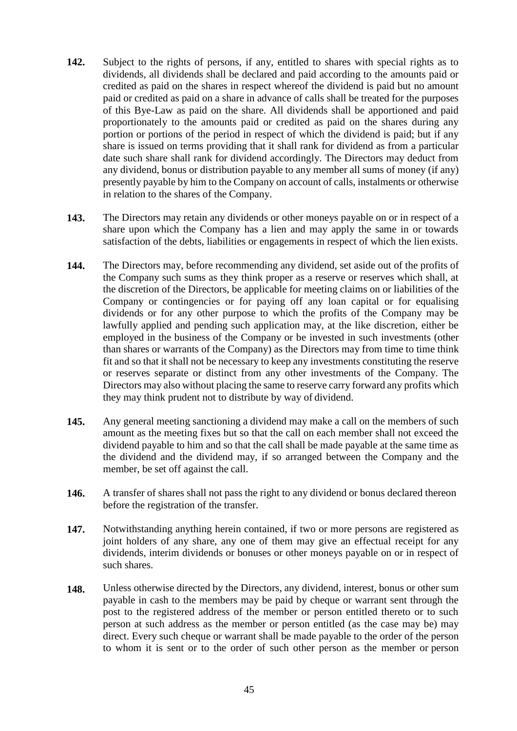**142.** Subject to the rights of persons, if any, entitled to shares with special rights as to dividends, all dividends shall be declared and paid according to the amounts paid or credited as paid on the shares in respect whereof the dividend is paid but no amount paid or credited as paid on a share in advance of calls shall be treated for the purposes of this Bye-Law as paid on the share. All dividends shall be apportioned and paid proportionately to the amounts paid or credited as paid on the shares during any portion or portions of the period in respect of which the dividend is paid; but if any share is issued on terms providing that it shall rank for dividend as from a particular date such share shall rank for dividend accordingly. The Directors may deduct from any dividend, bonus or distribution payable to any member all sums of money (if any) presently payable by him to the Company on account of calls, instalments or otherwise in relation to the shares of the Company.

**143.** The Directors may retain any dividends or other moneys payable on or in respect of a share upon which the Company has a lien and may apply the same in or towards satisfaction of the debts, liabilities or engagements in respect of which the lien exists.

**144.** The Directors may, before recommending any dividend, set aside out of the profits of the Company such sums as they think proper as a reserve or reserves which shall, at the discretion of the Directors, be applicable for meeting claims on or liabilities of the Company or contingencies or for paying off any loan capital or for equalising dividends or for any other purpose to which the profits of the Company may be lawfully applied and pending such application may, at the like discretion, either be employed in the business of the Company or be invested in such investments (other than shares or warrants of the Company) as the Directors may from time to time think fit and so that it shall not be necessary to keep any investments constituting the reserve or reserves separate or distinct from any other investments of the Company. The Directors may also without placing the same to reserve carry forward any profits which they may think prudent not to distribute by way of dividend.

**145.** Any general meeting sanctioning a dividend may make a call on the members of such amount as the meeting fixes but so that the call on each member shall not exceed the dividend payable to him and so that the call shall be made payable at the same time as the dividend and the dividend may, if so arranged between the Company and the member, be set off against the call.

**146.** A transfer of shares shall not pass the right to any dividend or bonus declared thereon before the registration of the transfer.

**147.** Notwithstanding anything herein contained, if two or more persons are registered as joint holders of any share, any one of them may give an effectual receipt for any dividends, interim dividends or bonuses or other moneys payable on or in respect of such shares.

**148.** Unless otherwise directed by the Directors, any dividend, interest, bonus or other sum payable in cash to the members may be paid by cheque or warrant sent through the post to the registered address of the member or person entitled thereto or to such person at such address as the member or person entitled (as the case may be) may direct. Every such cheque or warrant shall be made payable to the order of the person to whom it is sent or to the order of such other person as the member or person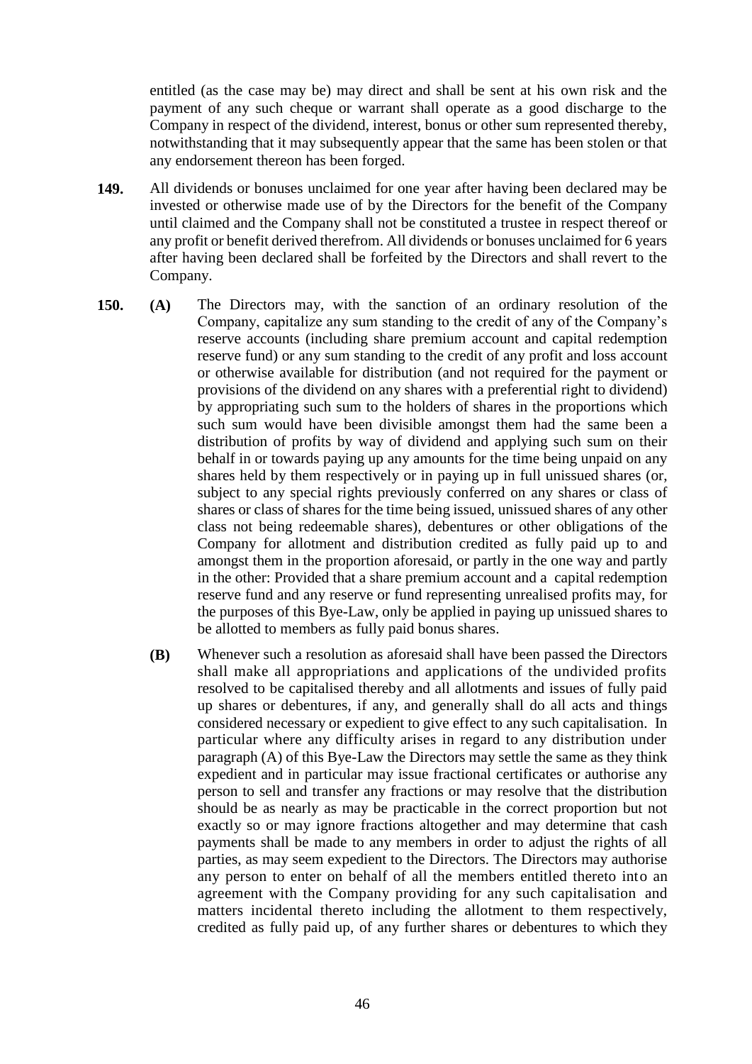entitled (as the case may be) may direct and shall be sent at his own risk and the payment of any such cheque or warrant shall operate as a good discharge to the Company in respect of the dividend, interest, bonus or other sum represented thereby, notwithstanding that it may subsequently appear that the same has been stolen or that any endorsement thereon has been forged.

**149.** All dividends or bonuses unclaimed for one year after having been declared may be invested or otherwise made use of by the Directors for the benefit of the Company until claimed and the Company shall not be constituted a trustee in respect thereof or any profit or benefit derived therefrom. All dividends or bonuses unclaimed for 6 years after having been declared shall be forfeited by the Directors and shall revert to the Company.

**150.** **(A)** The Directors may, with the sanction of an ordinary resolution of the Company, capitalize any sum standing to the credit of any of the Company's reserve accounts (including share premium account and capital redemption reserve fund) or any sum standing to the credit of any profit and loss account or otherwise available for distribution (and not required for the payment or provisions of the dividend on any shares with a preferential right to dividend) by appropriating such sum to the holders of shares in the proportions which such sum would have been divisible amongst them had the same been a distribution of profits by way of dividend and applying such sum on their behalf in or towards paying up any amounts for the time being unpaid on any shares held by them respectively or in paying up in full unissued shares (or, subject to any special rights previously conferred on any shares or class of shares or class of shares for the time being issued, unissued shares of any other class not being redeemable shares), debentures or other obligations of the Company for allotment and distribution credited as fully paid up to and amongst them in the proportion aforesaid, or partly in the one way and partly in the other: Provided that a share premium account and a capital redemption reserve fund and any reserve or fund representing unrealised profits may, for the purposes of this Bye-Law, only be applied in paying up unissued shares to be allotted to members as fully paid bonus shares.

**(B)** Whenever such a resolution as aforesaid shall have been passed the Directors shall make all appropriations and applications of the undivided profits resolved to be capitalised thereby and all allotments and issues of fully paid up shares or debentures, if any, and generally shall do all acts and things considered necessary or expedient to give effect to any such capitalisation. In particular where any difficulty arises in regard to any distribution under paragraph (A) of this Bye-Law the Directors may settle the same as they think expedient and in particular may issue fractional certificates or authorise any person to sell and transfer any fractions or may resolve that the distribution should be as nearly as may be practicable in the correct proportion but not exactly so or may ignore fractions altogether and may determine that cash payments shall be made to any members in order to adjust the rights of all parties, as may seem expedient to the Directors. The Directors may authorise any person to enter on behalf of all the members entitled thereto into an agreement with the Company providing for any such capitalisation and matters incidental thereto including the allotment to them respectively, credited as fully paid up, of any further shares or debentures to which they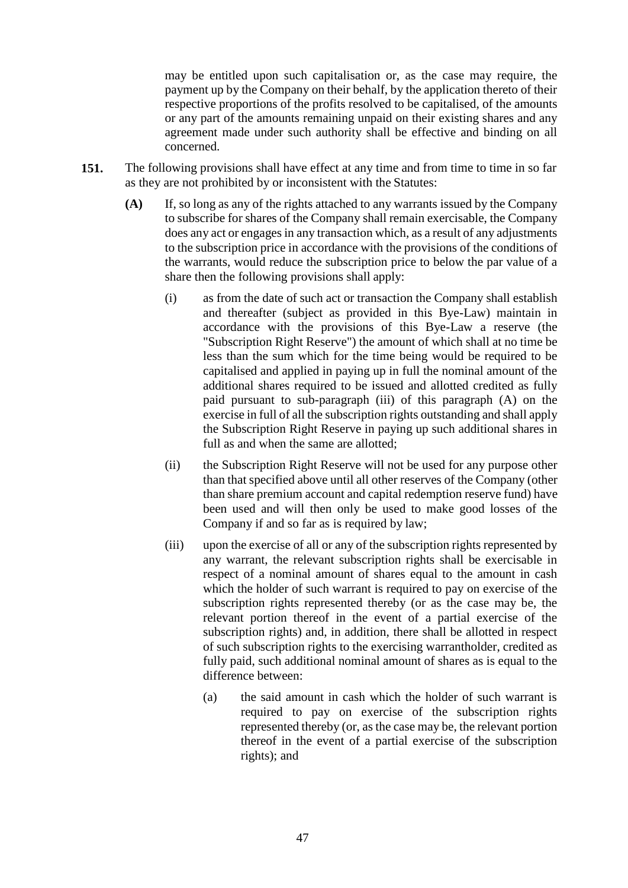may be entitled upon such capitalisation or, as the case may require, the payment up by the Company on their behalf, by the application thereto of their respective proportions of the profits resolved to be capitalised, of the amounts or any part of the amounts remaining unpaid on their existing shares and any agreement made under such authority shall be effective and binding on all concerned.

**151.** The following provisions shall have effect at any time and from time to time in so far as they are not prohibited by or inconsistent with the Statutes:

**(A)** If, so long as any of the rights attached to any warrants issued by the Company to subscribe for shares of the Company shall remain exercisable, the Company does any act or engages in any transaction which, as a result of any adjustments to the subscription price in accordance with the provisions of the conditions of the warrants, would reduce the subscription price to below the par value of a share then the following provisions shall apply:

(i) as from the date of such act or transaction the Company shall establish and thereafter (subject as provided in this Bye-Law) maintain in accordance with the provisions of this Bye-Law a reserve (the "Subscription Right Reserve") the amount of which shall at no time be less than the sum which for the time being would be required to be capitalised and applied in paying up in full the nominal amount of the additional shares required to be issued and allotted credited as fully paid pursuant to sub-paragraph (iii) of this paragraph (A) on the exercise in full of all the subscription rights outstanding and shall apply the Subscription Right Reserve in paying up such additional shares in full as and when the same are allotted;

(ii) the Subscription Right Reserve will not be used for any purpose other than that specified above until all other reserves of the Company (other than share premium account and capital redemption reserve fund) have been used and will then only be used to make good losses of the Company if and so far as is required by law;

(iii) upon the exercise of all or any of the subscription rights represented by any warrant, the relevant subscription rights shall be exercisable in respect of a nominal amount of shares equal to the amount in cash which the holder of such warrant is required to pay on exercise of the subscription rights represented thereby (or as the case may be, the relevant portion thereof in the event of a partial exercise of the subscription rights) and, in addition, there shall be allotted in respect of such subscription rights to the exercising warrantholder, credited as fully paid, such additional nominal amount of shares as is equal to the difference between:

(a) the said amount in cash which the holder of such warrant is required to pay on exercise of the subscription rights represented thereby (or, as the case may be, the relevant portion thereof in the event of a partial exercise of the subscription rights); and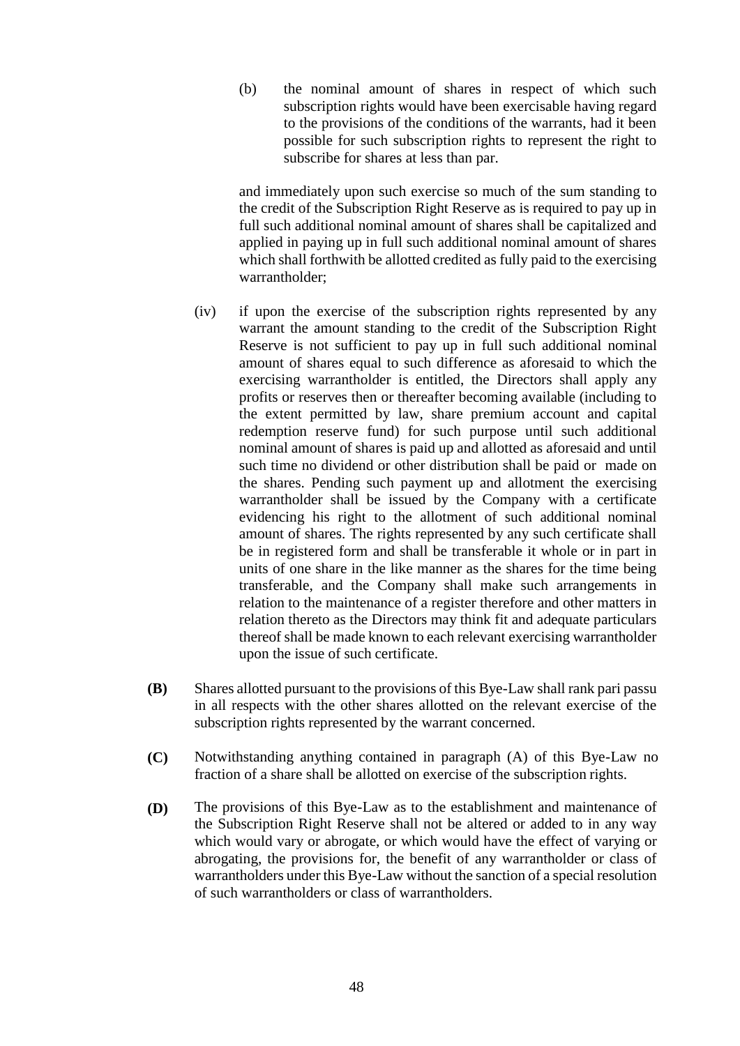(b) the nominal amount of shares in respect of which such subscription rights would have been exercisable having regard to the provisions of the conditions of the warrants, had it been possible for such subscription rights to represent the right to subscribe for shares at less than par.

and immediately upon such exercise so much of the sum standing to the credit of the Subscription Right Reserve as is required to pay up in full such additional nominal amount of shares shall be capitalized and applied in paying up in full such additional nominal amount of shares which shall forthwith be allotted credited as fully paid to the exercising warrantholder;

(iv) if upon the exercise of the subscription rights represented by any warrant the amount standing to the credit of the Subscription Right Reserve is not sufficient to pay up in full such additional nominal amount of shares equal to such difference as aforesaid to which the exercising warrantholder is entitled, the Directors shall apply any profits or reserves then or thereafter becoming available (including to the extent permitted by law, share premium account and capital redemption reserve fund) for such purpose until such additional nominal amount of shares is paid up and allotted as aforesaid and until such time no dividend or other distribution shall be paid or made on the shares. Pending such payment up and allotment the exercising warrantholder shall be issued by the Company with a certificate evidencing his right to the allotment of such additional nominal amount of shares. The rights represented by any such certificate shall be in registered form and shall be transferable it whole or in part in units of one share in the like manner as the shares for the time being transferable, and the Company shall make such arrangements in relation to the maintenance of a register therefore and other matters in relation thereto as the Directors may think fit and adequate particulars thereof shall be made known to each relevant exercising warrantholder upon the issue of such certificate.

**(B)** Shares allotted pursuant to the provisions of this Bye-Law shall rank pari passu in all respects with the other shares allotted on the relevant exercise of the subscription rights represented by the warrant concerned.

**(C)** Notwithstanding anything contained in paragraph (A) of this Bye-Law no fraction of a share shall be allotted on exercise of the subscription rights.

**(D)** The provisions of this Bye-Law as to the establishment and maintenance of the Subscription Right Reserve shall not be altered or added to in any way which would vary or abrogate, or which would have the effect of varying or abrogating, the provisions for, the benefit of any warrantholder or class of warrantholders under this Bye-Law without the sanction of a special resolution of such warrantholders or class of warrantholders.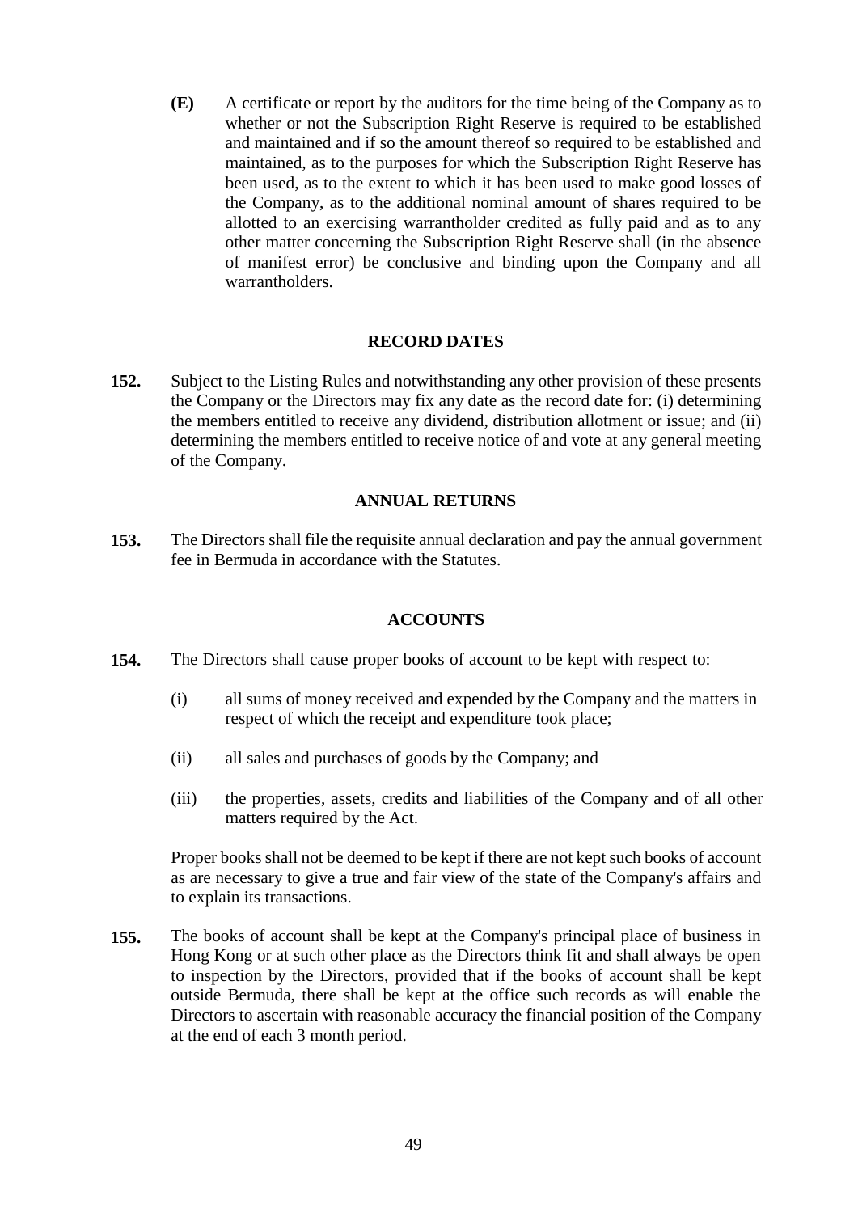**(E)** A certificate or report by the auditors for the time being of the Company as to whether or not the Subscription Right Reserve is required to be established and maintained and if so the amount thereof so required to be established and maintained, as to the purposes for which the Subscription Right Reserve has been used, as to the extent to which it has been used to make good losses of the Company, as to the additional nominal amount of shares required to be allotted to an exercising warrantholder credited as fully paid and as to any other matter concerning the Subscription Right Reserve shall (in the absence of manifest error) be conclusive and binding upon the Company and all warrantholders.

## RECORD DATES

**152.** Subject to the Listing Rules and notwithstanding any other provision of these presents the Company or the Directors may fix any date as the record date for: (i) determining the members entitled to receive any dividend, distribution allotment or issue; and (ii) determining the members entitled to receive notice of and vote at any general meeting of the Company.

## ANNUAL RETURNS

**153.** The Directors shall file the requisite annual declaration and pay the annual government fee in Bermuda in accordance with the Statutes.

## ACCOUNTS

**154.** The Directors shall cause proper books of account to be kept with respect to:

(i) all sums of money received and expended by the Company and the matters in respect of which the receipt and expenditure took place;

(ii) all sales and purchases of goods by the Company; and

(iii) the properties, assets, credits and liabilities of the Company and of all other matters required by the Act.

Proper books shall not be deemed to be kept if there are not kept such books of account as are necessary to give a true and fair view of the state of the Company's affairs and to explain its transactions.

**155.** The books of account shall be kept at the Company's principal place of business in Hong Kong or at such other place as the Directors think fit and shall always be open to inspection by the Directors, provided that if the books of account shall be kept outside Bermuda, there shall be kept at the office such records as will enable the Directors to ascertain with reasonable accuracy the financial position of the Company at the end of each 3 month period.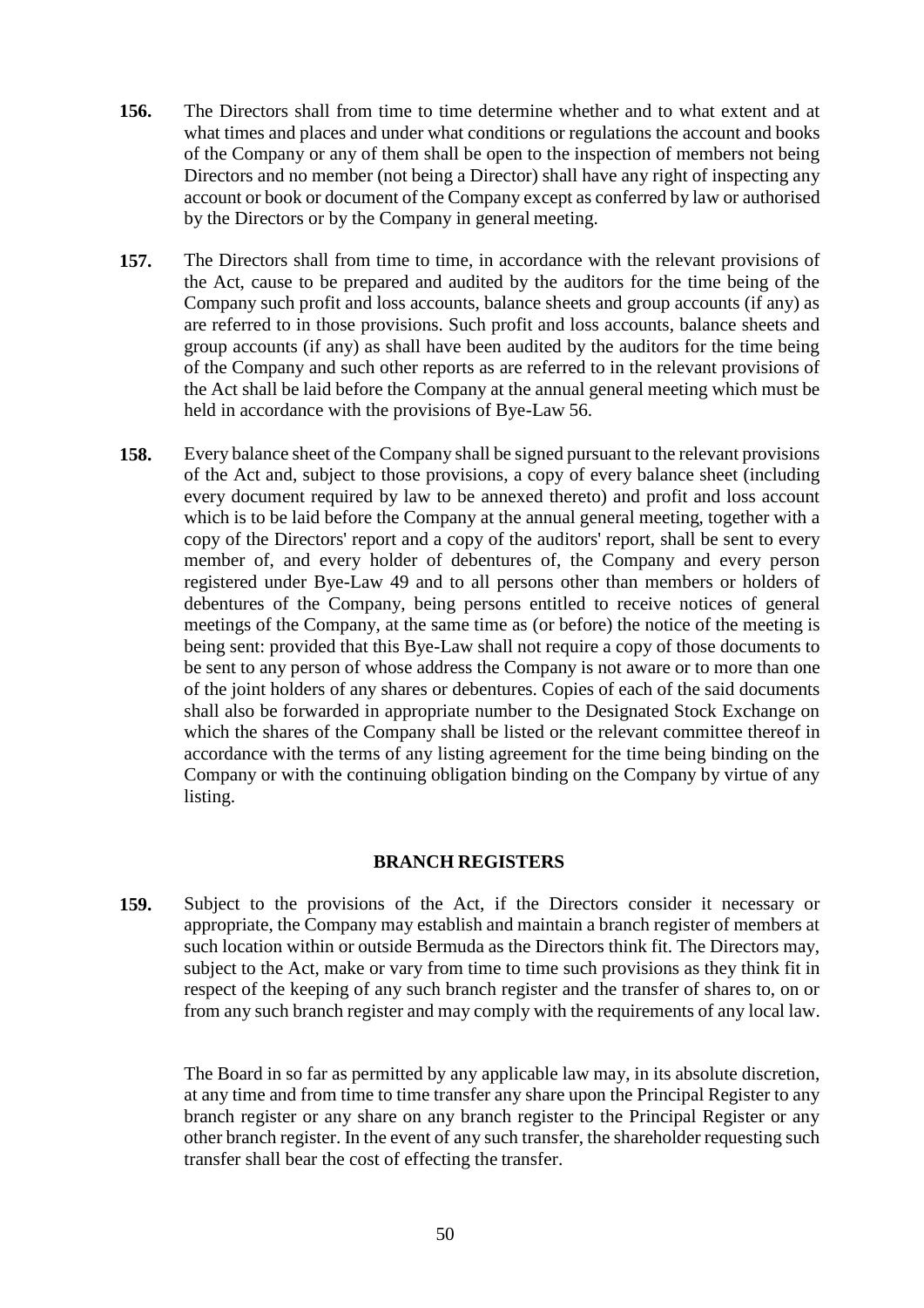**156.** The Directors shall from time to time determine whether and to what extent and at what times and places and under what conditions or regulations the account and books of the Company or any of them shall be open to the inspection of members not being Directors and no member (not being a Director) shall have any right of inspecting any account or book or document of the Company except as conferred by law or authorised by the Directors or by the Company in general meeting.

**157.** The Directors shall from time to time, in accordance with the relevant provisions of the Act, cause to be prepared and audited by the auditors for the time being of the Company such profit and loss accounts, balance sheets and group accounts (if any) as are referred to in those provisions. Such profit and loss accounts, balance sheets and group accounts (if any) as shall have been audited by the auditors for the time being of the Company and such other reports as are referred to in the relevant provisions of the Act shall be laid before the Company at the annual general meeting which must be held in accordance with the provisions of Bye-Law 56.

**158.** Every balance sheet of the Company shall be signed pursuant to the relevant provisions of the Act and, subject to those provisions, a copy of every balance sheet (including every document required by law to be annexed thereto) and profit and loss account which is to be laid before the Company at the annual general meeting, together with a copy of the Directors' report and a copy of the auditors' report, shall be sent to every member of, and every holder of debentures of, the Company and every person registered under Bye-Law 49 and to all persons other than members or holders of debentures of the Company, being persons entitled to receive notices of general meetings of the Company, at the same time as (or before) the notice of the meeting is being sent: provided that this Bye-Law shall not require a copy of those documents to be sent to any person of whose address the Company is not aware or to more than one of the joint holders of any shares or debentures. Copies of each of the said documents shall also be forwarded in appropriate number to the Designated Stock Exchange on which the shares of the Company shall be listed or the relevant committee thereof in accordance with the terms of any listing agreement for the time being binding on the Company or with the continuing obligation binding on the Company by virtue of any listing.

## BRANCH REGISTERS

**159.** Subject to the provisions of the Act, if the Directors consider it necessary or appropriate, the Company may establish and maintain a branch register of members at such location within or outside Bermuda as the Directors think fit. The Directors may, subject to the Act, make or vary from time to time such provisions as they think fit in respect of the keeping of any such branch register and the transfer of shares to, on or from any such branch register and may comply with the requirements of any local law.

The Board in so far as permitted by any applicable law may, in its absolute discretion, at any time and from time to time transfer any share upon the Principal Register to any branch register or any share on any branch register to the Principal Register or any other branch register. In the event of any such transfer, the shareholder requesting such transfer shall bear the cost of effecting the transfer.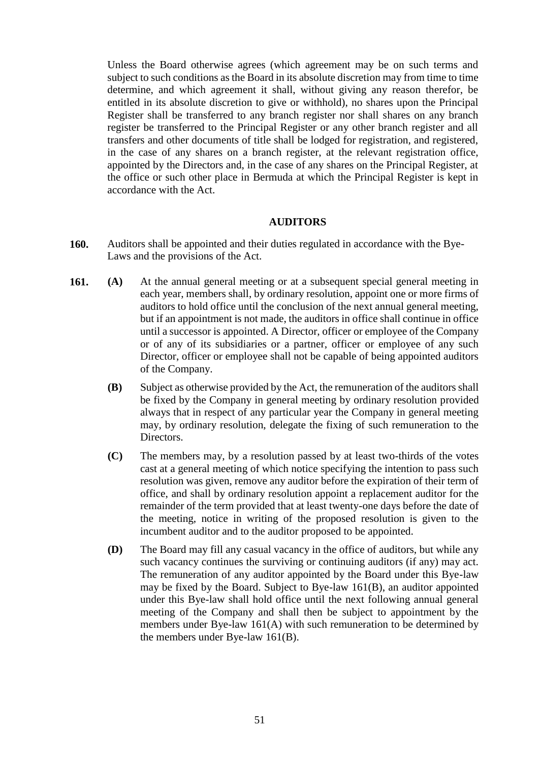Unless the Board otherwise agrees (which agreement may be on such terms and subject to such conditions as the Board in its absolute discretion may from time to time determine, and which agreement it shall, without giving any reason therefor, be entitled in its absolute discretion to give or withhold), no shares upon the Principal Register shall be transferred to any branch register nor shall shares on any branch register be transferred to the Principal Register or any other branch register and all transfers and other documents of title shall be lodged for registration, and registered, in the case of any shares on a branch register, at the relevant registration office, appointed by the Directors and, in the case of any shares on the Principal Register, at the office or such other place in Bermuda at which the Principal Register is kept in accordance with the Act.

## AUDITORS

**160.** Auditors shall be appointed and their duties regulated in accordance with the Bye-Laws and the provisions of the Act.

**161.** **(A)** At the annual general meeting or at a subsequent special general meeting in each year, members shall, by ordinary resolution, appoint one or more firms of auditors to hold office until the conclusion of the next annual general meeting, but if an appointment is not made, the auditors in office shall continue in office until a successor is appointed. A Director, officer or employee of the Company or of any of its subsidiaries or a partner, officer or employee of any such Director, officer or employee shall not be capable of being appointed auditors of the Company.

**(B)** Subject as otherwise provided by the Act, the remuneration of the auditors shall be fixed by the Company in general meeting by ordinary resolution provided always that in respect of any particular year the Company in general meeting may, by ordinary resolution, delegate the fixing of such remuneration to the Directors.

**(C)** The members may, by a resolution passed by at least two-thirds of the votes cast at a general meeting of which notice specifying the intention to pass such resolution was given, remove any auditor before the expiration of their term of office, and shall by ordinary resolution appoint a replacement auditor for the remainder of the term provided that at least twenty-one days before the date of the meeting, notice in writing of the proposed resolution is given to the incumbent auditor and to the auditor proposed to be appointed.

**(D)** The Board may fill any casual vacancy in the office of auditors, but while any such vacancy continues the surviving or continuing auditors (if any) may act. The remuneration of any auditor appointed by the Board under this Bye-law may be fixed by the Board. Subject to Bye-law 161(B), an auditor appointed under this Bye-law shall hold office until the next following annual general meeting of the Company and shall then be subject to appointment by the members under Bye-law 161(A) with such remuneration to be determined by the members under Bye-law 161(B).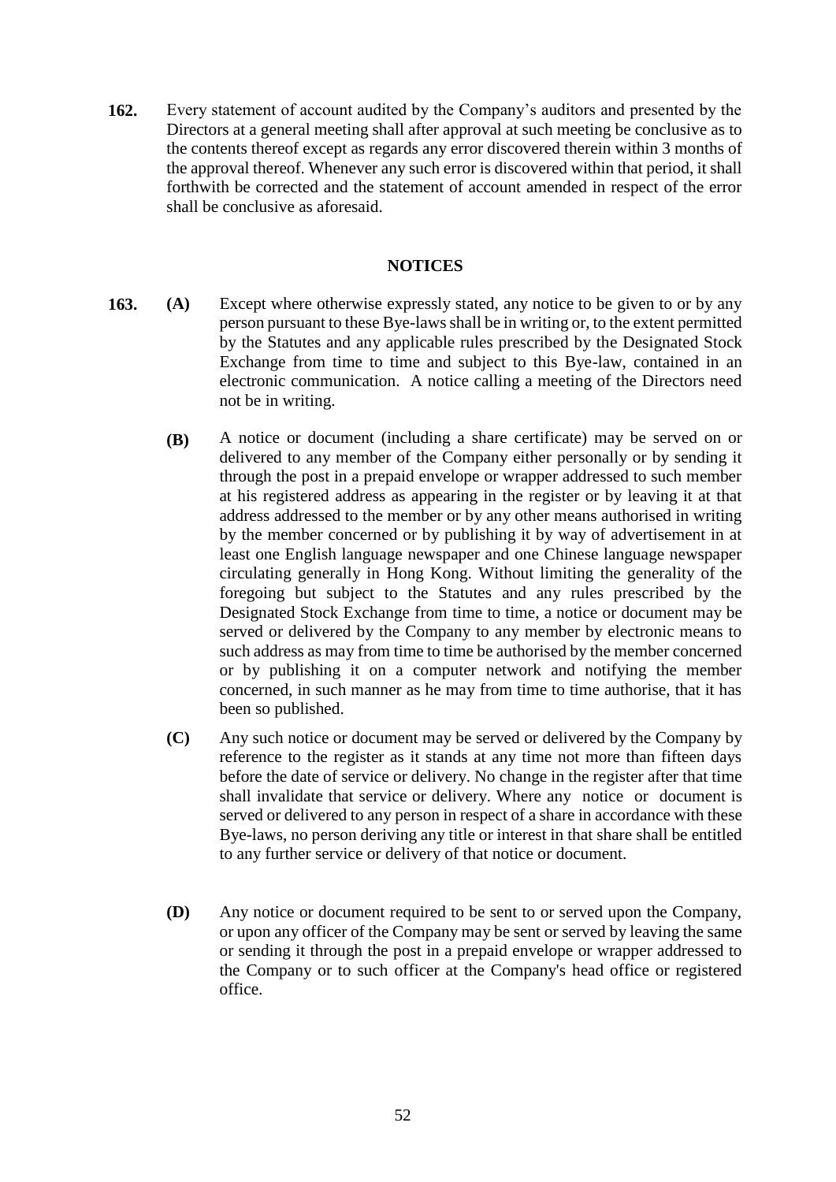**162.** Every statement of account audited by the Company's auditors and presented by the Directors at a general meeting shall after approval at such meeting be conclusive as to the contents thereof except as regards any error discovered therein within 3 months of the approval thereof. Whenever any such error is discovered within that period, it shall forthwith be corrected and the statement of account amended in respect of the error shall be conclusive as aforesaid.

## NOTICES

**163.** **(A)** Except where otherwise expressly stated, any notice to be given to or by any person pursuant to these Bye-laws shall be in writing or, to the extent permitted by the Statutes and any applicable rules prescribed by the Designated Stock Exchange from time to time and subject to this Bye-law, contained in an electronic communication. A notice calling a meeting of the Directors need not be in writing.

**(B)** A notice or document (including a share certificate) may be served on or delivered to any member of the Company either personally or by sending it through the post in a prepaid envelope or wrapper addressed to such member at his registered address as appearing in the register or by leaving it at that address addressed to the member or by any other means authorised in writing by the member concerned or by publishing it by way of advertisement in at least one English language newspaper and one Chinese language newspaper circulating generally in Hong Kong. Without limiting the generality of the foregoing but subject to the Statutes and any rules prescribed by the Designated Stock Exchange from time to time, a notice or document may be served or delivered by the Company to any member by electronic means to such address as may from time to time be authorised by the member concerned or by publishing it on a computer network and notifying the member concerned, in such manner as he may from time to time authorise, that it has been so published.

**(C)** Any such notice or document may be served or delivered by the Company by reference to the register as it stands at any time not more than fifteen days before the date of service or delivery. No change in the register after that time shall invalidate that service or delivery. Where any notice or document is served or delivered to any person in respect of a share in accordance with these Bye-laws, no person deriving any title or interest in that share shall be entitled to any further service or delivery of that notice or document.

**(D)** Any notice or document required to be sent to or served upon the Company, or upon any officer of the Company may be sent or served by leaving the same or sending it through the post in a prepaid envelope or wrapper addressed to the Company or to such officer at the Company's head office or registered office.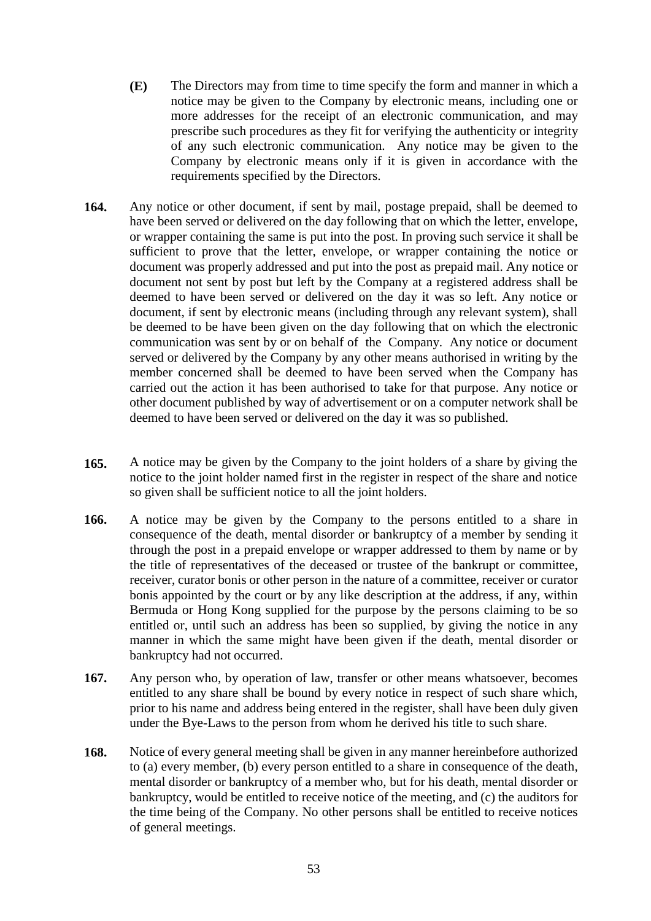**(E)** The Directors may from time to time specify the form and manner in which a notice may be given to the Company by electronic means, including one or more addresses for the receipt of an electronic communication, and may prescribe such procedures as they fit for verifying the authenticity or integrity of any such electronic communication. Any notice may be given to the Company by electronic means only if it is given in accordance with the requirements specified by the Directors.

**164.** Any notice or other document, if sent by mail, postage prepaid, shall be deemed to have been served or delivered on the day following that on which the letter, envelope, or wrapper containing the same is put into the post. In proving such service it shall be sufficient to prove that the letter, envelope, or wrapper containing the notice or document was properly addressed and put into the post as prepaid mail. Any notice or document not sent by post but left by the Company at a registered address shall be deemed to have been served or delivered on the day it was so left. Any notice or document, if sent by electronic means (including through any relevant system), shall be deemed to be have been given on the day following that on which the electronic communication was sent by or on behalf of the Company. Any notice or document served or delivered by the Company by any other means authorised in writing by the member concerned shall be deemed to have been served when the Company has carried out the action it has been authorised to take for that purpose. Any notice or other document published by way of advertisement or on a computer network shall be deemed to have been served or delivered on the day it was so published.

**165.** A notice may be given by the Company to the joint holders of a share by giving the notice to the joint holder named first in the register in respect of the share and notice so given shall be sufficient notice to all the joint holders.

**166.** A notice may be given by the Company to the persons entitled to a share in consequence of the death, mental disorder or bankruptcy of a member by sending it through the post in a prepaid envelope or wrapper addressed to them by name or by the title of representatives of the deceased or trustee of the bankrupt or committee, receiver, curator bonis or other person in the nature of a committee, receiver or curator bonis appointed by the court or by any like description at the address, if any, within Bermuda or Hong Kong supplied for the purpose by the persons claiming to be so entitled or, until such an address has been so supplied, by giving the notice in any manner in which the same might have been given if the death, mental disorder or bankruptcy had not occurred.

**167.** Any person who, by operation of law, transfer or other means whatsoever, becomes entitled to any share shall be bound by every notice in respect of such share which, prior to his name and address being entered in the register, shall have been duly given under the Bye-Laws to the person from whom he derived his title to such share.

**168.** Notice of every general meeting shall be given in any manner hereinbefore authorized to (a) every member, (b) every person entitled to a share in consequence of the death, mental disorder or bankruptcy of a member who, but for his death, mental disorder or bankruptcy, would be entitled to receive notice of the meeting, and (c) the auditors for the time being of the Company. No other persons shall be entitled to receive notices of general meetings.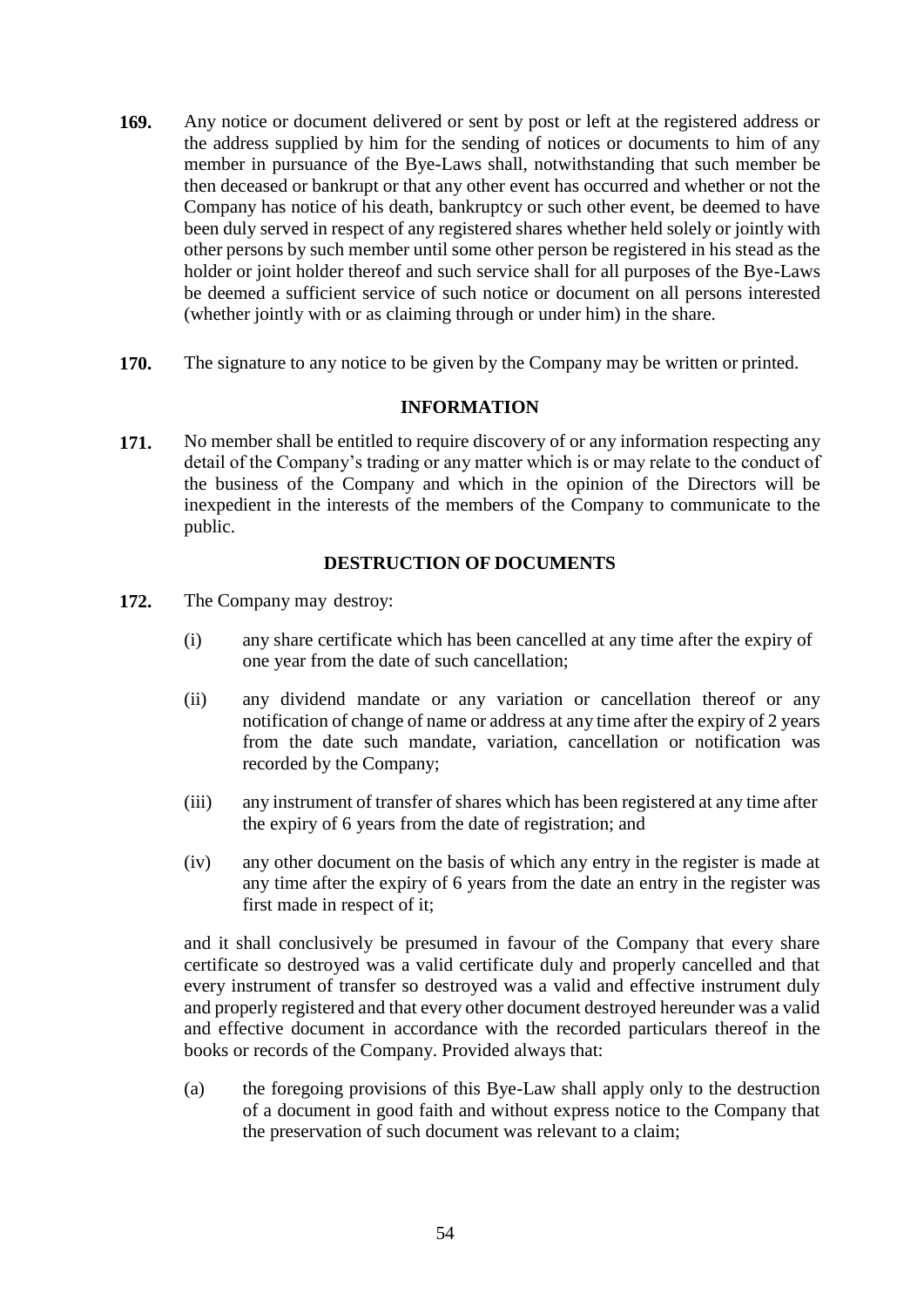**169.** Any notice or document delivered or sent by post or left at the registered address or the address supplied by him for the sending of notices or documents to him of any member in pursuance of the Bye-Laws shall, notwithstanding that such member be then deceased or bankrupt or that any other event has occurred and whether or not the Company has notice of his death, bankruptcy or such other event, be deemed to have been duly served in respect of any registered shares whether held solely or jointly with other persons by such member until some other person be registered in his stead as the holder or joint holder thereof and such service shall for all purposes of the Bye-Laws be deemed a sufficient service of such notice or document on all persons interested (whether jointly with or as claiming through or under him) in the share.

**170.** The signature to any notice to be given by the Company may be written or printed.

**INFORMATION**

**171.** No member shall be entitled to require discovery of or any information respecting any detail of the Company's trading or any matter which is or may relate to the conduct of the business of the Company and which in the opinion of the Directors will be inexpedient in the interests of the members of the Company to communicate to the public.

**DESTRUCTION OF DOCUMENTS**

**172.** The Company may destroy:

(i) any share certificate which has been cancelled at any time after the expiry of one year from the date of such cancellation;

(ii) any dividend mandate or any variation or cancellation thereof or any notification of change of name or address at any time after the expiry of 2 years from the date such mandate, variation, cancellation or notification was recorded by the Company;

(iii) any instrument of transfer of shares which has been registered at any time after the expiry of 6 years from the date of registration; and

(iv) any other document on the basis of which any entry in the register is made at any time after the expiry of 6 years from the date an entry in the register was first made in respect of it;

and it shall conclusively be presumed in favour of the Company that every share certificate so destroyed was a valid certificate duly and properly cancelled and that every instrument of transfer so destroyed was a valid and effective instrument duly and properly registered and that every other document destroyed hereunder was a valid and effective document in accordance with the recorded particulars thereof in the books or records of the Company. Provided always that:

(a) the foregoing provisions of this Bye-Law shall apply only to the destruction of a document in good faith and without express notice to the Company that the preservation of such document was relevant to a claim;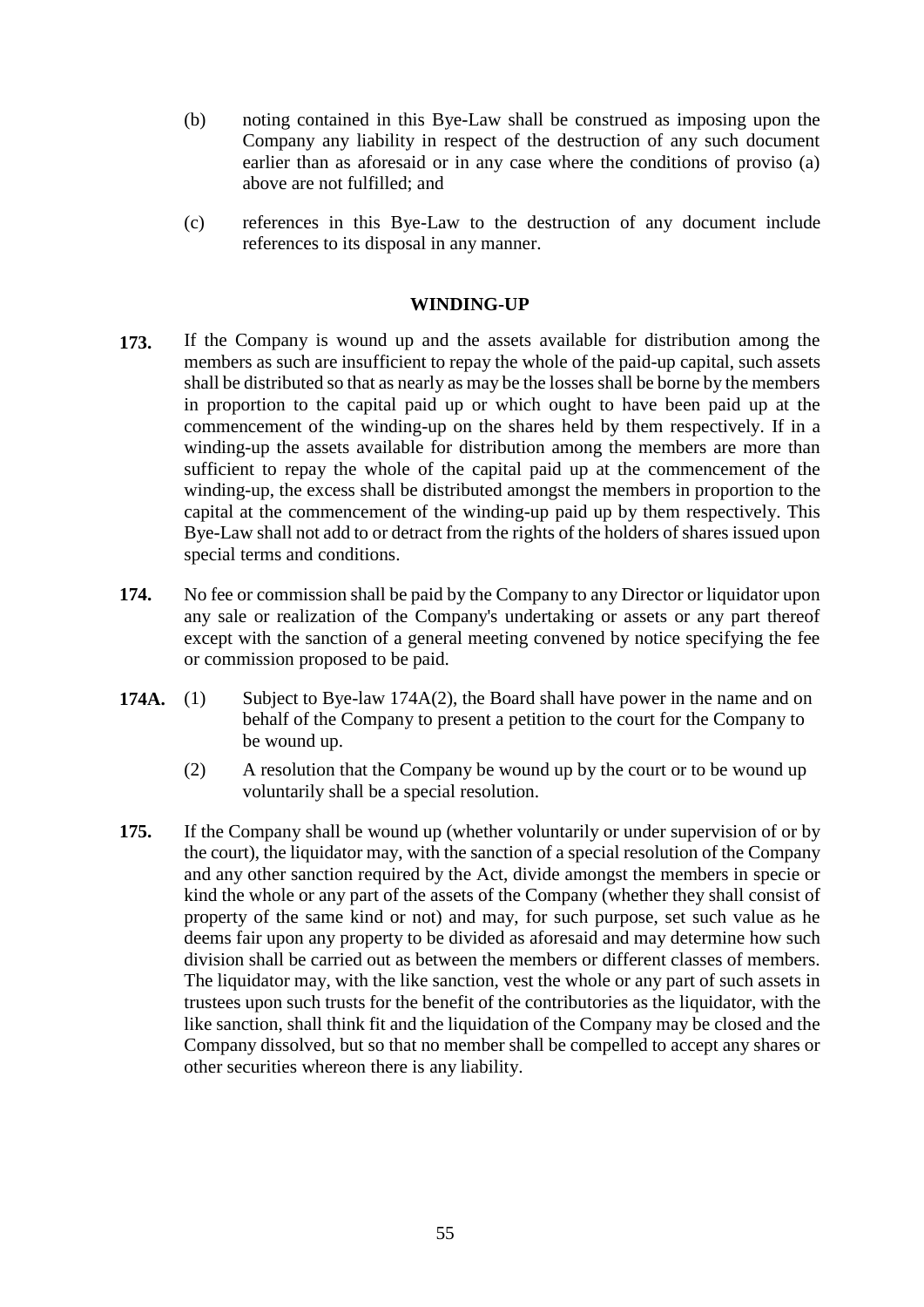(b) noting contained in this Bye-Law shall be construed as imposing upon the Company any liability in respect of the destruction of any such document earlier than as aforesaid or in any case where the conditions of proviso (a) above are not fulfilled; and

(c) references in this Bye-Law to the destruction of any document include references to its disposal in any manner.

## WINDING-UP

**173.** If the Company is wound up and the assets available for distribution among the members as such are insufficient to repay the whole of the paid-up capital, such assets shall be distributed so that as nearly as may be the losses shall be borne by the members in proportion to the capital paid up or which ought to have been paid up at the commencement of the winding-up on the shares held by them respectively. If in a winding-up the assets available for distribution among the members are more than sufficient to repay the whole of the capital paid up at the commencement of the winding-up, the excess shall be distributed amongst the members in proportion to the capital at the commencement of the winding-up paid up by them respectively. This Bye-Law shall not add to or detract from the rights of the holders of shares issued upon special terms and conditions.

**174.** No fee or commission shall be paid by the Company to any Director or liquidator upon any sale or realization of the Company's undertaking or assets or any part thereof except with the sanction of a general meeting convened by notice specifying the fee or commission proposed to be paid.

**174A.** (1) Subject to Bye-law 174A(2), the Board shall have power in the name and on behalf of the Company to present a petition to the court for the Company to be wound up.

(2) A resolution that the Company be wound up by the court or to be wound up voluntarily shall be a special resolution.

**175.** If the Company shall be wound up (whether voluntarily or under supervision of or by the court), the liquidator may, with the sanction of a special resolution of the Company and any other sanction required by the Act, divide amongst the members in specie or kind the whole or any part of the assets of the Company (whether they shall consist of property of the same kind or not) and may, for such purpose, set such value as he deems fair upon any property to be divided as aforesaid and may determine how such division shall be carried out as between the members or different classes of members. The liquidator may, with the like sanction, vest the whole or any part of such assets in trustees upon such trusts for the benefit of the contributories as the liquidator, with the like sanction, shall think fit and the liquidation of the Company may be closed and the Company dissolved, but so that no member shall be compelled to accept any shares or other securities whereon there is any liability.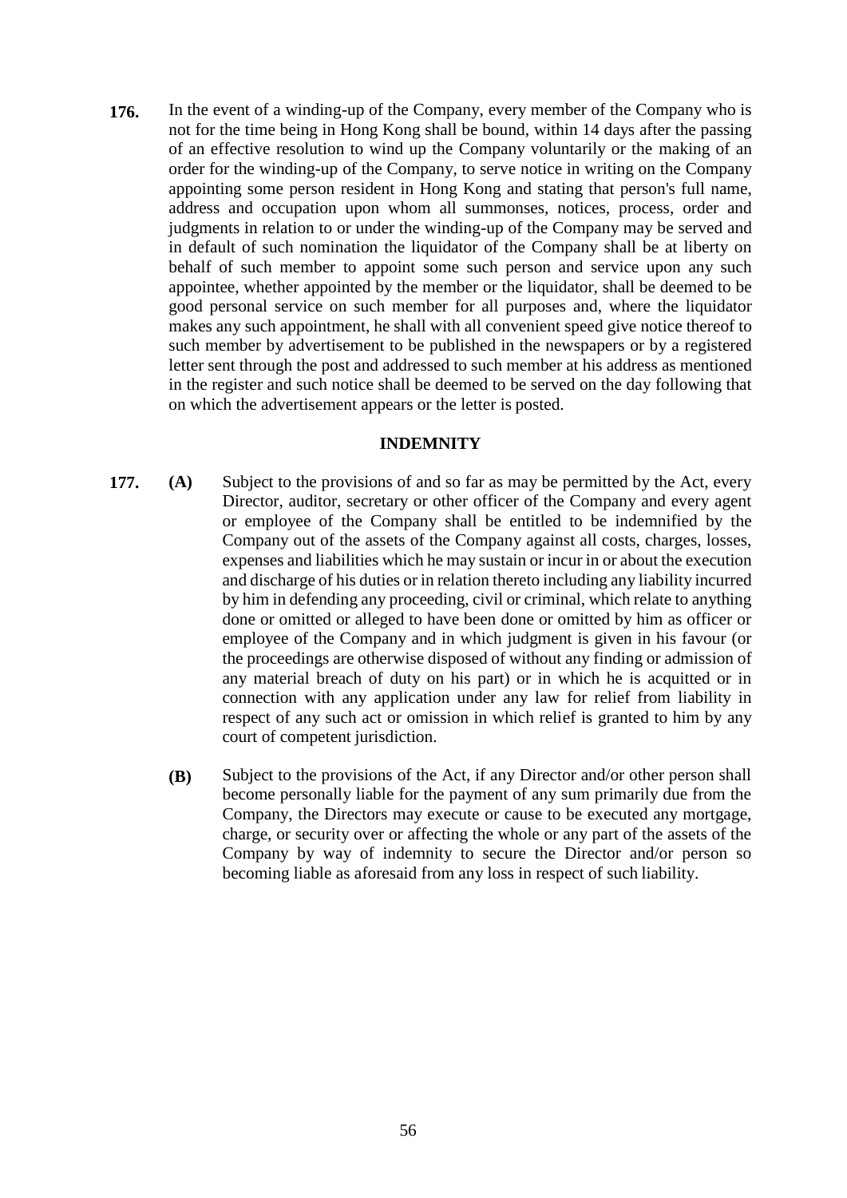**176.** In the event of a winding-up of the Company, every member of the Company who is not for the time being in Hong Kong shall be bound, within 14 days after the passing of an effective resolution to wind up the Company voluntarily or the making of an order for the winding-up of the Company, to serve notice in writing on the Company appointing some person resident in Hong Kong and stating that person's full name, address and occupation upon whom all summonses, notices, process, order and judgments in relation to or under the winding-up of the Company may be served and in default of such nomination the liquidator of the Company shall be at liberty on behalf of such member to appoint some such person and service upon any such appointee, whether appointed by the member or the liquidator, shall be deemed to be good personal service on such member for all purposes and, where the liquidator makes any such appointment, he shall with all convenient speed give notice thereof to such member by advertisement to be published in the newspapers or by a registered letter sent through the post and addressed to such member at his address as mentioned in the register and such notice shall be deemed to be served on the day following that on which the advertisement appears or the letter is posted.

## INDEMNITY

**177.** **(A)** Subject to the provisions of and so far as may be permitted by the Act, every Director, auditor, secretary or other officer of the Company and every agent or employee of the Company shall be entitled to be indemnified by the Company out of the assets of the Company against all costs, charges, losses, expenses and liabilities which he may sustain or incur in or about the execution and discharge of his duties or in relation thereto including any liability incurred by him in defending any proceeding, civil or criminal, which relate to anything done or omitted or alleged to have been done or omitted by him as officer or employee of the Company and in which judgment is given in his favour (or the proceedings are otherwise disposed of without any finding or admission of any material breach of duty on his part) or in which he is acquitted or in connection with any application under any law for relief from liability in respect of any such act or omission in which relief is granted to him by any court of competent jurisdiction.

**(B)** Subject to the provisions of the Act, if any Director and/or other person shall become personally liable for the payment of any sum primarily due from the Company, the Directors may execute or cause to be executed any mortgage, charge, or security over or affecting the whole or any part of the assets of the Company by way of indemnity to secure the Director and/or person so becoming liable as aforesaid from any loss in respect of such liability.